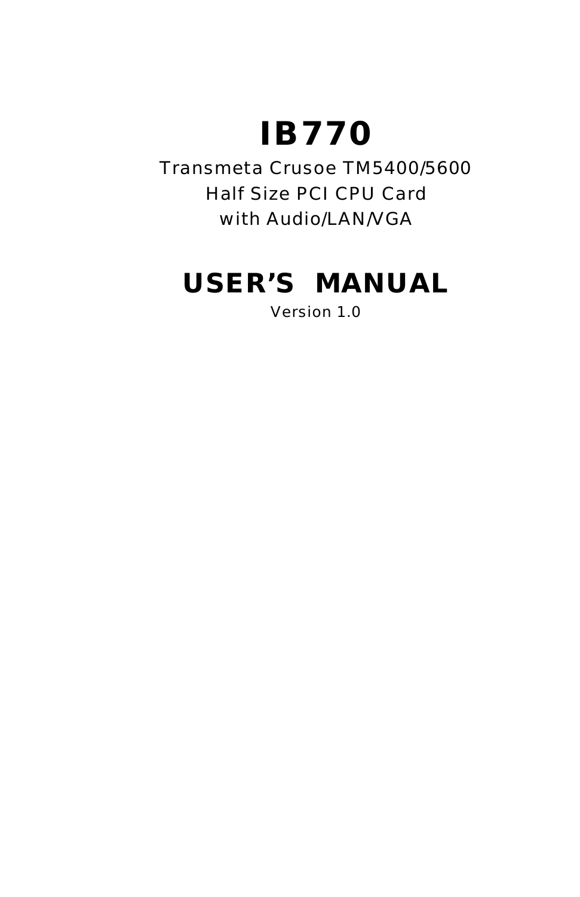# IB770

Transmeta Crusoe TM5400/5600
Half Size PCI CPU Card
with Audio/LAN/VGA

## USER'S MANUAL

Version 1.0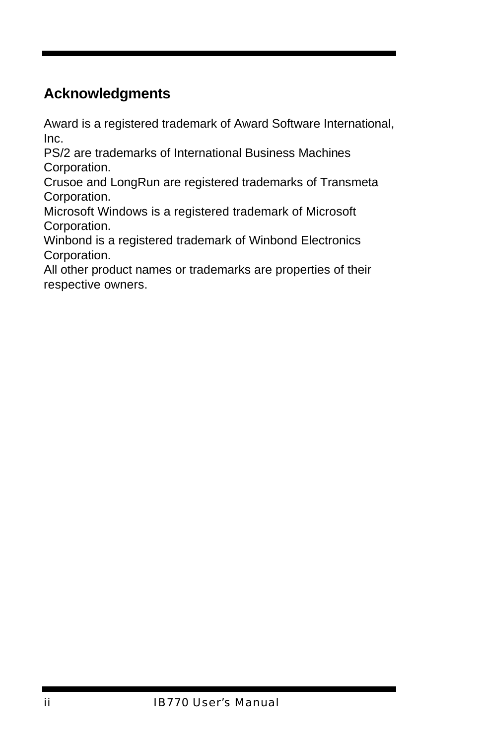## Acknowledgments

Award is a registered trademark of Award Software International, Inc.
PS/2 are trademarks of International Business Machines Corporation.
Crusoe and LongRun are registered trademarks of Transmeta Corporation.
Microsoft Windows is a registered trademark of Microsoft Corporation.
Winbond is a registered trademark of Winbond Electronics Corporation.
All other product names or trademarks are properties of their respective owners.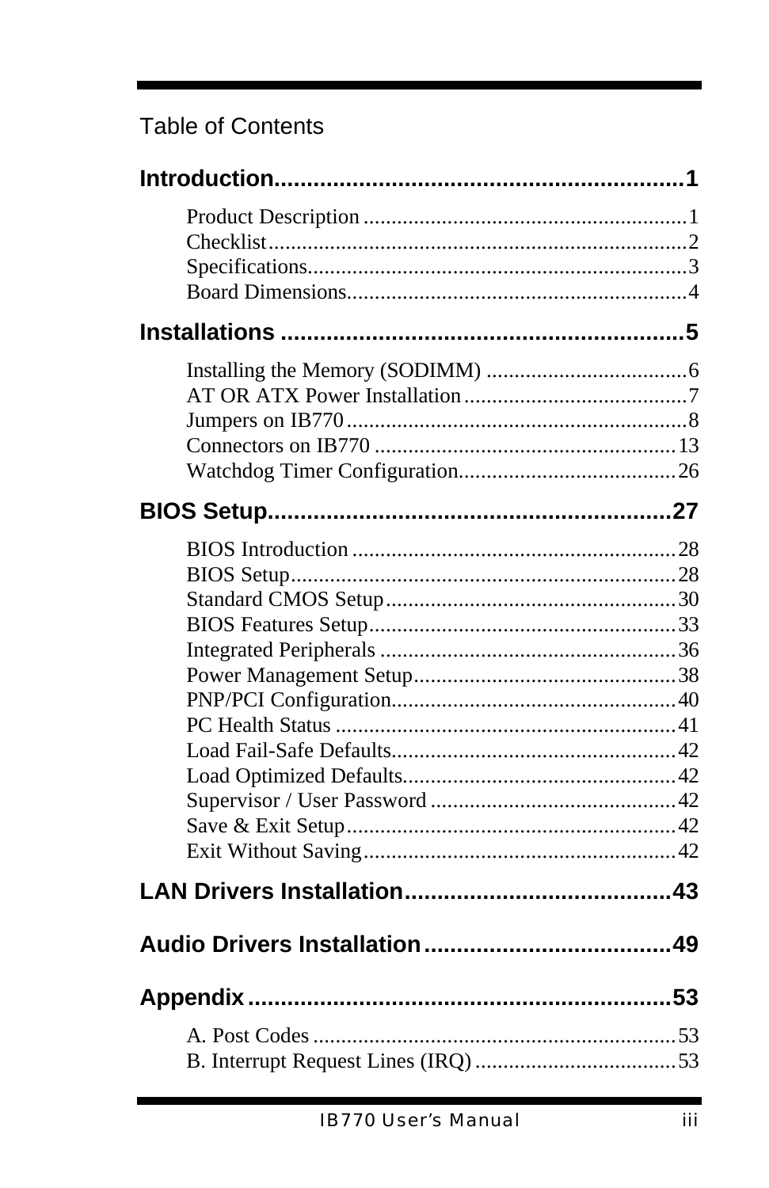# Table of Contents

**Introduction.............................................................1**

- Product Description ..........................................................1
- Checklist..........................................................................2
- Specifications...................................................................3
- Board Dimensions............................................................4

**Installations ............................................................5**

- Installing the Memory (SODIMM) ....................................6
- AT OR ATX Power Installation........................................7
- Jumpers on IB770.............................................................8
- Connectors on IB770 ......................................................13
- Watchdog Timer Configuration.......................................26

**BIOS Setup............................................................27**

- BIOS Introduction ..........................................................28
- BIOS Setup.....................................................................28
- Standard CMOS Setup....................................................30
- BIOS Features Setup.......................................................33
- Integrated Peripherals .....................................................36
- Power Management Setup...............................................38
- PNP/PCI Configuration...................................................40
- PC Health Status .............................................................41
- Load Fail-Safe Defaults...................................................42
- Load Optimized Defaults.................................................42
- Supervisor / User Password ............................................42
- Save & Exit Setup...........................................................42
- Exit Without Saving........................................................42

**LAN Drivers Installation.........................................43**

**Audio Drivers Installation......................................49**

**Appendix................................................................53**

- A. Post Codes .................................................................53
- B. Interrupt Request Lines (IRQ) ....................................53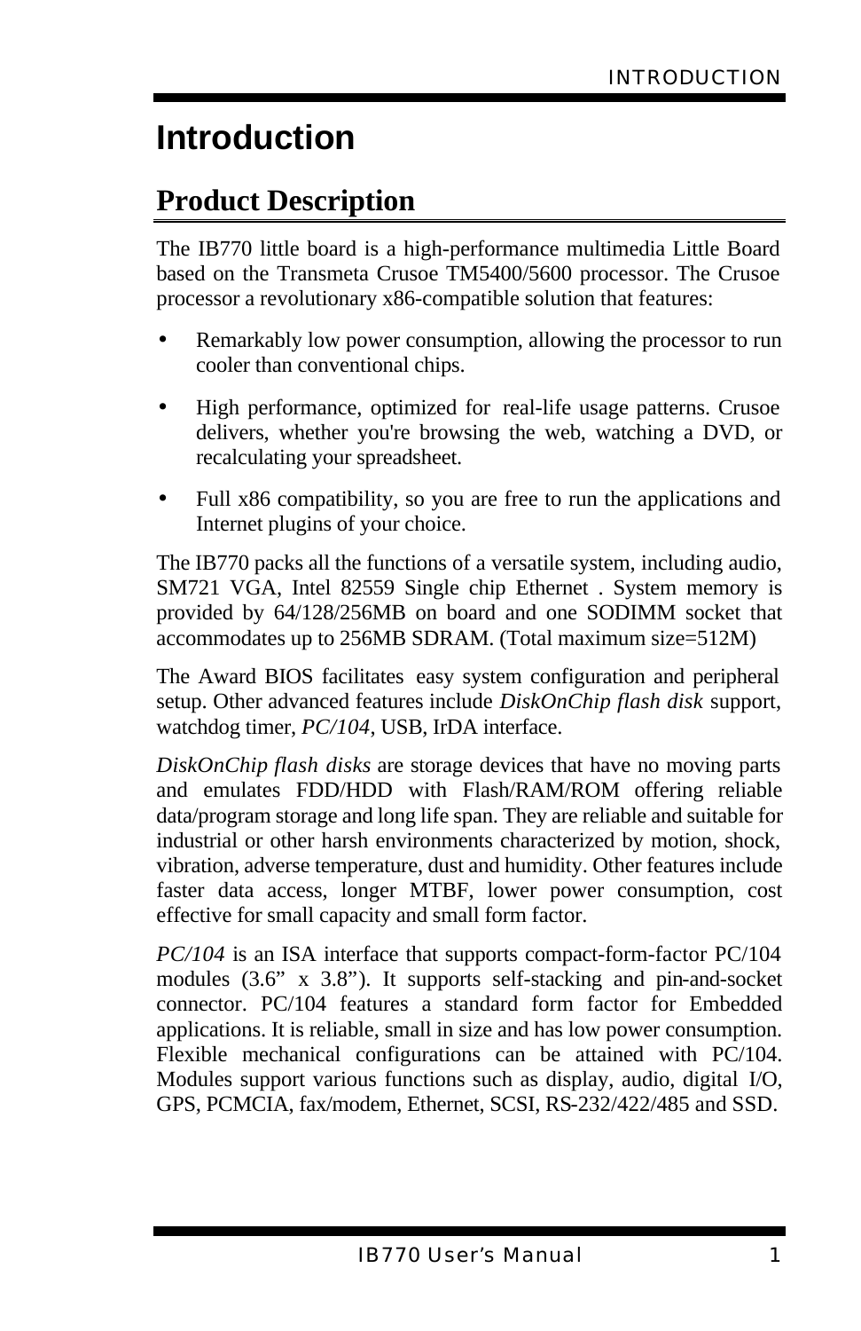# Introduction

## Product Description

The IB770 little board is a high-performance multimedia Little Board based on the Transmeta Crusoe TM5400/5600 processor. The Crusoe processor a revolutionary x86-compatible solution that features:

- Remarkably low power consumption, allowing the processor to run cooler than conventional chips.
- High performance, optimized for real-life usage patterns. Crusoe delivers, whether you're browsing the web, watching a DVD, or recalculating your spreadsheet.
- Full x86 compatibility, so you are free to run the applications and Internet plugins of your choice.

The IB770 packs all the functions of a versatile system, including audio, SM721 VGA, Intel 82559 Single chip Ethernet . System memory is provided by 64/128/256MB on board and one SODIMM socket that accommodates up to 256MB SDRAM. (Total maximum size=512M)

The Award BIOS facilitates easy system configuration and peripheral setup. Other advanced features include *DiskOnChip flash disk* support, watchdog timer, *PC/104*, USB, IrDA interface.

*DiskOnChip flash disks* are storage devices that have no moving parts and emulates FDD/HDD with Flash/RAM/ROM offering reliable data/program storage and long life span. They are reliable and suitable for industrial or other harsh environments characterized by motion, shock, vibration, adverse temperature, dust and humidity. Other features include faster data access, longer MTBF, lower power consumption, cost effective for small capacity and small form factor.

*PC/104* is an ISA interface that supports compact-form-factor PC/104 modules (3.6" x 3.8"). It supports self-stacking and pin-and-socket connector. PC/104 features a standard form factor for Embedded applications. It is reliable, small in size and has low power consumption. Flexible mechanical configurations can be attained with PC/104. Modules support various functions such as display, audio, digital I/O, GPS, PCMCIA, fax/modem, Ethernet, SCSI, RS-232/422/485 and SSD.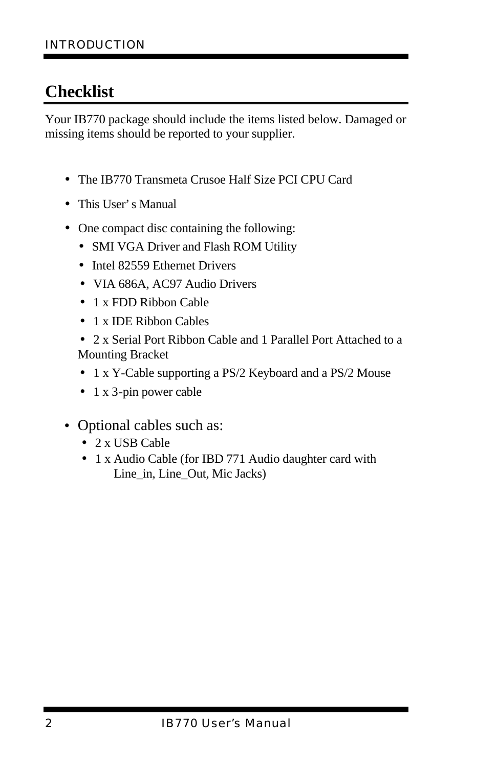## Checklist

Your IB770 package should include the items listed below. Damaged or missing items should be reported to your supplier.

- The IB770 Transmeta Crusoe Half Size PCI CPU Card
- This User' s Manual
- One compact disc containing the following:
  - SMI VGA Driver and Flash ROM Utility
  - Intel 82559 Ethernet Drivers
  - VIA 686A, AC97 Audio Drivers
  - 1 x FDD Ribbon Cable
  - 1 x IDE Ribbon Cables
  - 2 x Serial Port Ribbon Cable and 1 Parallel Port Attached to a Mounting Bracket
  - 1 x Y-Cable supporting a PS/2 Keyboard and a PS/2 Mouse
  - 1 x 3-pin power cable
- Optional cables such as:
  - 2 x USB Cable
  - 1 x Audio Cable (for IBD 771 Audio daughter card with Line_in, Line_Out, Mic Jacks)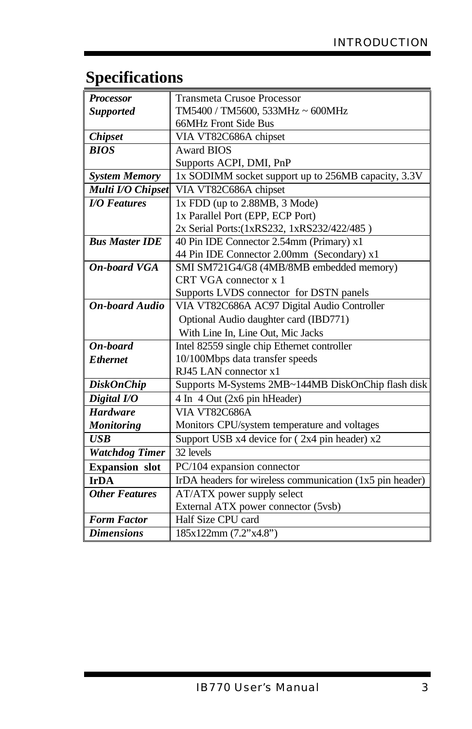# Specifications

| | |
|---|---|
| ***Processor Supported*** | Transmeta Crusoe Processor<br>TM5400 / TM5600, 533MHz ~ 600MHz<br>66MHz Front Side Bus |
| ***Chipset*** | VIA VT82C686A chipset |
| ***BIOS*** | Award BIOS<br>Supports ACPI, DMI, PnP |
| ***System Memory*** | 1x SODIMM socket support up to 256MB capacity, 3.3V |
| ***Multi I/O Chipset*** | VIA VT82C686A chipset |
| ***I/O Features*** | 1x FDD (up to 2.88MB, 3 Mode)<br>1x Parallel Port (EPP, ECP Port)<br>2x Serial Ports:(1xRS232, 1xRS232/422/485 ) |
| ***Bus Master IDE*** | 40 Pin IDE Connector 2.54mm (Primary) x1<br>44 Pin IDE Connector 2.00mm (Secondary) x1 |
| ***On-board VGA*** | SMI SM721G4/G8 (4MB/8MB embedded memory)<br>CRT VGA connector x 1<br>Supports LVDS connector for DSTN panels |
| ***On-board Audio*** | VIA VT82C686A AC97 Digital Audio Controller<br>Optional Audio daughter card (IBD771)<br>With Line In, Line Out, Mic Jacks |
| ***On-board Ethernet*** | Intel 82559 single chip Ethernet controller<br>10/100Mbps data transfer speeds<br>RJ45 LAN connector x1 |
| ***DiskOnChip*** | Supports M-Systems 2MB~144MB DiskOnChip flash disk |
| ***Digital I/O*** | 4 In 4 Out (2x6 pin hHeader) |
| ***Hardware Monitoring*** | VIA VT82C686A<br>Monitors CPU/system temperature and voltages |
| ***USB*** | Support USB x4 device for ( 2x4 pin header) x2 |
| ***Watchdog Timer*** | 32 levels |
| **Expansion slot** | PC/104 expansion connector |
| **IrDA** | IrDA headers for wireless communication (1x5 pin header) |
| ***Other Features*** | AT/ATX power supply select<br>External ATX power connector (5vsb) |
| ***Form Factor*** | Half Size CPU card |
| ***Dimensions*** | 185x122mm (7.2"x4.8") |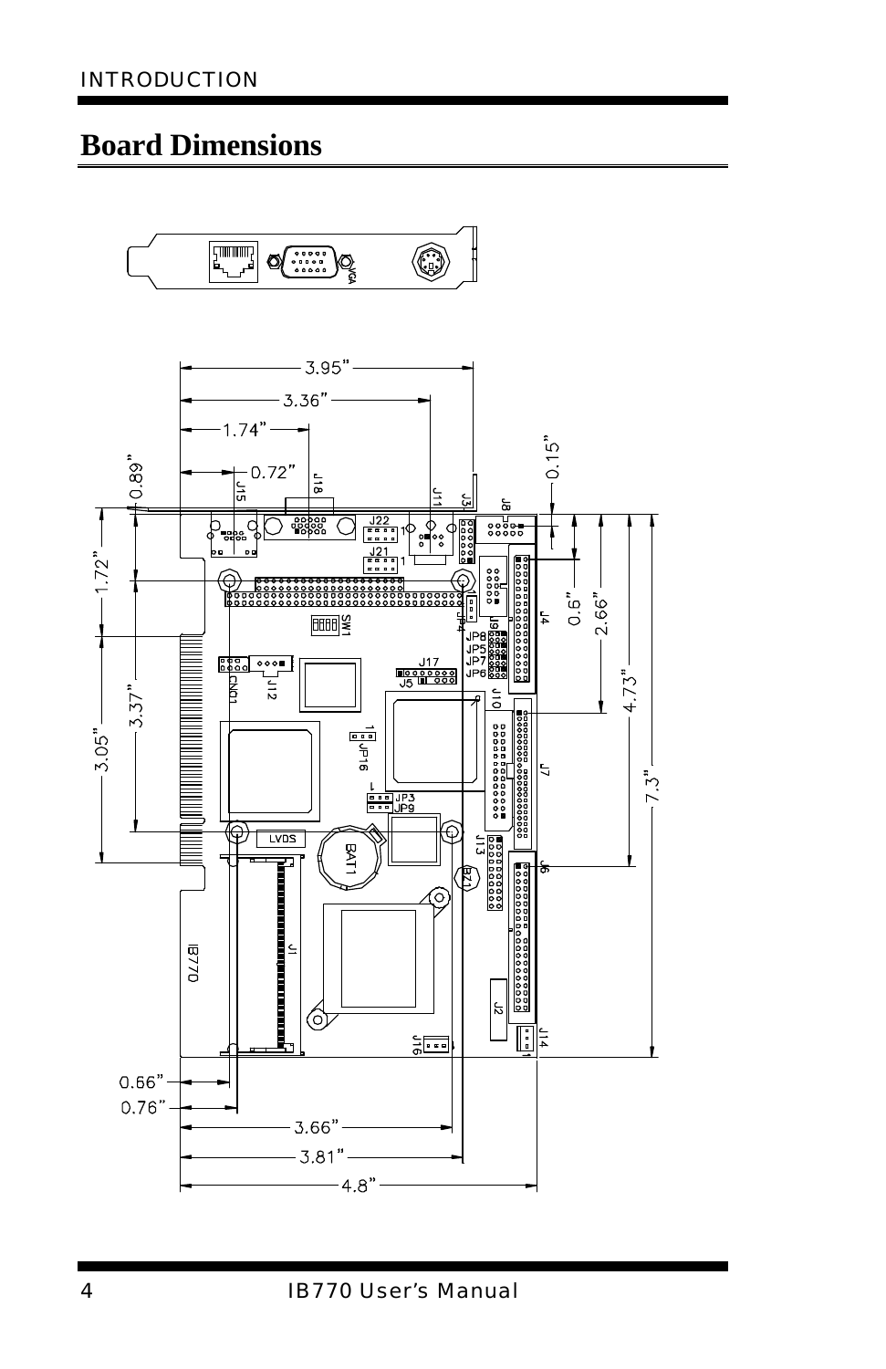## Board Dimensions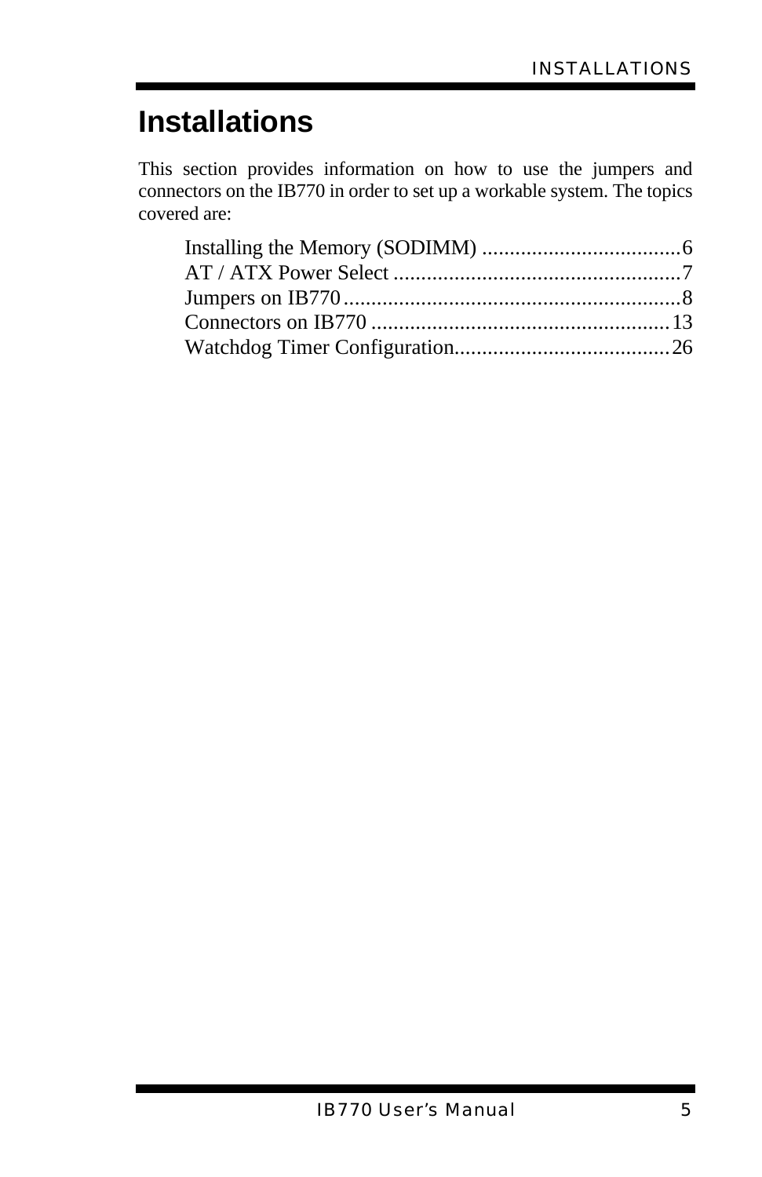# Installations

This section provides information on how to use the jumpers and connectors on the IB770 in order to set up a workable system. The topics covered are:

Installing the Memory (SODIMM) ....................................6
AT / ATX Power Select ....................................................7
Jumpers on IB770.............................................................8
Connectors on IB770 ......................................................13
Watchdog Timer Configuration.......................................26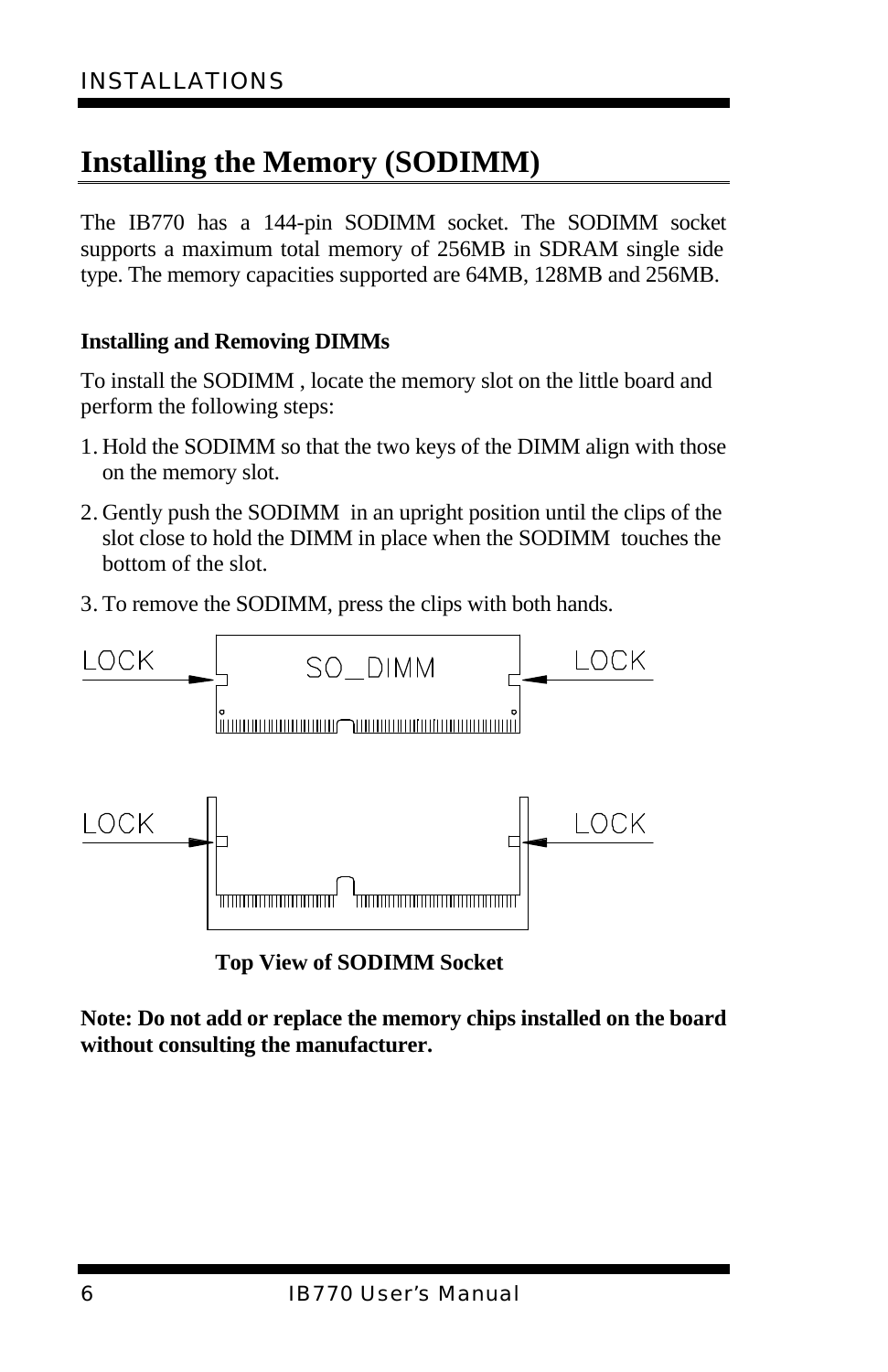## Installing the Memory (SODIMM)

The IB770 has a 144-pin SODIMM socket. The SODIMM socket supports a maximum total memory of 256MB in SDRAM single side type. The memory capacities supported are 64MB, 128MB and 256MB.

**Installing and Removing DIMMs**

To install the SODIMM , locate the memory slot on the little board and perform the following steps:

1. Hold the SODIMM so that the two keys of the DIMM align with those on the memory slot.
2. Gently push the SODIMM in an upright position until the clips of the slot close to hold the DIMM in place when the SODIMM touches the bottom of the slot.
3. To remove the SODIMM, press the clips with both hands.

LOCK SO_DIMM LOCK

LOCK LOCK

**Top View of SODIMM Socket**

**Note: Do not add or replace the memory chips installed on the board without consulting the manufacturer.**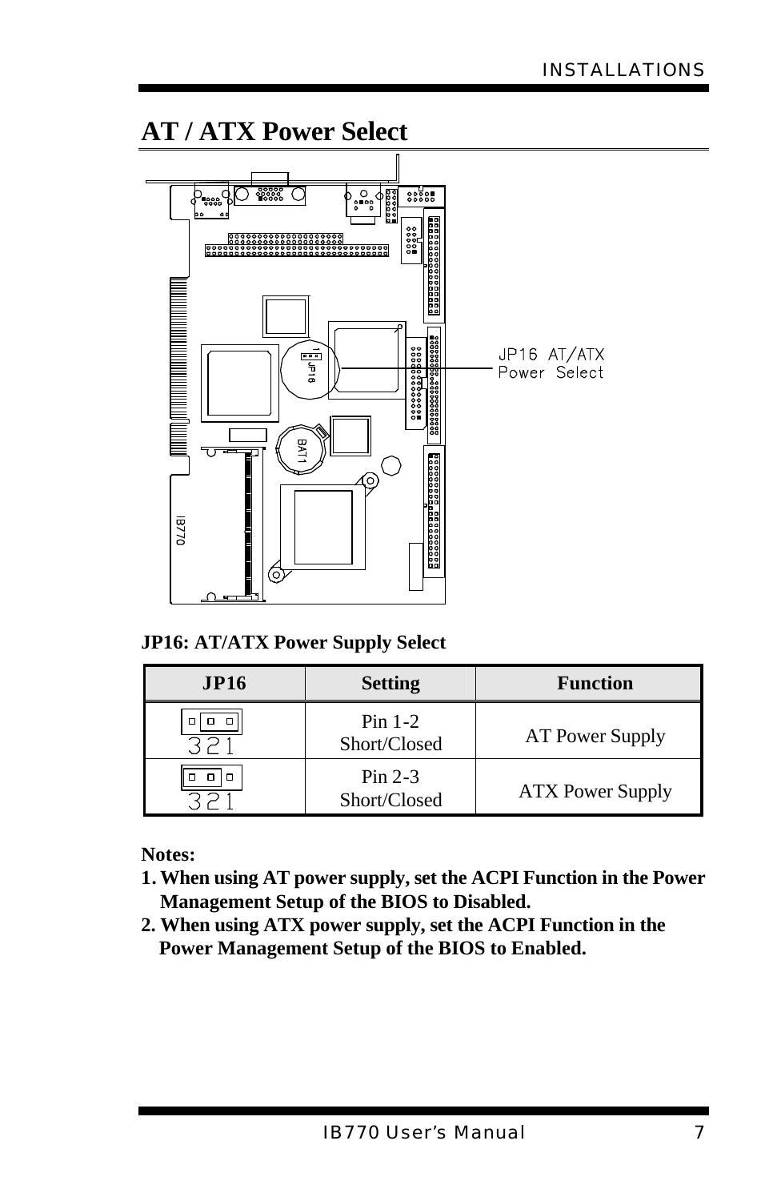# AT / ATX Power Select

JP16 AT/ATX Power Select

**JP16: AT/ATX Power Supply Select**

| JP16 | Setting | Function |
|---|---|---|
| 3 2 1 | Pin 1-2 Short/Closed | AT Power Supply |
| 3 2 1 | Pin 2-3 Short/Closed | ATX Power Supply |

**Notes:**

1. **When using AT power supply, set the ACPI Function in the Power Management Setup of the BIOS to Disabled.**
2. **When using ATX power supply, set the ACPI Function in the Power Management Setup of the BIOS to Enabled.**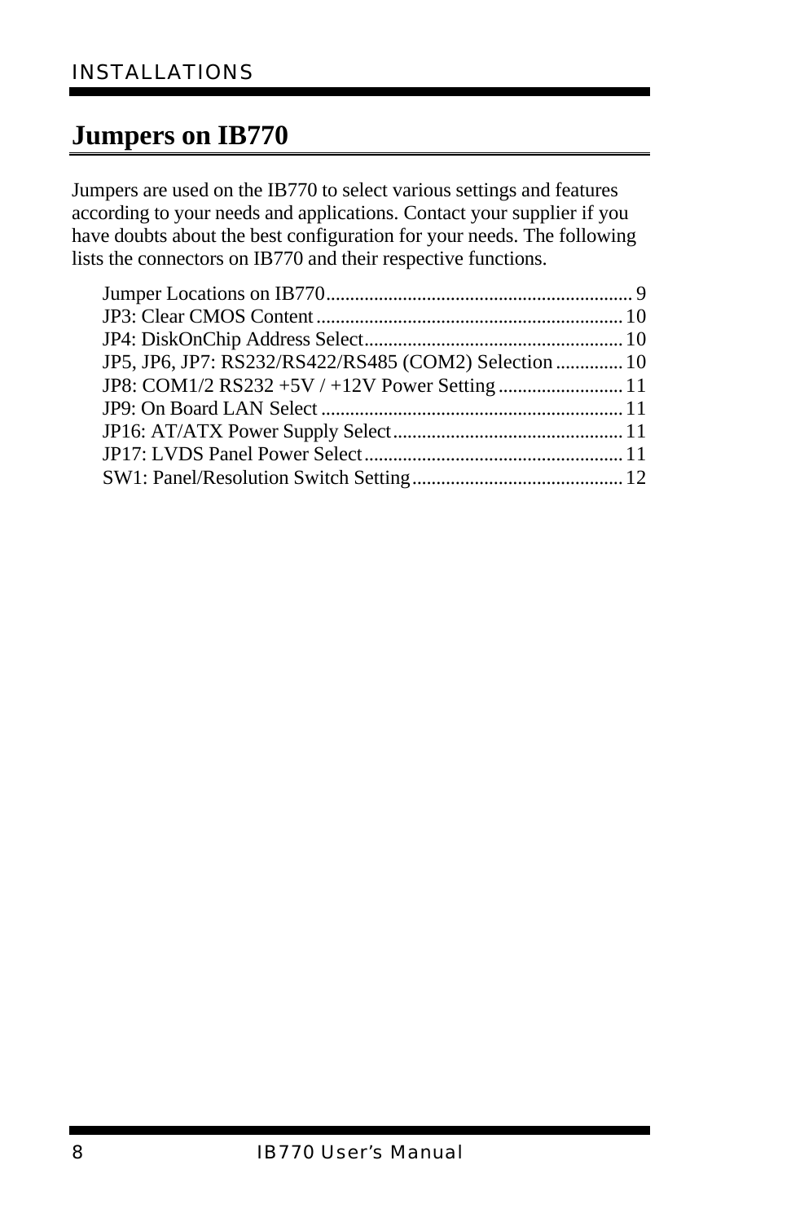## Jumpers on IB770

Jumpers are used on the IB770 to select various settings and features according to your needs and applications. Contact your supplier if you have doubts about the best configuration for your needs. The following lists the connectors on IB770 and their respective functions.

Jumper Locations on IB770............................................................... 9
JP3: Clear CMOS Content............................................................... 10
JP4: DiskOnChip Address Select..................................................... 10
JP5, JP6, JP7: RS232/RS422/RS485 (COM2) Selection .............. 10
JP8: COM1/2 RS232 +5V / +12V Power Setting......................... 11
JP9: On Board LAN Select .............................................................. 11
JP16: AT/ATX Power Supply Select................................................ 11
JP17: LVDS Panel Power Select...................................................... 11
SW1: Panel/Resolution Switch Setting............................................ 12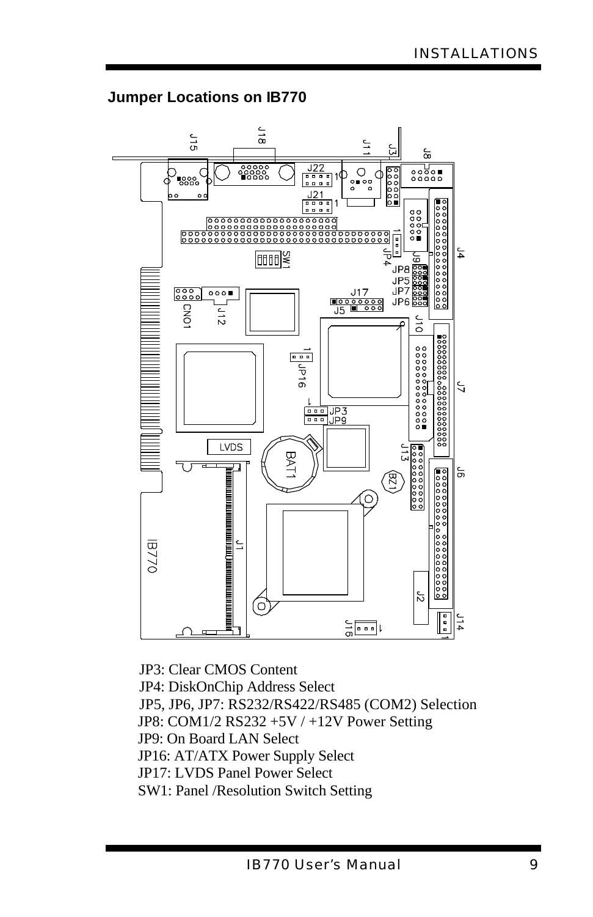## Jumper Locations on IB770

JP3: Clear CMOS Content
JP4: DiskOnChip Address Select
JP5, JP6, JP7: RS232/RS422/RS485 (COM2) Selection
JP8: COM1/2 RS232 +5V / +12V Power Setting
JP9: On Board LAN Select
JP16: AT/ATX Power Supply Select
JP17: LVDS Panel Power Select
SW1: Panel /Resolution Switch Setting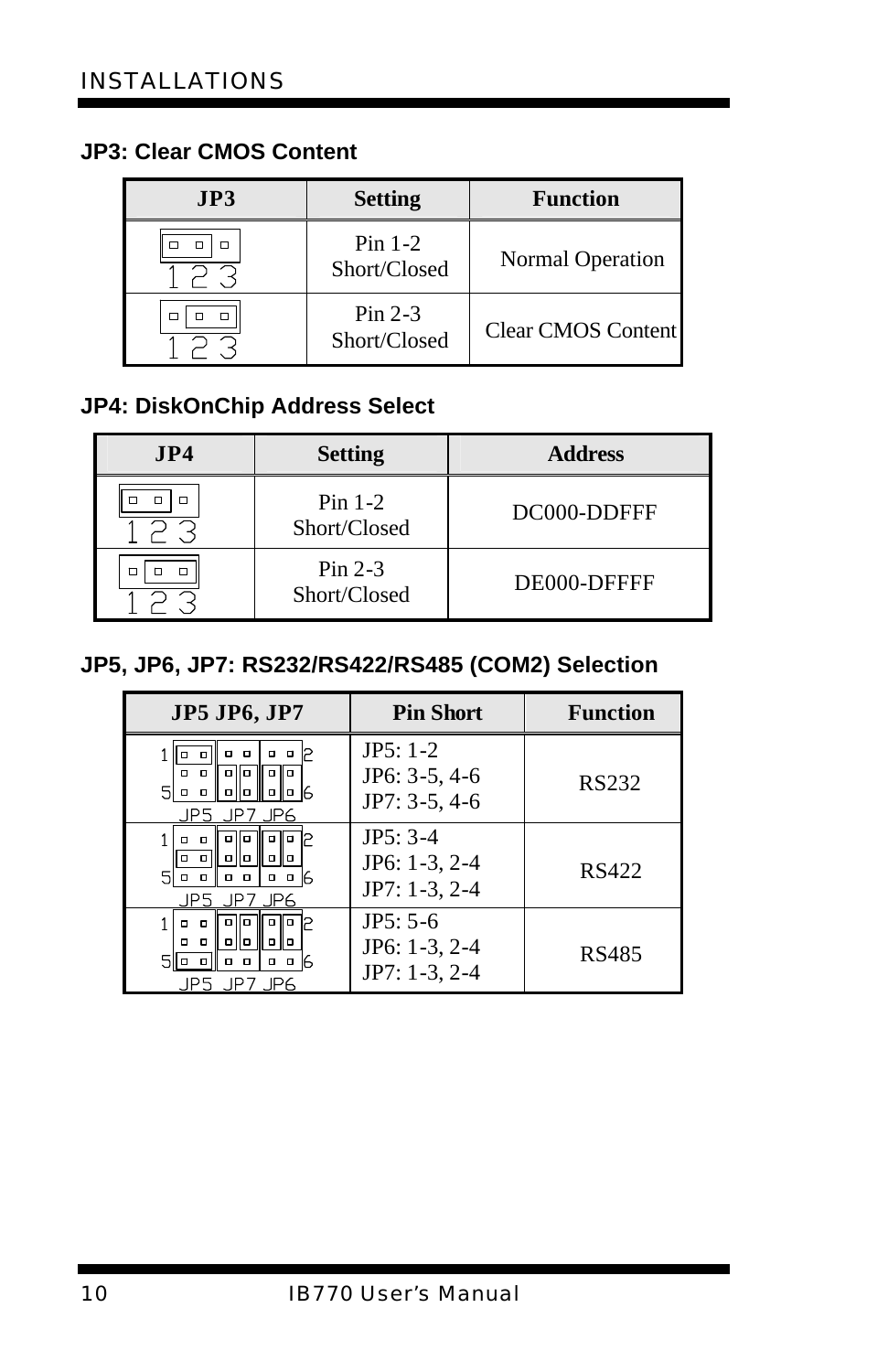### JP3: Clear CMOS Content

| JP3 | Setting | Function |
|---|---|---|
| 1 2 3 | Pin 1-2 Short/Closed | Normal Operation |
| 1 2 3 | Pin 2-3 Short/Closed | Clear CMOS Content |

### JP4: DiskOnChip Address Select

| JP4 | Setting | Address |
|---|---|---|
| 1 2 3 | Pin 1-2 Short/Closed | DC000-DDFFF |
| 1 2 3 | Pin 2-3 Short/Closed | DE000-DFFFF |

### JP5, JP6, JP7: RS232/RS422/RS485 (COM2) Selection

| JP5 JP6, JP7 | Pin Short | Function |
|---|---|---|
| JP5 JP7 JP6 | JP5: 1-2<br>JP6: 3-5, 4-6<br>JP7: 3-5, 4-6 | RS232 |
| JP5 JP7 JP6 | JP5: 3-4<br>JP6: 1-3, 2-4<br>JP7: 1-3, 2-4 | RS422 |
| JP5 JP7 JP6 | JP5: 5-6<br>JP6: 1-3, 2-4<br>JP7: 1-3, 2-4 | RS485 |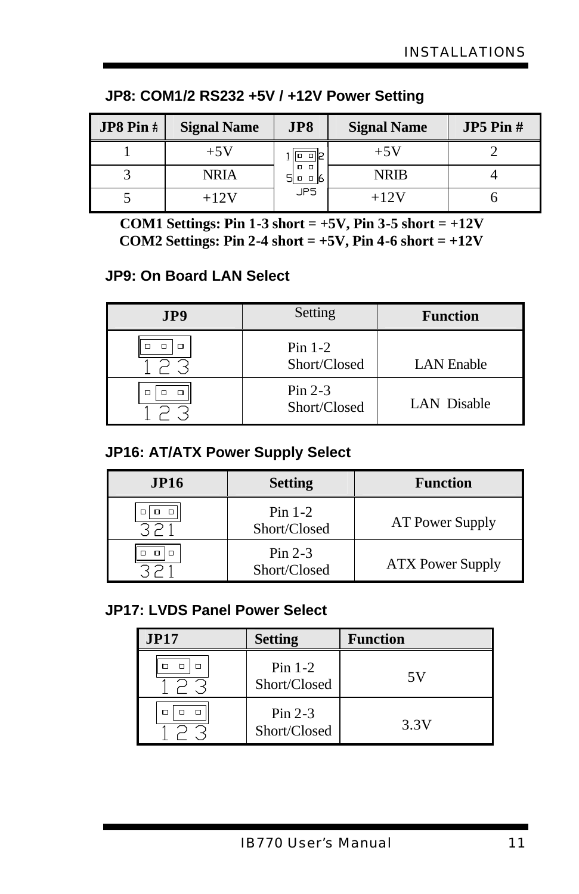## JP8: COM1/2 RS232 +5V / +12V Power Setting

| JP8 Pin # | Signal Name | JP8 | Signal Name | JP5 Pin # |
|---|---|---|---|---|
| 1 | +5V | | +5V | 2 |
| 3 | NRIA | | NRIB | 4 |
| 5 | +12V | | +12V | 6 |

**COM1 Settings: Pin 1-3 short = +5V, Pin 3-5 short = +12V**
**COM2 Settings: Pin 2-4 short = +5V, Pin 4-6 short = +12V**

## JP9: On Board LAN Select

| JP9 | Setting | Function |
|---|---|---|
| 1 2 3 | Pin 1-2 Short/Closed | LAN Enable |
| 1 2 3 | Pin 2-3 Short/Closed | LAN Disable |

## JP16: AT/ATX Power Supply Select

| JP16 | Setting | Function |
|---|---|---|
| 3 2 1 | Pin 1-2 Short/Closed | AT Power Supply |
| 3 2 1 | Pin 2-3 Short/Closed | ATX Power Supply |

## JP17: LVDS Panel Power Select

| JP17 | Setting | Function |
|---|---|---|
| 1 2 3 | Pin 1-2 Short/Closed | 5V |
| 1 2 3 | Pin 2-3 Short/Closed | 3.3V |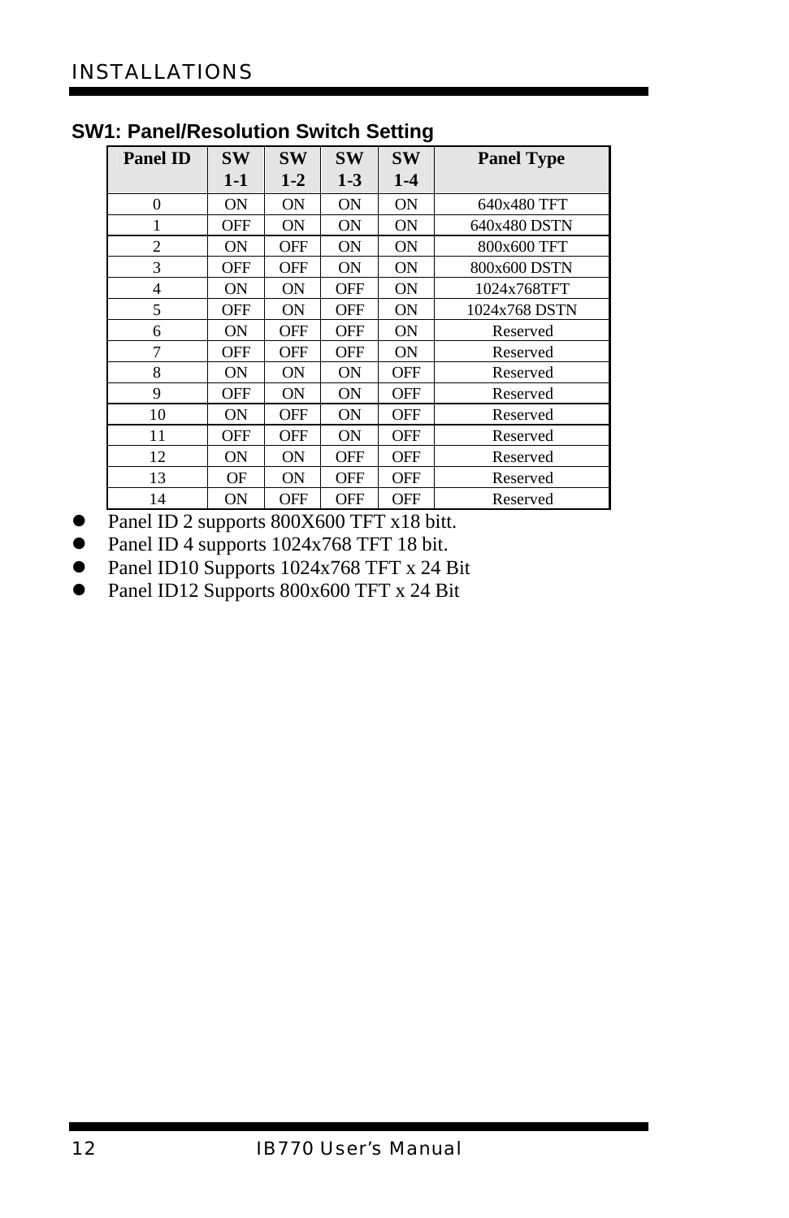## SW1: Panel/Resolution Switch Setting

| Panel ID | SW 1-1 | SW 1-2 | SW 1-3 | SW 1-4 | Panel Type |
|---|---|---|---|---|---|
| 0 | ON | ON | ON | ON | 640x480 TFT |
| 1 | OFF | ON | ON | ON | 640x480 DSTN |
| 2 | ON | OFF | ON | ON | 800x600 TFT |
| 3 | OFF | OFF | ON | ON | 800x600 DSTN |
| 4 | ON | ON | OFF | ON | 1024x768TFT |
| 5 | OFF | ON | OFF | ON | 1024x768 DSTN |
| 6 | ON | OFF | OFF | ON | Reserved |
| 7 | OFF | OFF | OFF | ON | Reserved |
| 8 | ON | ON | ON | OFF | Reserved |
| 9 | OFF | ON | ON | OFF | Reserved |
| 10 | ON | OFF | ON | OFF | Reserved |
| 11 | OFF | OFF | ON | OFF | Reserved |
| 12 | ON | ON | OFF | OFF | Reserved |
| 13 | OF | ON | OFF | OFF | Reserved |
| 14 | ON | OFF | OFF | OFF | Reserved |

- Panel ID 2 supports 800X600 TFT x18 bitt.
- Panel ID 4 supports 1024x768 TFT 18 bit.
- Panel ID10 Supports 1024x768 TFT x 24 Bit
- Panel ID12 Supports 800x600 TFT x 24 Bit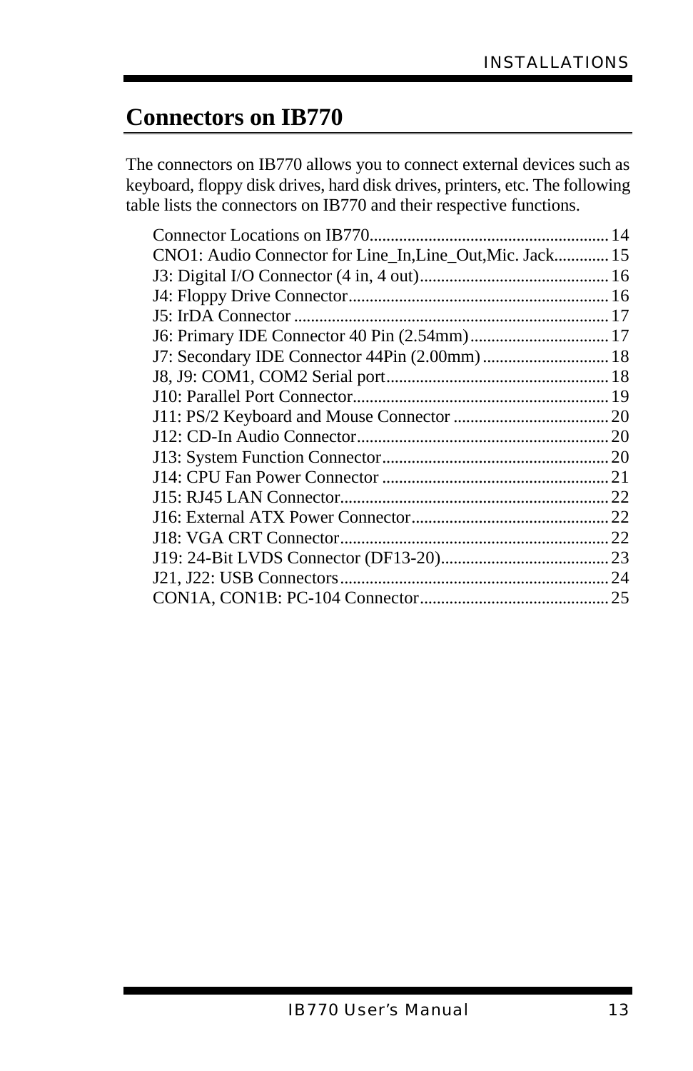## Connectors on IB770

The connectors on IB770 allows you to connect external devices such as keyboard, floppy disk drives, hard disk drives, printers, etc. The following table lists the connectors on IB770 and their respective functions.

Connector Locations on IB770........................................................ 14
CNO1: Audio Connector for Line_In,Line_Out,Mic. Jack............ 15
J3: Digital I/O Connector (4 in, 4 out)............................................ 16
J4: Floppy Drive Connector............................................................. 16
J5: IrDA Connector .......................................................................... 17
J6: Primary IDE Connector 40 Pin (2.54mm)................................. 17
J7: Secondary IDE Connector 44Pin (2.00mm) .............................. 18
J8, J9: COM1, COM2 Serial port..................................................... 18
J10: Parallel Port Connector............................................................ 19
J11: PS/2 Keyboard and Mouse Connector ..................................... 20
J12: CD-In Audio Connector........................................................... 20
J13: System Function Connector..................................................... 20
J14: CPU Fan Power Connector ...................................................... 21
J15: RJ45 LAN Connector............................................................... 22
J16: External ATX Power Connector.............................................. 22
J18: VGA CRT Connector............................................................... 22
J19: 24-Bit LVDS Connector (DF13-20)........................................ 23
J21, J22: USB Connectors............................................................... 24
CON1A, CON1B: PC-104 Connector............................................ 25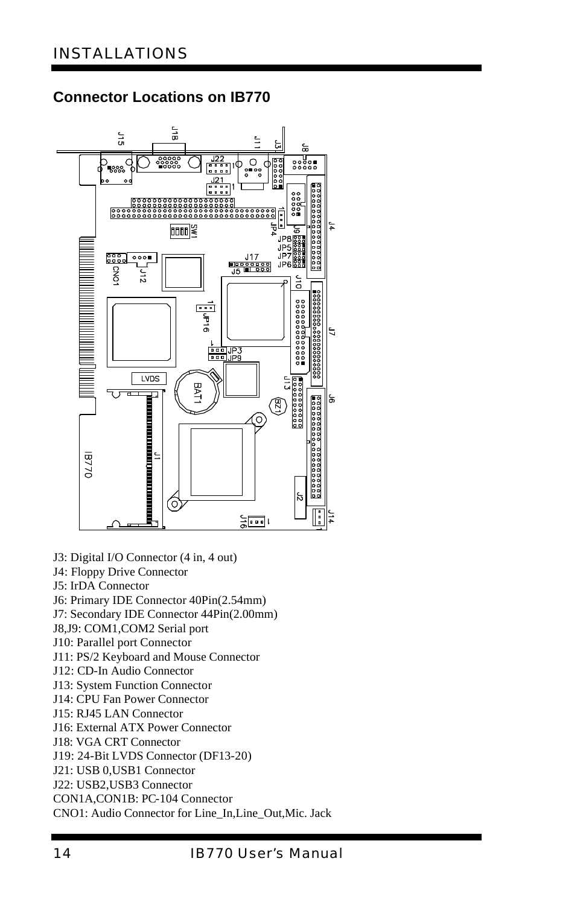## Connector Locations on IB770

J3: Digital I/O Connector (4 in, 4 out)
J4: Floppy Drive Connector
J5: IrDA Connector
J6: Primary IDE Connector 40Pin(2.54mm)
J7: Secondary IDE Connector 44Pin(2.00mm)
J8,J9: COM1,COM2 Serial port
J10: Parallel port Connector
J11: PS/2 Keyboard and Mouse Connector
J12: CD-In Audio Connector
J13: System Function Connector
J14: CPU Fan Power Connector
J15: RJ45 LAN Connector
J16: External ATX Power Connector
J18: VGA CRT Connector
J19: 24-Bit LVDS Connector (DF13-20)
J21: USB 0,USB1 Connector
J22: USB2,USB3 Connector
CON1A,CON1B: PC-104 Connector
CNO1: Audio Connector for Line_In,Line_Out,Mic. Jack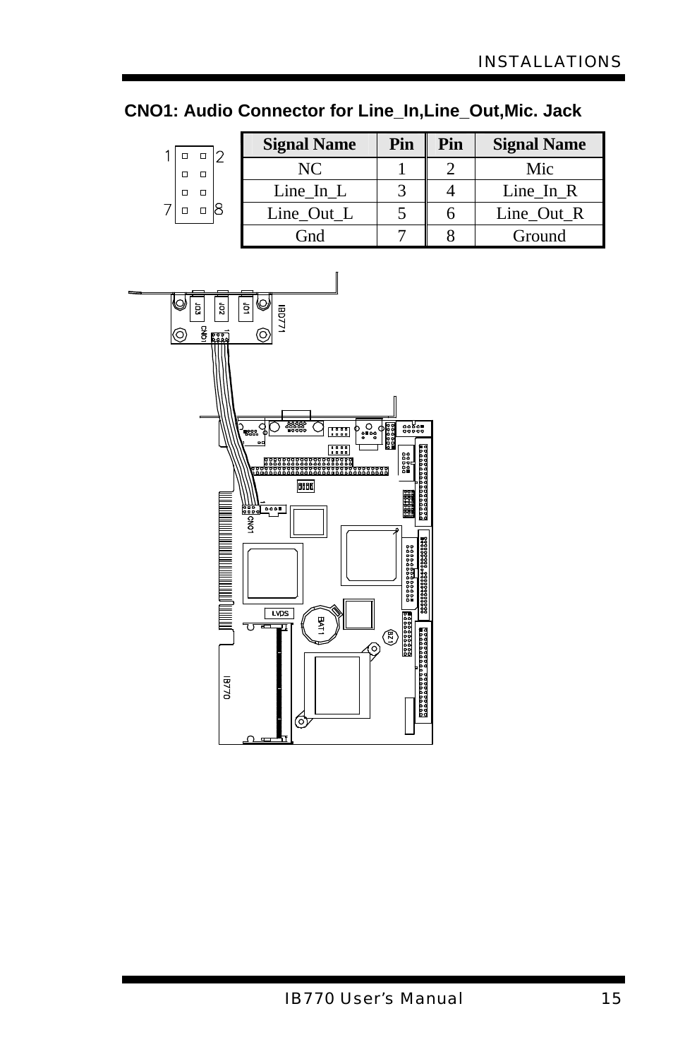**CNO1: Audio Connector for Line_In,Line_Out,Mic. Jack**

| Signal Name | Pin | Pin | Signal Name |
|---|---|---|---|
| NC | 1 | 2 | Mic |
| Line_In_L | 3 | 4 | Line_In_R |
| Line_Out_L | 5 | 6 | Line_Out_R |
| Gnd | 7 | 8 | Ground |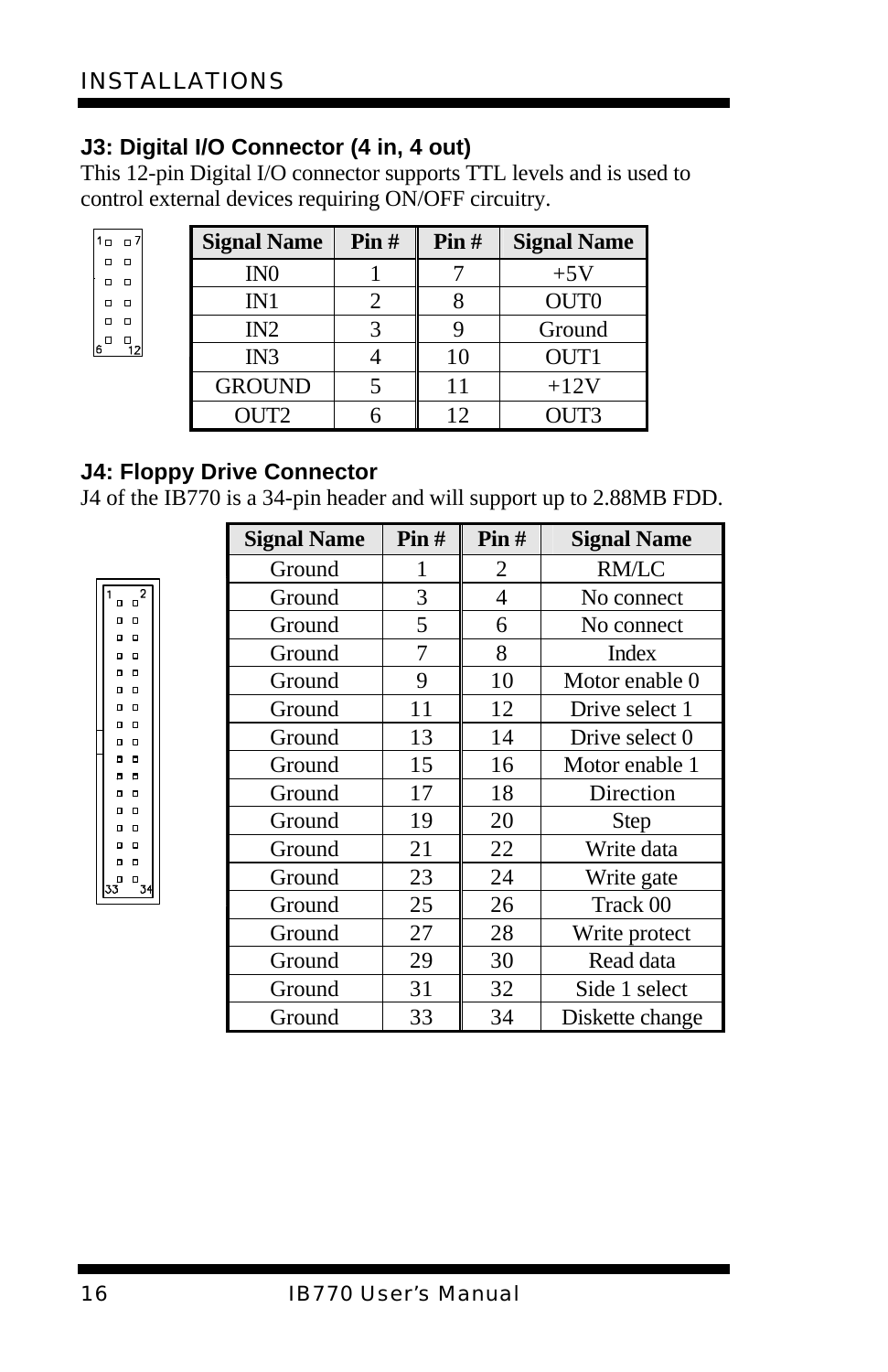### J3: Digital I/O Connector (4 in, 4 out)

This 12-pin Digital I/O connector supports TTL levels and is used to control external devices requiring ON/OFF circuitry.

| Signal Name | Pin # | Pin # | Signal Name |
|---|---|---|---|
| IN0 | 1 | 7 | +5V |
| IN1 | 2 | 8 | OUT0 |
| IN2 | 3 | 9 | Ground |
| IN3 | 4 | 10 | OUT1 |
| GROUND | 5 | 11 | +12V |
| OUT2 | 6 | 12 | OUT3 |

### J4: Floppy Drive Connector

J4 of the IB770 is a 34-pin header and will support up to 2.88MB FDD.

| Signal Name | Pin # | Pin # | Signal Name |
|---|---|---|---|
| Ground | 1 | 2 | RM/LC |
| Ground | 3 | 4 | No connect |
| Ground | 5 | 6 | No connect |
| Ground | 7 | 8 | Index |
| Ground | 9 | 10 | Motor enable 0 |
| Ground | 11 | 12 | Drive select 1 |
| Ground | 13 | 14 | Drive select 0 |
| Ground | 15 | 16 | Motor enable 1 |
| Ground | 17 | 18 | Direction |
| Ground | 19 | 20 | Step |
| Ground | 21 | 22 | Write data |
| Ground | 23 | 24 | Write gate |
| Ground | 25 | 26 | Track 00 |
| Ground | 27 | 28 | Write protect |
| Ground | 29 | 30 | Read data |
| Ground | 31 | 32 | Side 1 select |
| Ground | 33 | 34 | Diskette change |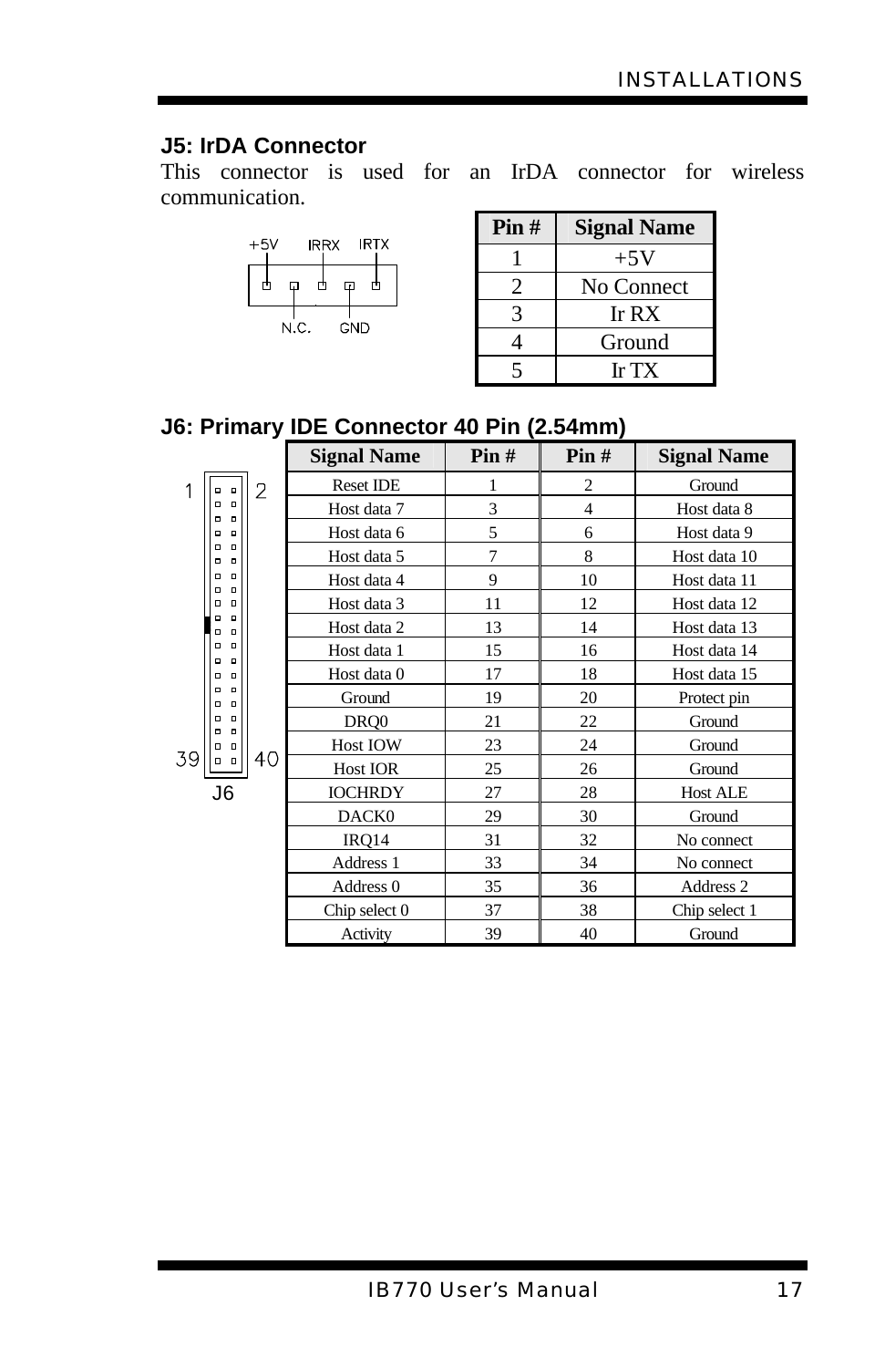### J5: IrDA Connector

This connector is used for an IrDA connector for wireless communication.

| Pin # | Signal Name |
|---|---|
| 1 | +5V |
| 2 | No Connect |
| 3 | Ir RX |
| 4 | Ground |
| 5 | Ir TX |

### J6: Primary IDE Connector 40 Pin (2.54mm)

| Signal Name | Pin # | Pin # | Signal Name |
|---|---|---|---|
| Reset IDE | 1 | 2 | Ground |
| Host data 7 | 3 | 4 | Host data 8 |
| Host data 6 | 5 | 6 | Host data 9 |
| Host data 5 | 7 | 8 | Host data 10 |
| Host data 4 | 9 | 10 | Host data 11 |
| Host data 3 | 11 | 12 | Host data 12 |
| Host data 2 | 13 | 14 | Host data 13 |
| Host data 1 | 15 | 16 | Host data 14 |
| Host data 0 | 17 | 18 | Host data 15 |
| Ground | 19 | 20 | Protect pin |
| DRQ0 | 21 | 22 | Ground |
| Host IOW | 23 | 24 | Ground |
| Host IOR | 25 | 26 | Ground |
| IOCHRDY | 27 | 28 | Host ALE |
| DACK0 | 29 | 30 | Ground |
| IRQ14 | 31 | 32 | No connect |
| Address 1 | 33 | 34 | No connect |
| Address 0 | 35 | 36 | Address 2 |
| Chip select 0 | 37 | 38 | Chip select 1 |
| Activity | 39 | 40 | Ground |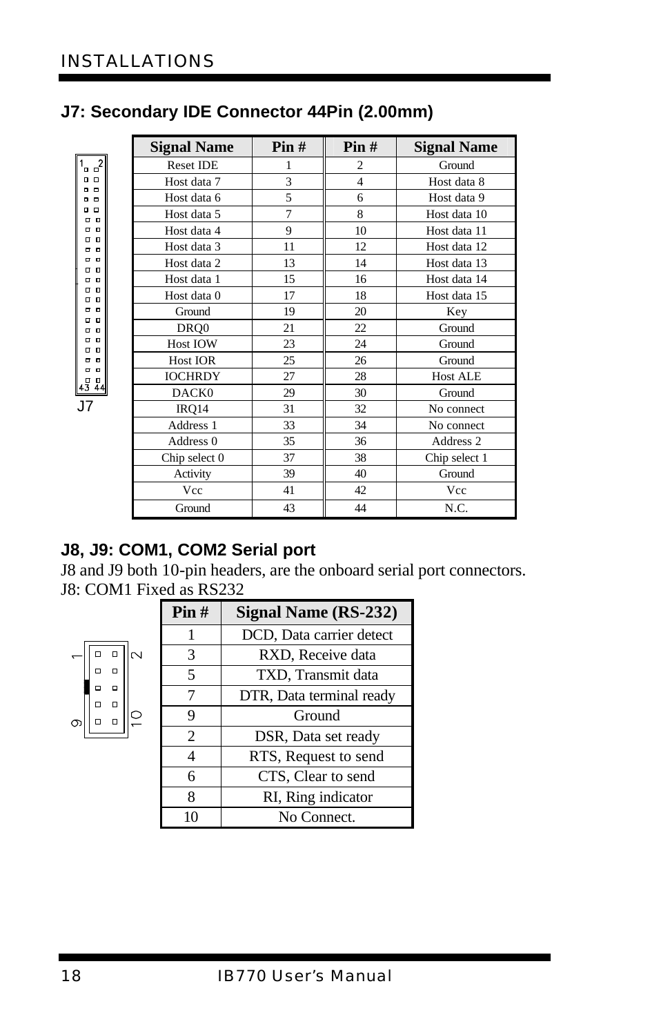## J7: Secondary IDE Connector 44Pin (2.00mm)

| Signal Name | Pin # | Pin # | Signal Name |
|---|---|---|---|
| Reset IDE | 1 | 2 | Ground |
| Host data 7 | 3 | 4 | Host data 8 |
| Host data 6 | 5 | 6 | Host data 9 |
| Host data 5 | 7 | 8 | Host data 10 |
| Host data 4 | 9 | 10 | Host data 11 |
| Host data 3 | 11 | 12 | Host data 12 |
| Host data 2 | 13 | 14 | Host data 13 |
| Host data 1 | 15 | 16 | Host data 14 |
| Host data 0 | 17 | 18 | Host data 15 |
| Ground | 19 | 20 | Key |
| DRQ0 | 21 | 22 | Ground |
| Host IOW | 23 | 24 | Ground |
| Host IOR | 25 | 26 | Ground |
| IOCHRDY | 27 | 28 | Host ALE |
| DACK0 | 29 | 30 | Ground |
| IRQ14 | 31 | 32 | No connect |
| Address 1 | 33 | 34 | No connect |
| Address 0 | 35 | 36 | Address 2 |
| Chip select 0 | 37 | 38 | Chip select 1 |
| Activity | 39 | 40 | Ground |
| Vcc | 41 | 42 | Vcc |
| Ground | 43 | 44 | N.C. |

J7

## J8, J9: COM1, COM2 Serial port

J8 and J9 both 10-pin headers, are the onboard serial port connectors.
J8: COM1 Fixed as RS232

| Pin # | Signal Name (RS-232) |
|---|---|
| 1 | DCD, Data carrier detect |
| 3 | RXD, Receive data |
| 5 | TXD, Transmit data |
| 7 | DTR, Data terminal ready |
| 9 | Ground |
| 2 | DSR, Data set ready |
| 4 | RTS, Request to send |
| 6 | CTS, Clear to send |
| 8 | RI, Ring indicator |
| 10 | No Connect. |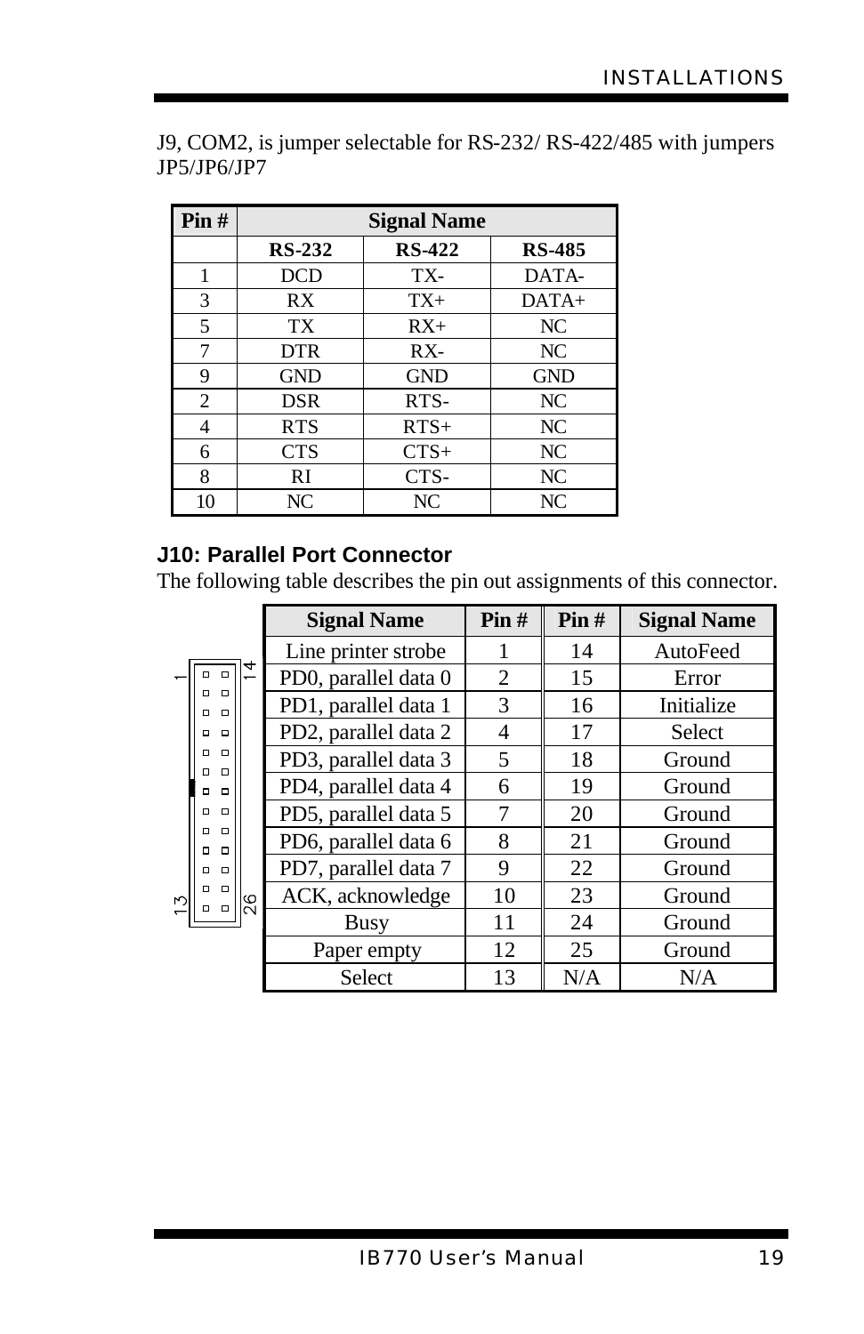J9, COM2, is jumper selectable for RS-232/ RS-422/485 with jumpers JP5/JP6/JP7

| Pin # | Signal Name | | |
|---|---|---|---|
| | **RS-232** | **RS-422** | **RS-485** |
| 1 | DCD | TX- | DATA- |
| 3 | RX | TX+ | DATA+ |
| 5 | TX | RX+ | NC |
| 7 | DTR | RX- | NC |
| 9 | GND | GND | GND |
| 2 | DSR | RTS- | NC |
| 4 | RTS | RTS+ | NC |
| 6 | CTS | CTS+ | NC |
| 8 | RI | CTS- | NC |
| 10 | NC | NC | NC |

### J10: Parallel Port Connector

The following table describes the pin out assignments of this connector.

| Signal Name | Pin # | Pin # | Signal Name |
|---|---|---|---|
| Line printer strobe | 1 | 14 | AutoFeed |
| PD0, parallel data 0 | 2 | 15 | Error |
| PD1, parallel data 1 | 3 | 16 | Initialize |
| PD2, parallel data 2 | 4 | 17 | Select |
| PD3, parallel data 3 | 5 | 18 | Ground |
| PD4, parallel data 4 | 6 | 19 | Ground |
| PD5, parallel data 5 | 7 | 20 | Ground |
| PD6, parallel data 6 | 8 | 21 | Ground |
| PD7, parallel data 7 | 9 | 22 | Ground |
| ACK, acknowledge | 10 | 23 | Ground |
| Busy | 11 | 24 | Ground |
| Paper empty | 12 | 25 | Ground |
| Select | 13 | N/A | N/A |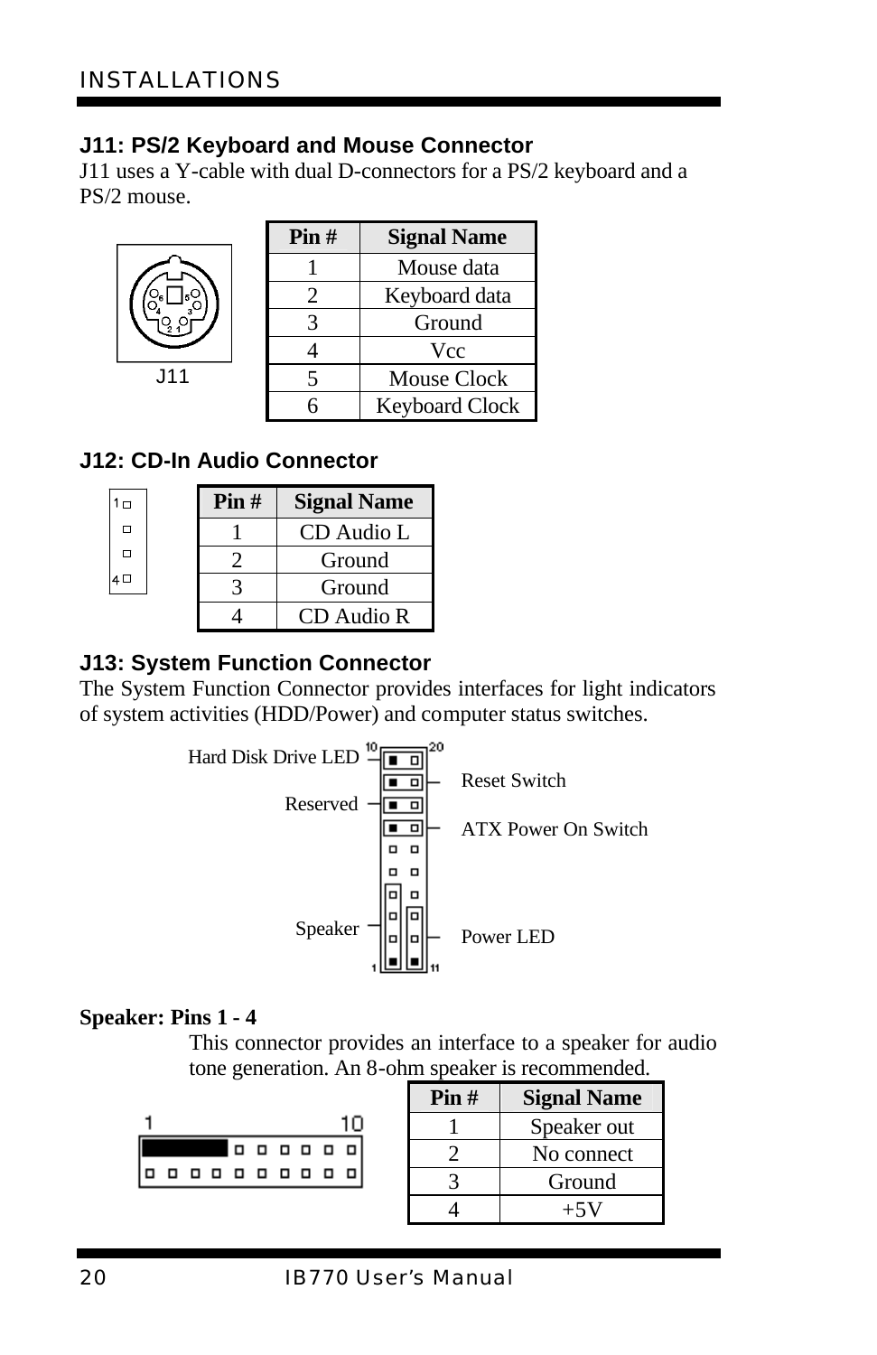## J11: PS/2 Keyboard and Mouse Connector

J11 uses a Y-cable with dual D-connectors for a PS/2 keyboard and a PS/2 mouse.

J11

| Pin # | Signal Name |
|---|---|
| 1 | Mouse data |
| 2 | Keyboard data |
| 3 | Ground |
| 4 | Vcc |
| 5 | Mouse Clock |
| 6 | Keyboard Clock |

## J12: CD-In Audio Connector

| Pin # | Signal Name |
|---|---|
| 1 | CD Audio L |
| 2 | Ground |
| 3 | Ground |
| 4 | CD Audio R |

## J13: System Function Connector

The System Function Connector provides interfaces for light indicators of system activities (HDD/Power) and computer status switches.

Hard Disk Drive LED, Reserved, Speaker, Reset Switch, ATX Power On Switch, Power LED

**Speaker: Pins 1 - 4**

This connector provides an interface to a speaker for audio tone generation. An 8-ohm speaker is recommended.

| Pin # | Signal Name |
|---|---|
| 1 | Speaker out |
| 2 | No connect |
| 3 | Ground |
| 4 | +5V |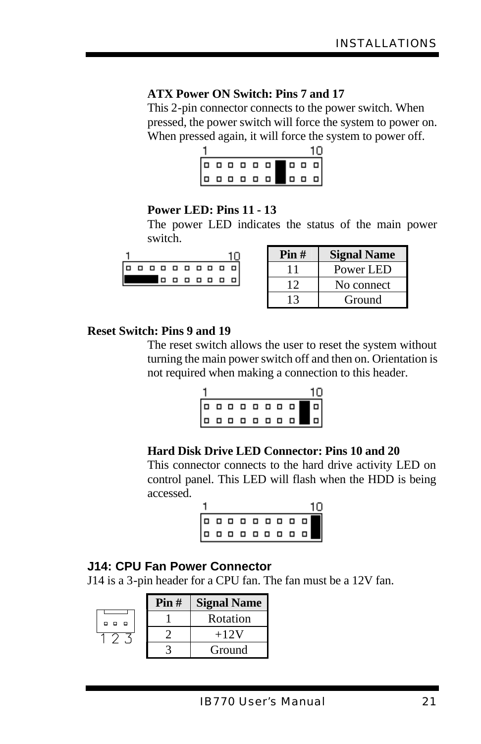**ATX Power ON Switch: Pins 7 and 17**

This 2-pin connector connects to the power switch. When pressed, the power switch will force the system to power on. When pressed again, it will force the system to power off.

**Power LED: Pins 11 - 13**

The power LED indicates the status of the main power switch.

| Pin # | Signal Name |
|---|---|
| 11 | Power LED |
| 12 | No connect |
| 13 | Ground |

**Reset Switch: Pins 9 and 19**

The reset switch allows the user to reset the system without turning the main power switch off and then on. Orientation is not required when making a connection to this header.

**Hard Disk Drive LED Connector: Pins 10 and 20**

This connector connects to the hard drive activity LED on control panel. This LED will flash when the HDD is being accessed.

## J14: CPU Fan Power Connector

J14 is a 3-pin header for a CPU fan. The fan must be a 12V fan.

| Pin # | Signal Name |
|---|---|
| 1 | Rotation |
| 2 | +12V |
| 3 | Ground |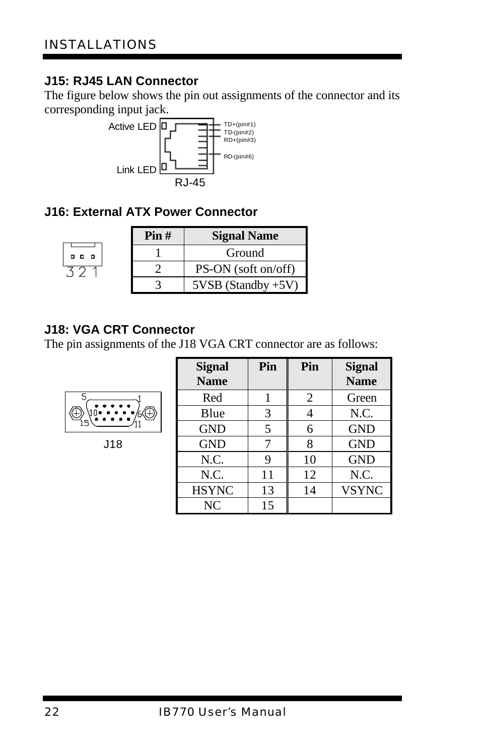## J15: RJ45 LAN Connector

The figure below shows the pin out assignments of the connector and its corresponding input jack.

Active LED

Link LED

TD+(pin#1)
TD-(pin#2)
RD+(pin#3)

RD-(pin#6)

RJ-45

## J16: External ATX Power Connector

3 2 1

| Pin # | Signal Name |
|---|---|
| 1 | Ground |
| 2 | PS-ON (soft on/off) |
| 3 | 5VSB (Standby +5V) |

## J18: VGA CRT Connector

The pin assignments of the J18 VGA CRT connector are as follows:

J18

| Signal Name | Pin | Pin | Signal Name |
|---|---|---|---|
| Red | 1 | 2 | Green |
| Blue | 3 | 4 | N.C. |
| GND | 5 | 6 | GND |
| GND | 7 | 8 | GND |
| N.C. | 9 | 10 | GND |
| N.C. | 11 | 12 | N.C. |
| HSYNC | 13 | 14 | VSYNC |
| NC | 15 | | |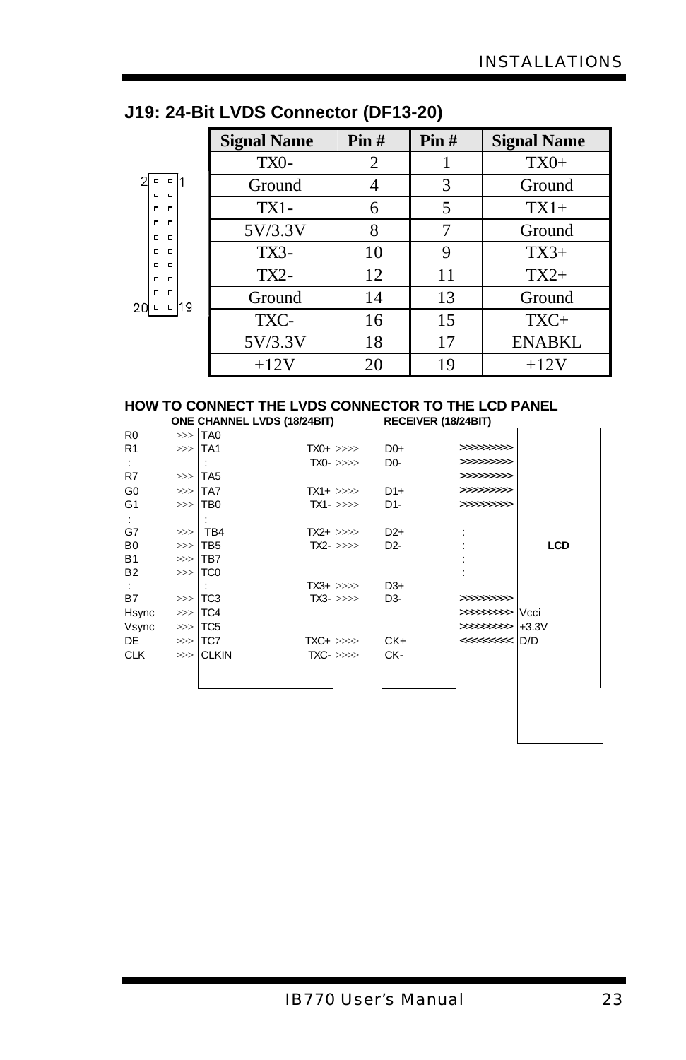## J19: 24-Bit LVDS Connector (DF13-20)

| Signal Name | Pin # | Pin # | Signal Name |
|---|---|---|---|
| TX0- | 2 | 1 | TX0+ |
| Ground | 4 | 3 | Ground |
| TX1- | 6 | 5 | TX1+ |
| 5V/3.3V | 8 | 7 | Ground |
| TX3- | 10 | 9 | TX3+ |
| TX2- | 12 | 11 | TX2+ |
| Ground | 14 | 13 | Ground |
| TXC- | 16 | 15 | TXC+ |
| 5V/3.3V | 18 | 17 | ENABKL |
| +12V | 20 | 19 | +12V |

### HOW TO CONNECT THE LVDS CONNECTOR TO THE LCD PANEL

| | | ONE CHANNEL LVDS (18/24BIT) | | | RECEIVER (18/24BIT) | | LCD |
|---|---|---|---|---|---|---|---|
| R0 | >>> | TA0 | | | | | |
| R1 | >>> | TA1 | TX0+ | >>>> | D0+ | >>>>>>>>> | |
| : | | : | TX0- | >>>> | D0- | >>>>>>>>> | |
| R7 | >>> | TA5 | | | | >>>>>>>>> | |
| G0 | >>> | TA7 | TX1+ | >>>> | D1+ | >>>>>>>>> | |
| G1 | >>> | TB0 | TX1- | >>>> | D1- | >>>>>>>>> | |
| : | | : | | | | | |
| G7 | >>> | TB4 | TX2+ | >>>> | D2+ | : | |
| B0 | >>> | TB5 | TX2- | >>>> | D2- | : | |
| B1 | >>> | TB7 | | | | : | |
| B2 | >>> | TC0 | | | | : | |
| : | | : | TX3+ | >>>> | D3+ | | |
| B7 | >>> | TC3 | TX3- | >>>> | D3- | >>>>>>>>> | |
| Hsync | >>> | TC4 | | | | >>>>>>>>> | Vcci |
| Vsync | >>> | TC5 | | | | >>>>>>>>> | +3.3V |
| DE | >>> | TC7 | TXC+ | >>>> | CK+ | <<<<<<<<< | D/D |
| CLK | >>> | CLKIN | TXC- | >>>> | CK- | | |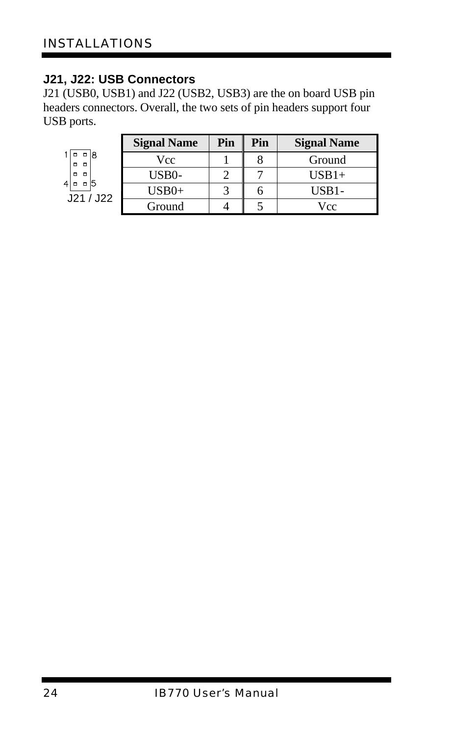## J21, J22: USB Connectors

J21 (USB0, USB1) and J22 (USB2, USB3) are the on board USB pin headers connectors. Overall, the two sets of pin headers support four USB ports.

J21 / J22

| Signal Name | Pin | Pin | Signal Name |
|---|---|---|---|
| Vcc | 1 | 8 | Ground |
| USB0- | 2 | 7 | USB1+ |
| USB0+ | 3 | 6 | USB1- |
| Ground | 4 | 5 | Vcc |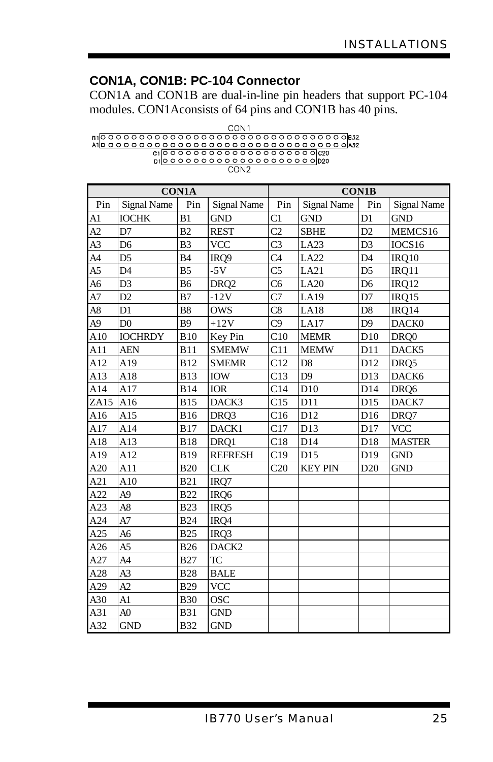### CON1A, CON1B: PC-104 Connector

CON1A and CON1B are dual-in-line pin headers that support PC-104 modules. CON1Aconsists of 64 pins and CON1B has 40 pins.

CON1

B1 B32
A1 A32
C1 C20
D1 D20

CON2

| CON1A | | | | CON1B | | | |
|---|---|---|---|---|---|---|---|
| Pin | Signal Name | Pin | Signal Name | Pin | Signal Name | Pin | Signal Name |
| A1 | IOCHK | B1 | GND | C1 | GND | D1 | GND |
| A2 | D7 | B2 | REST | C2 | SBHE | D2 | MEMCS16 |
| A3 | D6 | B3 | VCC | C3 | LA23 | D3 | IOCS16 |
| A4 | D5 | B4 | IRQ9 | C4 | LA22 | D4 | IRQ10 |
| A5 | D4 | B5 | -5V | C5 | LA21 | D5 | IRQ11 |
| A6 | D3 | B6 | DRQ2 | C6 | LA20 | D6 | IRQ12 |
| A7 | D2 | B7 | -12V | C7 | LA19 | D7 | IRQ15 |
| A8 | D1 | B8 | OWS | C8 | LA18 | D8 | IRQ14 |
| A9 | D0 | B9 | +12V | C9 | LA17 | D9 | DACK0 |
| A10 | IOCHRDY | B10 | Key Pin | C10 | MEMR | D10 | DRQ0 |
| A11 | AEN | B11 | SMEMW | C11 | MEMW | D11 | DACK5 |
| A12 | A19 | B12 | SMEMR | C12 | D8 | D12 | DRQ5 |
| A13 | A18 | B13 | IOW | C13 | D9 | D13 | DACK6 |
| A14 | A17 | B14 | IOR | C14 | D10 | D14 | DRQ6 |
| ZA15 | A16 | B15 | DACK3 | C15 | D11 | D15 | DACK7 |
| A16 | A15 | B16 | DRQ3 | C16 | D12 | D16 | DRQ7 |
| A17 | A14 | B17 | DACK1 | C17 | D13 | D17 | VCC |
| A18 | A13 | B18 | DRQ1 | C18 | D14 | D18 | MASTER |
| A19 | A12 | B19 | REFRESH | C19 | D15 | D19 | GND |
| A20 | A11 | B20 | CLK | C20 | KEY PIN | D20 | GND |
| A21 | A10 | B21 | IRQ7 | | | | |
| A22 | A9 | B22 | IRQ6 | | | | |
| A23 | A8 | B23 | IRQ5 | | | | |
| A24 | A7 | B24 | IRQ4 | | | | |
| A25 | A6 | B25 | IRQ3 | | | | |
| A26 | A5 | B26 | DACK2 | | | | |
| A27 | A4 | B27 | TC | | | | |
| A28 | A3 | B28 | BALE | | | | |
| A29 | A2 | B29 | VCC | | | | |
| A30 | A1 | B30 | OSC | | | | |
| A31 | A0 | B31 | GND | | | | |
| A32 | GND | B32 | GND | | | | |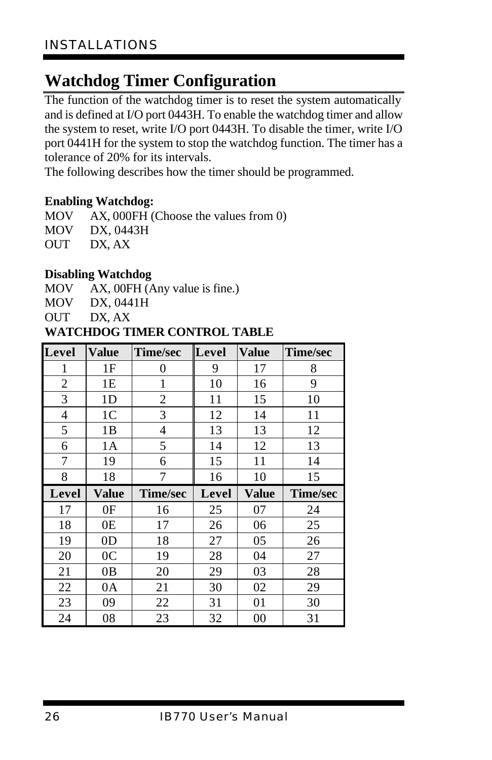## Watchdog Timer Configuration

The function of the watchdog timer is to reset the system automatically and is defined at I/O port 0443H. To enable the watchdog timer and allow the system to reset, write I/O port 0443H. To disable the timer, write I/O port 0441H for the system to stop the watchdog function. The timer has a tolerance of 20% for its intervals.
The following describes how the timer should be programmed.

**Enabling Watchdog:**

```
MOV    AX, 000FH (Choose the values from 0)
MOV    DX, 0443H
OUT    DX, AX
```

**Disabling Watchdog**

```
MOV    AX, 00FH (Any value is fine.)
MOV    DX, 0441H
OUT    DX, AX
```

**WATCHDOG TIMER CONTROL TABLE**

| Level | Value | Time/sec | Level | Value | Time/sec |
|---|---|---|---|---|---|
| 1 | 1F | 0 | 9 | 17 | 8 |
| 2 | 1E | 1 | 10 | 16 | 9 |
| 3 | 1D | 2 | 11 | 15 | 10 |
| 4 | 1C | 3 | 12 | 14 | 11 |
| 5 | 1B | 4 | 13 | 13 | 12 |
| 6 | 1A | 5 | 14 | 12 | 13 |
| 7 | 19 | 6 | 15 | 11 | 14 |
| 8 | 18 | 7 | 16 | 10 | 15 |
| **Level** | **Value** | **Time/sec** | **Level** | **Value** | **Time/sec** |
| 17 | 0F | 16 | 25 | 07 | 24 |
| 18 | 0E | 17 | 26 | 06 | 25 |
| 19 | 0D | 18 | 27 | 05 | 26 |
| 20 | 0C | 19 | 28 | 04 | 27 |
| 21 | 0B | 20 | 29 | 03 | 28 |
| 22 | 0A | 21 | 30 | 02 | 29 |
| 23 | 09 | 22 | 31 | 01 | 30 |
| 24 | 08 | 23 | 32 | 00 | 31 |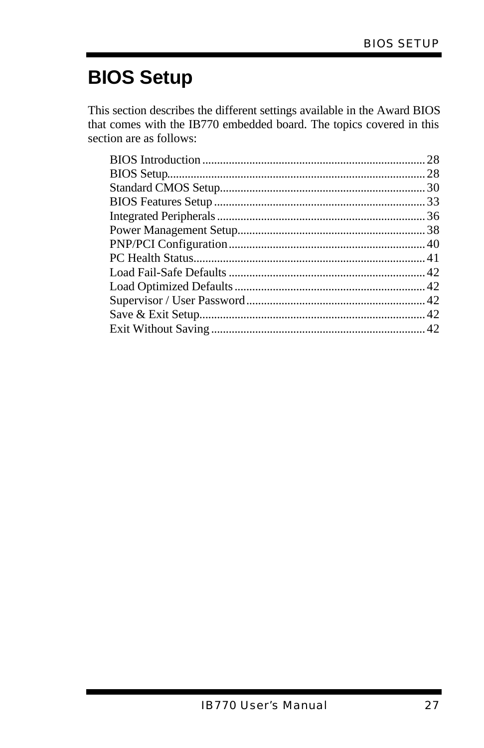# BIOS Setup

This section describes the different settings available in the Award BIOS that comes with the IB770 embedded board. The topics covered in this section are as follows:

| | |
|---|---|
| BIOS Introduction | 28 |
| BIOS Setup | 28 |
| Standard CMOS Setup | 30 |
| BIOS Features Setup | 33 |
| Integrated Peripherals | 36 |
| Power Management Setup | 38 |
| PNP/PCI Configuration | 40 |
| PC Health Status | 41 |
| Load Fail-Safe Defaults | 42 |
| Load Optimized Defaults | 42 |
| Supervisor / User Password | 42 |
| Save & Exit Setup | 42 |
| Exit Without Saving | 42 |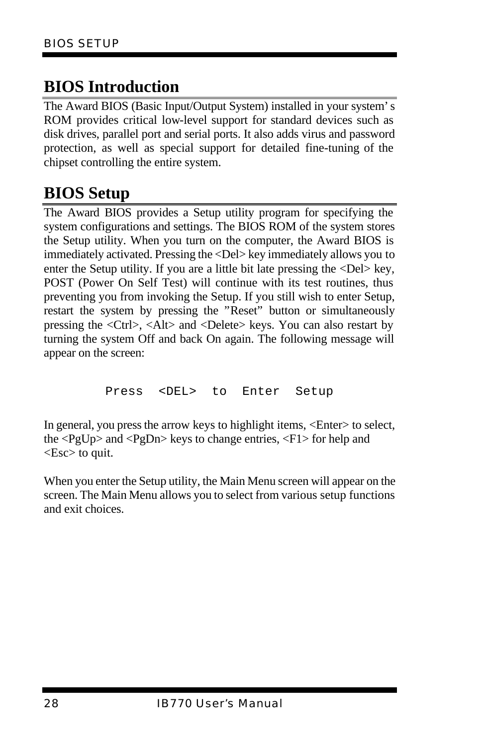## BIOS Introduction

The Award BIOS (Basic Input/Output System) installed in your system's ROM provides critical low-level support for standard devices such as disk drives, parallel port and serial ports. It also adds virus and password protection, as well as special support for detailed fine-tuning of the chipset controlling the entire system.

## BIOS Setup

The Award BIOS provides a Setup utility program for specifying the system configurations and settings. The BIOS ROM of the system stores the Setup utility. When you turn on the computer, the Award BIOS is immediately activated. Pressing the <Del> key immediately allows you to enter the Setup utility. If you are a little bit late pressing the <Del> key, POST (Power On Self Test) will continue with its test routines, thus preventing you from invoking the Setup. If you still wish to enter Setup, restart the system by pressing the "Reset" button or simultaneously pressing the <Ctrl>, <Alt> and <Delete> keys. You can also restart by turning the system Off and back On again. The following message will appear on the screen:

```
Press  <DEL>  to  Enter  Setup
```

In general, you press the arrow keys to highlight items, <Enter> to select, the <PgUp> and <PgDn> keys to change entries, <F1> for help and <Esc> to quit.

When you enter the Setup utility, the Main Menu screen will appear on the screen. The Main Menu allows you to select from various setup functions and exit choices.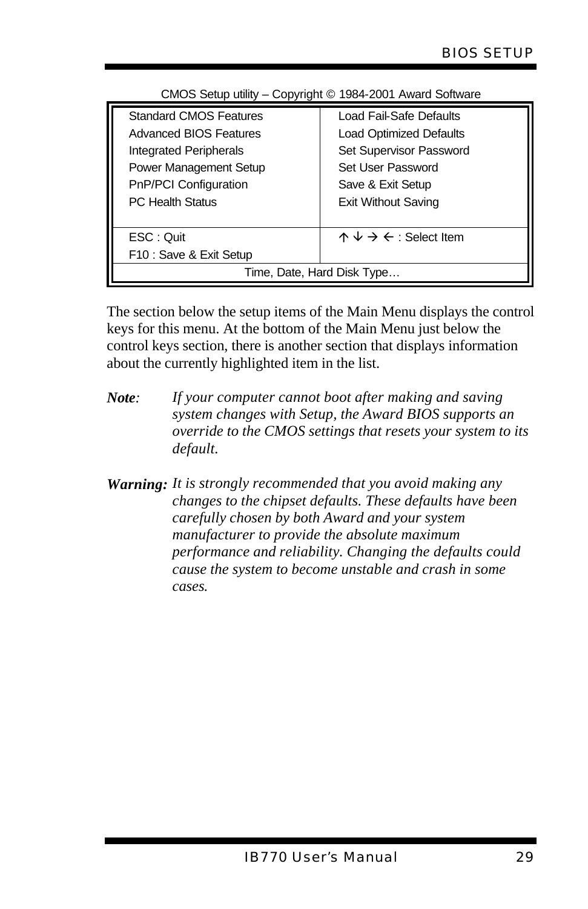CMOS Setup utility – Copyright © 1984-2001 Award Software

| | |
|---|---|
| Standard CMOS Features<br>Advanced BIOS Features<br>Integrated Peripherals<br>Power Management Setup<br>PnP/PCI Configuration<br>PC Health Status | Load Fail-Safe Defaults<br>Load Optimized Defaults<br>Set Supervisor Password<br>Set User Password<br>Save & Exit Setup<br>Exit Without Saving |
| ESC : Quit<br>F10 : Save & Exit Setup | ↑ ↓ → ← : Select Item |
| Time, Date, Hard Disk Type… | |

The section below the setup items of the Main Menu displays the control keys for this menu. At the bottom of the Main Menu just below the control keys section, there is another section that displays information about the currently highlighted item in the list.

***Note**:* *If your computer cannot boot after making and saving system changes with Setup, the Award BIOS supports an override to the CMOS settings that resets your system to its default.*

***Warning:*** *It is strongly recommended that you avoid making any changes to the chipset defaults. These defaults have been carefully chosen by both Award and your system manufacturer to provide the absolute maximum performance and reliability. Changing the defaults could cause the system to become unstable and crash in some cases.*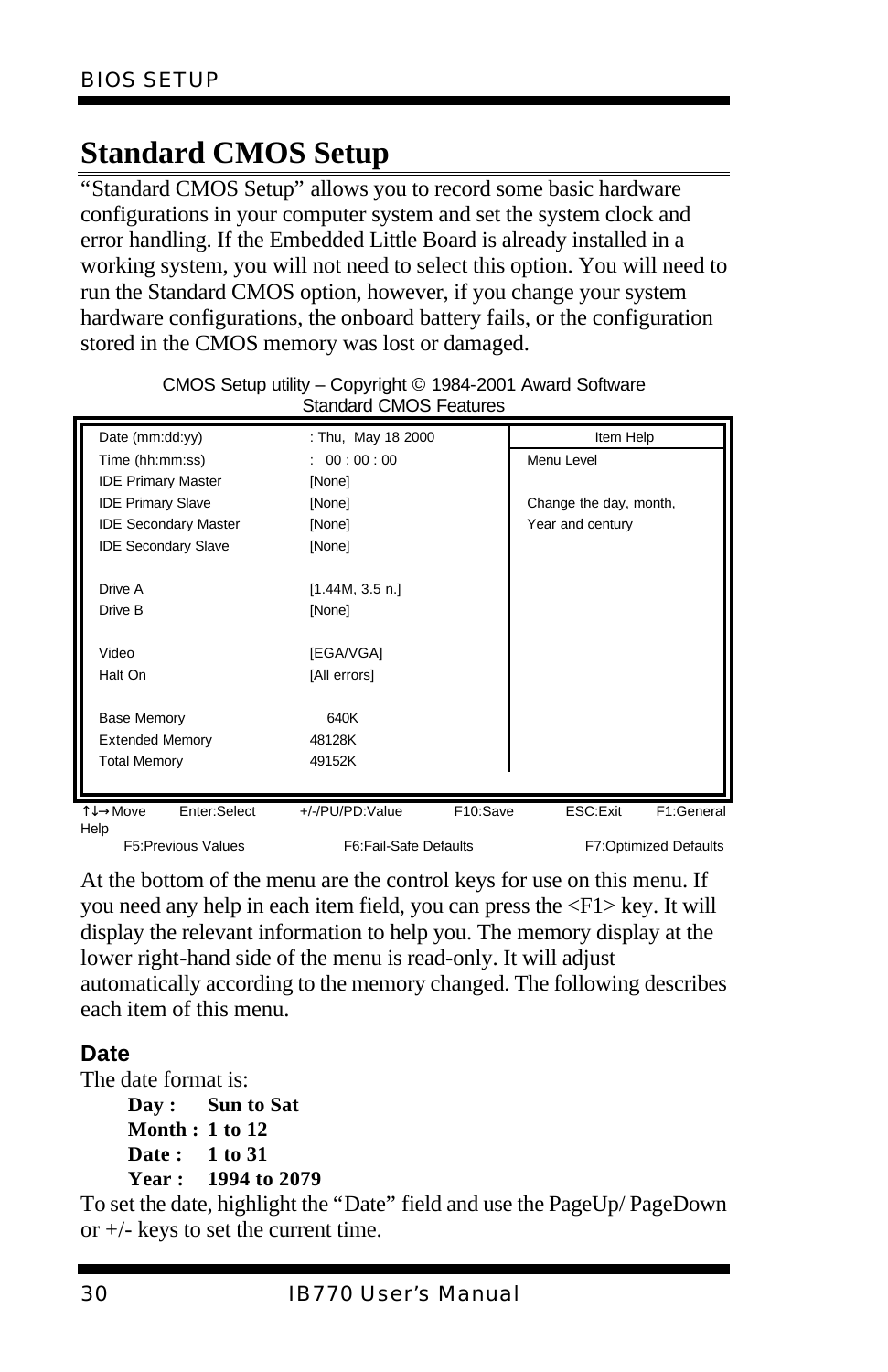# Standard CMOS Setup

"Standard CMOS Setup" allows you to record some basic hardware configurations in your computer system and set the system clock and error handling. If the Embedded Little Board is already installed in a working system, you will not need to select this option. You will need to run the Standard CMOS option, however, if you change your system hardware configurations, the onboard battery fails, or the configuration stored in the CMOS memory was lost or damaged.

CMOS Setup utility – Copyright © 1984-2001 Award Software
Standard CMOS Features

| | | Item Help |
|---|---|---|
| Date (mm:dd:yy) | : Thu, May 18 2000 | Menu Level |
| Time (hh:mm:ss) | : 00 : 00 : 00 | |
| IDE Primary Master | [None] | Change the day, month, |
| IDE Primary Slave | [None] | Year and century |
| IDE Secondary Master | [None] | |
| IDE Secondary Slave | [None] | |
| Drive A | [1.44M, 3.5 n.] | |
| Drive B | [None] | |
| Video | [EGA/VGA] | |
| Halt On | [All errors] | |
| Base Memory | 640K | |
| Extended Memory | 48128K | |
| Total Memory | 49152K | |

↑↓→ Move Enter:Select +/-/PU/PD:Value F10:Save ESC:Exit F1:General Help
F5:Previous Values F6:Fail-Safe Defaults F7:Optimized Defaults

At the bottom of the menu are the control keys for use on this menu. If you need any help in each item field, you can press the <F1> key. It will display the relevant information to help you. The memory display at the lower right-hand side of the menu is read-only. It will adjust automatically according to the memory changed. The following describes each item of this menu.

### Date

The date format is:

**Day : Sun to Sat**
**Month : 1 to 12**
**Date : 1 to 31**
**Year : 1994 to 2079**

To set the date, highlight the "Date" field and use the PageUp/ PageDown or +/- keys to set the current time.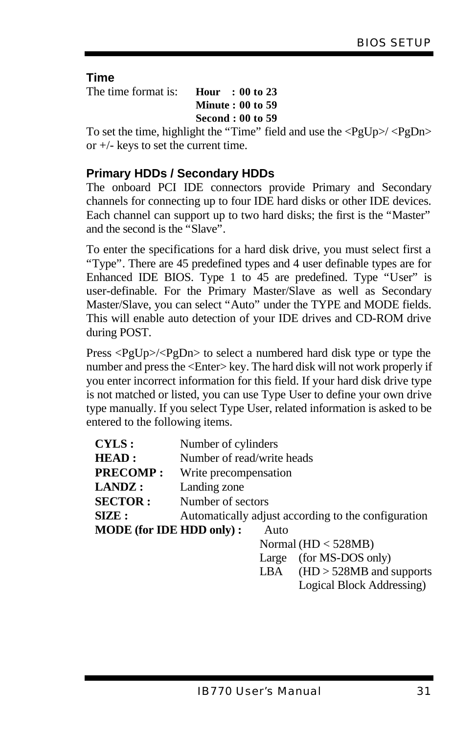### Time

The time format is:

**Hour : 00 to 23**
**Minute : 00 to 59**
**Second : 00 to 59**

To set the time, highlight the "Time" field and use the <PgUp>/ <PgDn> or +/- keys to set the current time.

### Primary HDDs / Secondary HDDs

The onboard PCI IDE connectors provide Primary and Secondary channels for connecting up to four IDE hard disks or other IDE devices. Each channel can support up to two hard disks; the first is the "Master" and the second is the "Slave".

To enter the specifications for a hard disk drive, you must select first a "Type". There are 45 predefined types and 4 user definable types are for Enhanced IDE BIOS. Type 1 to 45 are predefined. Type "User" is user-definable. For the Primary Master/Slave as well as Secondary Master/Slave, you can select "Auto" under the TYPE and MODE fields. This will enable auto detection of your IDE drives and CD-ROM drive during POST.

Press <PgUp>/<PgDn> to select a numbered hard disk type or type the number and press the <Enter> key. The hard disk will not work properly if you enter incorrect information for this field. If your hard disk drive type is not matched or listed, you can use Type User to define your own drive type manually. If you select Type User, related information is asked to be entered to the following items.

**CYLS :** Number of cylinders
**HEAD :** Number of read/write heads
**PRECOMP :** Write precompensation
**LANDZ :** Landing zone
**SECTOR :** Number of sectors
**SIZE :** Automatically adjust according to the configuration
**MODE (for IDE HDD only) :**
- Auto
- Normal (HD < 528MB)
- Large (for MS-DOS only)
- LBA (HD > 528MB and supports Logical Block Addressing)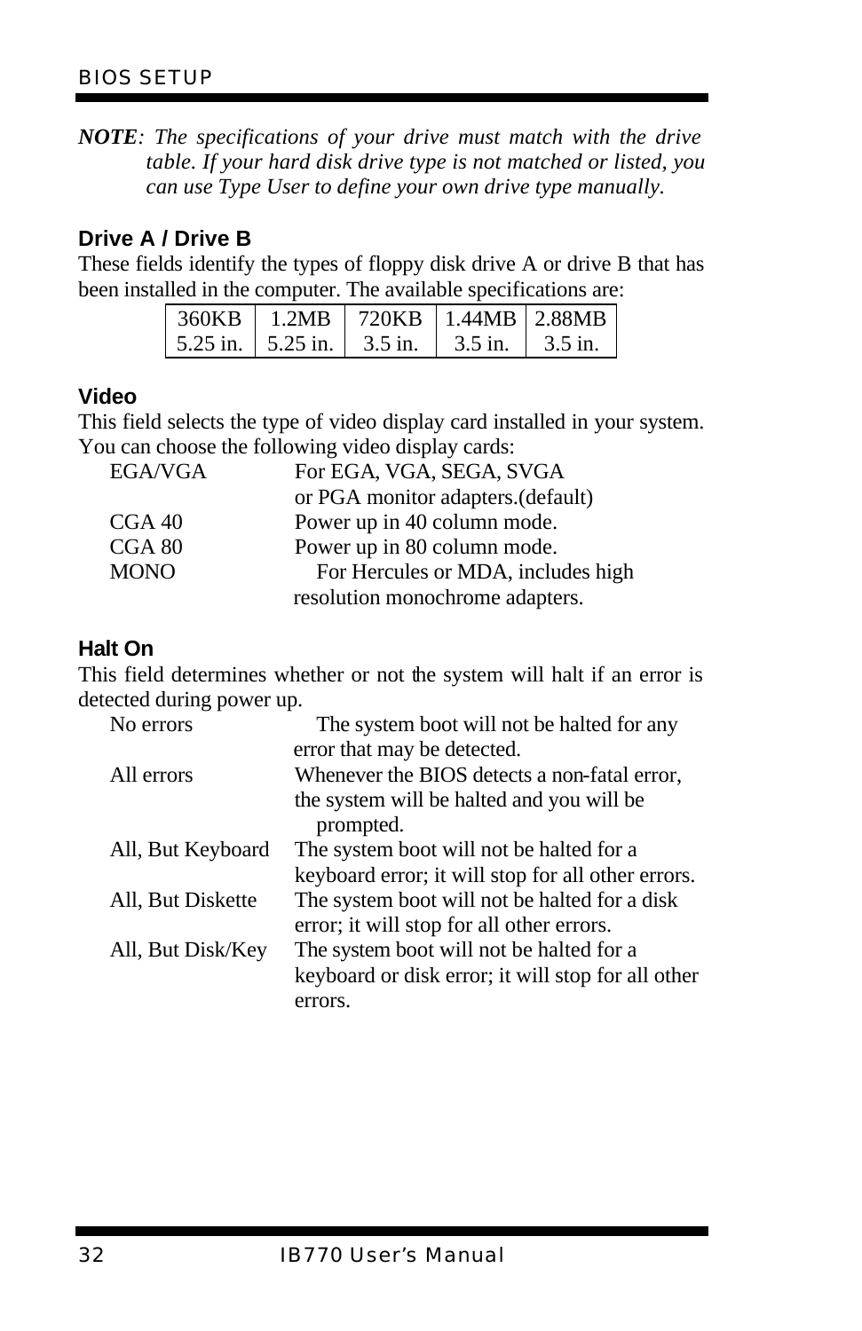***NOTE***: *The specifications of your drive must match with the drive table. If your hard disk drive type is not matched or listed, you can use Type User to define your own drive type manually.*

### Drive A / Drive B

These fields identify the types of floppy disk drive A or drive B that has been installed in the computer. The available specifications are:

| 360KB | 1.2MB | 720KB | 1.44MB | 2.88MB |
|---|---|---|---|---|
| 5.25 in. | 5.25 in. | 3.5 in. | 3.5 in. | 3.5 in. |

### Video

This field selects the type of video display card installed in your system. You can choose the following video display cards:

| | |
|---|---|
| EGA/VGA | For EGA, VGA, SEGA, SVGA or PGA monitor adapters.(default) |
| CGA 40 | Power up in 40 column mode. |
| CGA 80 | Power up in 80 column mode. |
| MONO | For Hercules or MDA, includes high resolution monochrome adapters. |

### Halt On

This field determines whether or not the system will halt if an error is detected during power up.

| | |
|---|---|
| No errors | The system boot will not be halted for any error that may be detected. |
| All errors | Whenever the BIOS detects a non-fatal error, the system will be halted and you will be prompted. |
| All, But Keyboard | The system boot will not be halted for a keyboard error; it will stop for all other errors. |
| All, But Diskette | The system boot will not be halted for a disk error; it will stop for all other errors. |
| All, But Disk/Key | The system boot will not be halted for a keyboard or disk error; it will stop for all other errors. |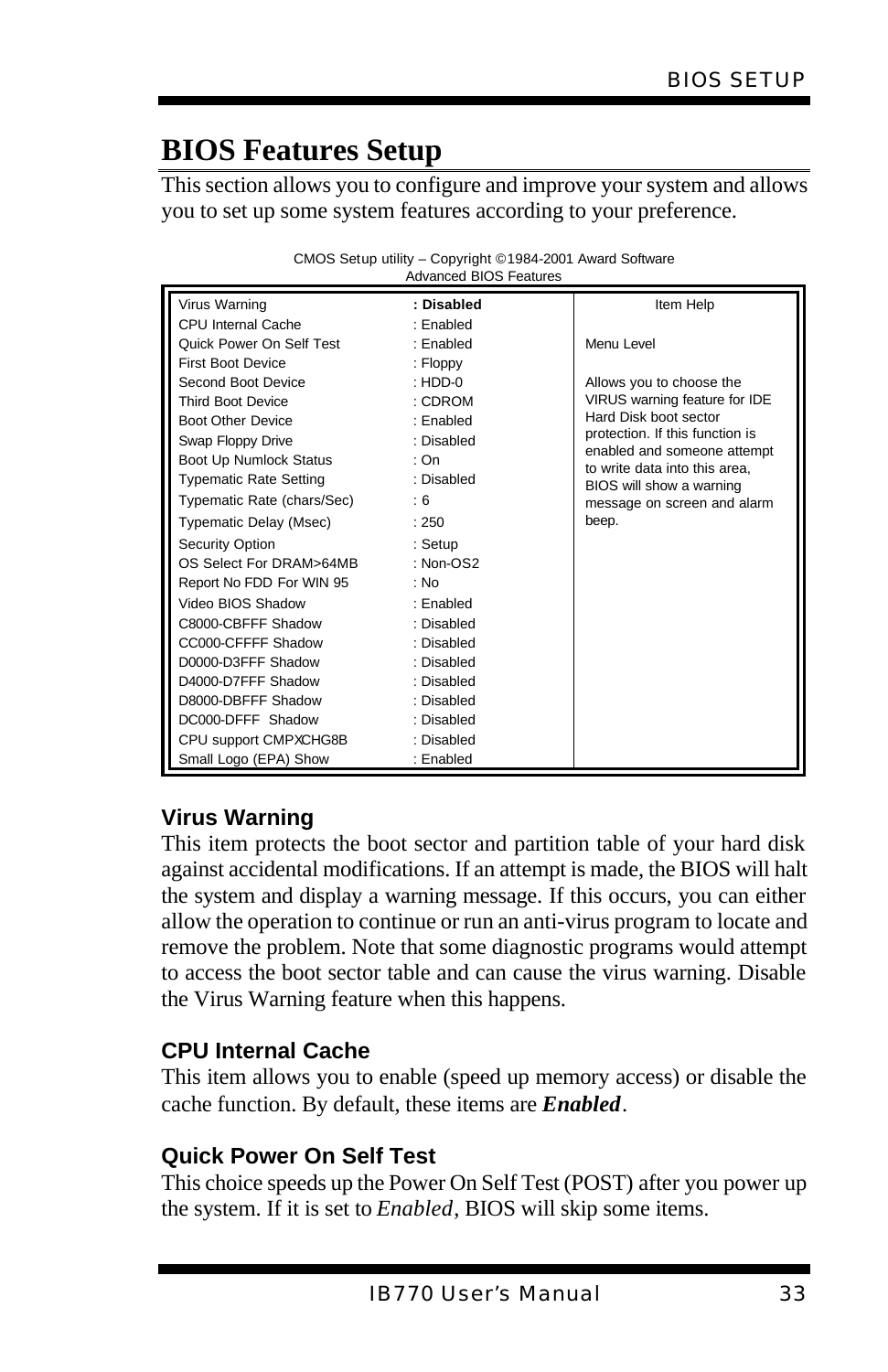# BIOS Features Setup

This section allows you to configure and improve your system and allows you to set up some system features according to your preference.

CMOS Setup utility – Copyright ©1984-2001 Award Software
Advanced BIOS Features

| Setting | Value | Item Help |
|---|---|---|
| Virus Warning | **: Disabled** | Item Help<br><br>Menu Level<br><br>Allows you to choose the VIRUS warning feature for IDE Hard Disk boot sector protection. If this function is enabled and someone attempt to write data into this area, BIOS will show a warning message on screen and alarm beep. |
| CPU Internal Cache | : Enabled | |
| Quick Power On Self Test | : Enabled | |
| First Boot Device | : Floppy | |
| Second Boot Device | : HDD-0 | |
| Third Boot Device | : CDROM | |
| Boot Other Device | : Enabled | |
| Swap Floppy Drive | : Disabled | |
| Boot Up Numlock Status | : On | |
| Typematic Rate Setting | : Disabled | |
| Typematic Rate (chars/Sec) | : 6 | |
| Typematic Delay (Msec) | : 250 | |
| Security Option | : Setup | |
| OS Select For DRAM>64MB | : Non-OS2 | |
| Report No FDD For WIN 95 | : No | |
| Video BIOS Shadow | : Enabled | |
| C8000-CBFFF Shadow | : Disabled | |
| CC000-CFFFF Shadow | : Disabled | |
| D0000-D3FFF Shadow | : Disabled | |
| D4000-D7FFF Shadow | : Disabled | |
| D8000-DBFFF Shadow | : Disabled | |
| DC000-DFFF Shadow | : Disabled | |
| CPU support CMPXCHG8B | : Disabled | |
| Small Logo (EPA) Show | : Enabled | |

### Virus Warning

This item protects the boot sector and partition table of your hard disk against accidental modifications. If an attempt is made, the BIOS will halt the system and display a warning message. If this occurs, you can either allow the operation to continue or run an anti-virus program to locate and remove the problem. Note that some diagnostic programs would attempt to access the boot sector table and can cause the virus warning. Disable the Virus Warning feature when this happens.

### CPU Internal Cache

This item allows you to enable (speed up memory access) or disable the cache function. By default, these items are ***Enabled***.

### Quick Power On Self Test

This choice speeds up the Power On Self Test (POST) after you power up the system. If it is set to *Enabled*, BIOS will skip some items.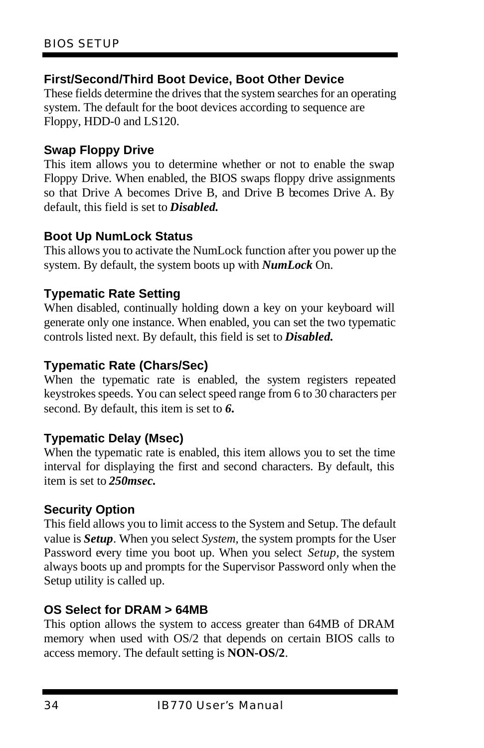### First/Second/Third Boot Device, Boot Other Device

These fields determine the drives that the system searches for an operating system. The default for the boot devices according to sequence are Floppy, HDD-0 and LS120.

### Swap Floppy Drive

This item allows you to determine whether or not to enable the swap Floppy Drive. When enabled, the BIOS swaps floppy drive assignments so that Drive A becomes Drive B, and Drive B becomes Drive A. By default, this field is set to ***Disabled.***

### Boot Up NumLock Status

This allows you to activate the NumLock function after you power up the system. By default, the system boots up with ***NumLock*** On.

### Typematic Rate Setting

When disabled, continually holding down a key on your keyboard will generate only one instance. When enabled, you can set the two typematic controls listed next. By default, this field is set to ***Disabled.***

### Typematic Rate (Chars/Sec)

When the typematic rate is enabled, the system registers repeated keystrokes speeds. You can select speed range from 6 to 30 characters per second. By default, this item is set to ***6.***

### Typematic Delay (Msec)

When the typematic rate is enabled, this item allows you to set the time interval for displaying the first and second characters. By default, this item is set to ***250msec.***

### Security Option

This field allows you to limit access to the System and Setup. The default value is ***Setup***. When you select *System*, the system prompts for the User Password every time you boot up. When you select *Setup*, the system always boots up and prompts for the Supervisor Password only when the Setup utility is called up.

### OS Select for DRAM > 64MB

This option allows the system to access greater than 64MB of DRAM memory when used with OS/2 that depends on certain BIOS calls to access memory. The default setting is **NON-OS/2**.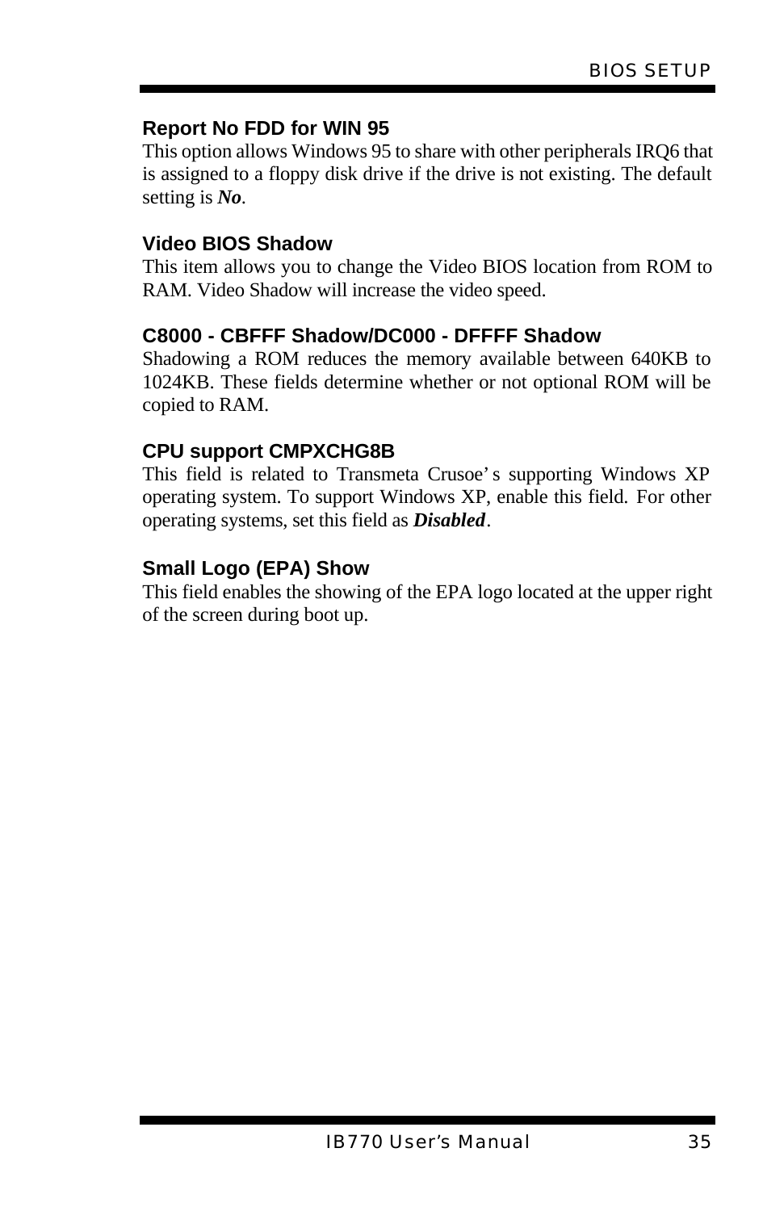### Report No FDD for WIN 95

This option allows Windows 95 to share with other peripherals IRQ6 that is assigned to a floppy disk drive if the drive is not existing. The default setting is ***No***.

### Video BIOS Shadow

This item allows you to change the Video BIOS location from ROM to RAM. Video Shadow will increase the video speed.

### C8000 - CBFFF Shadow/DC000 - DFFFF Shadow

Shadowing a ROM reduces the memory available between 640KB to 1024KB. These fields determine whether or not optional ROM will be copied to RAM.

### CPU support CMPXCHG8B

This field is related to Transmeta Crusoe's supporting Windows XP operating system. To support Windows XP, enable this field. For other operating systems, set this field as ***Disabled***.

### Small Logo (EPA) Show

This field enables the showing of the EPA logo located at the upper right of the screen during boot up.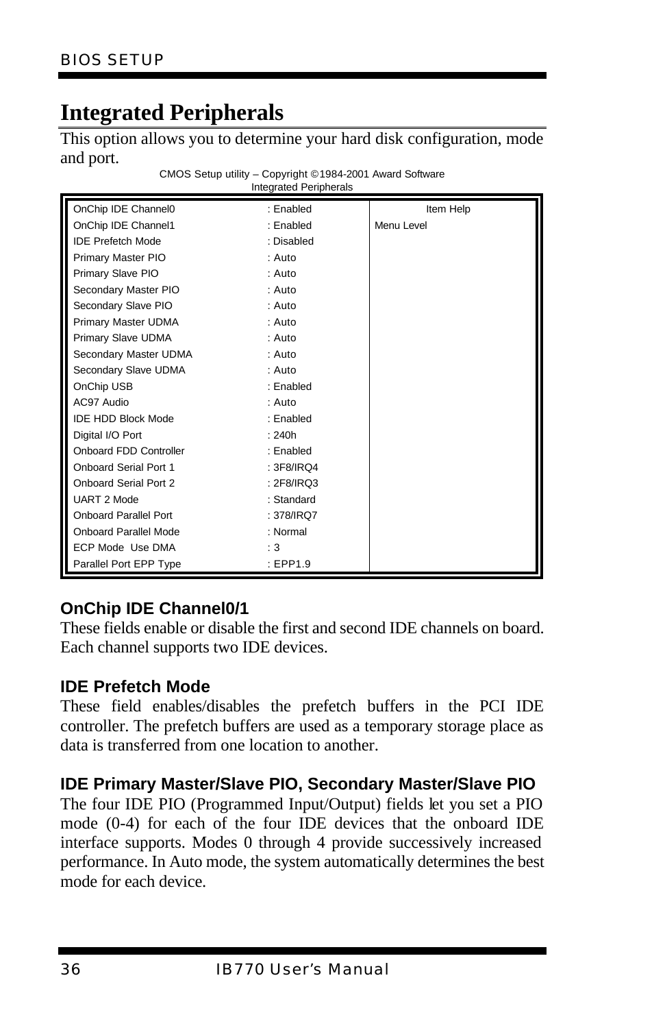# Integrated Peripherals

This option allows you to determine your hard disk configuration, mode and port.

CMOS Setup utility – Copyright ©1984-2001 Award Software
Integrated Peripherals

| | | Item Help |
|---|---|---|
| OnChip IDE Channel0 | : Enabled | Menu Level |
| OnChip IDE Channel1 | : Enabled | |
| IDE Prefetch Mode | : Disabled | |
| Primary Master PIO | : Auto | |
| Primary Slave PIO | : Auto | |
| Secondary Master PIO | : Auto | |
| Secondary Slave PIO | : Auto | |
| Primary Master UDMA | : Auto | |
| Primary Slave UDMA | : Auto | |
| Secondary Master UDMA | : Auto | |
| Secondary Slave UDMA | : Auto | |
| OnChip USB | : Enabled | |
| AC97 Audio | : Auto | |
| IDE HDD Block Mode | : Enabled | |
| Digital I/O Port | : 240h | |
| Onboard FDD Controller | : Enabled | |
| Onboard Serial Port 1 | : 3F8/IRQ4 | |
| Onboard Serial Port 2 | : 2F8/IRQ3 | |
| UART 2 Mode | : Standard | |
| Onboard Parallel Port | : 378/IRQ7 | |
| Onboard Parallel Mode | : Normal | |
| ECP Mode Use DMA | : 3 | |
| Parallel Port EPP Type | : EPP1.9 | |

### OnChip IDE Channel0/1

These fields enable or disable the first and second IDE channels on board. Each channel supports two IDE devices.

### IDE Prefetch Mode

These field enables/disables the prefetch buffers in the PCI IDE controller. The prefetch buffers are used as a temporary storage place as data is transferred from one location to another.

### IDE Primary Master/Slave PIO, Secondary Master/Slave PIO

The four IDE PIO (Programmed Input/Output) fields let you set a PIO mode (0-4) for each of the four IDE devices that the onboard IDE interface supports. Modes 0 through 4 provide successively increased performance. In Auto mode, the system automatically determines the best mode for each device.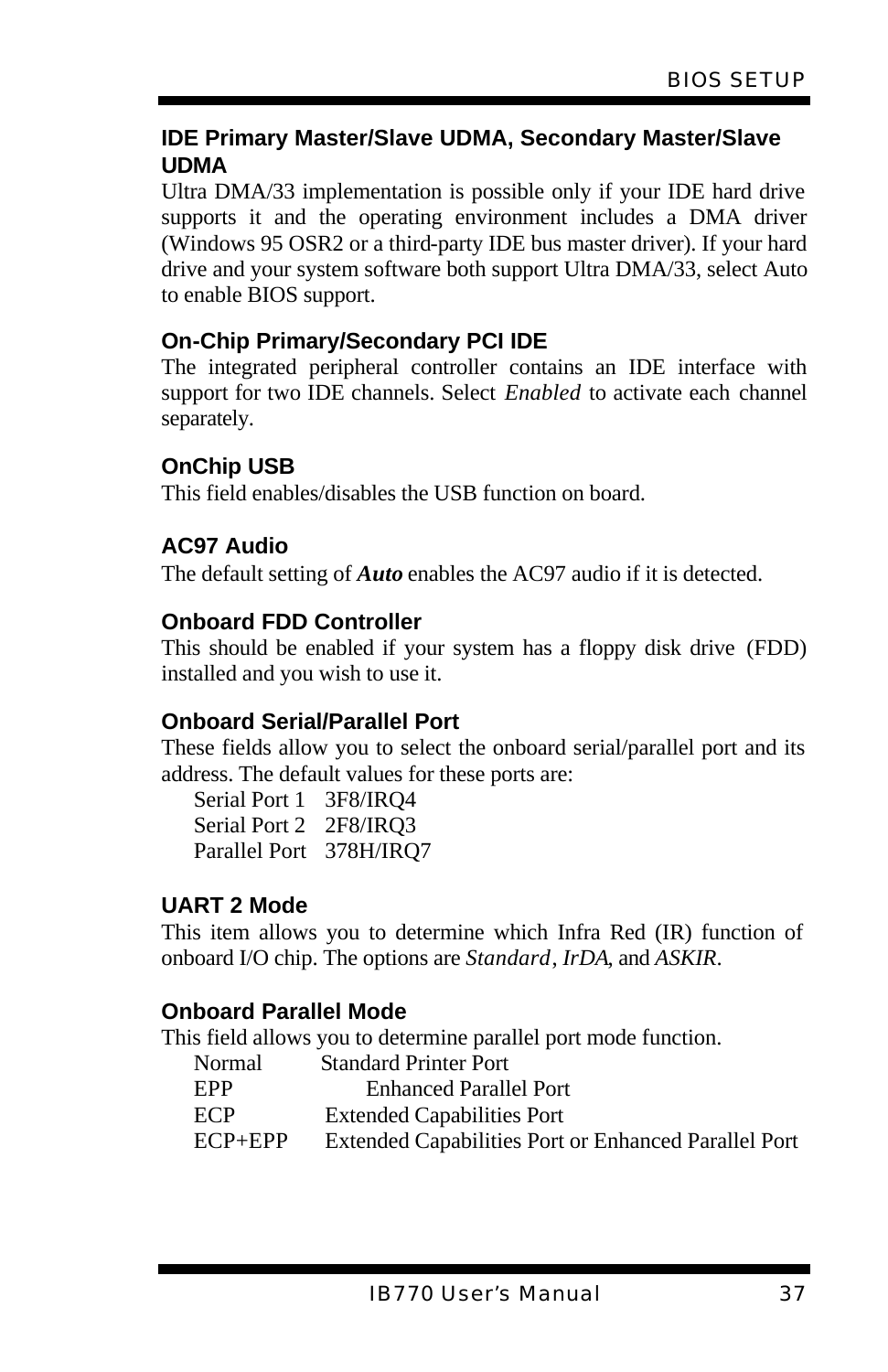### IDE Primary Master/Slave UDMA, Secondary Master/Slave UDMA

Ultra DMA/33 implementation is possible only if your IDE hard drive supports it and the operating environment includes a DMA driver (Windows 95 OSR2 or a third-party IDE bus master driver). If your hard drive and your system software both support Ultra DMA/33, select Auto to enable BIOS support.

### On-Chip Primary/Secondary PCI IDE

The integrated peripheral controller contains an IDE interface with support for two IDE channels. Select *Enabled* to activate each channel separately.

### OnChip USB

This field enables/disables the USB function on board.

### AC97 Audio

The default setting of ***Auto*** enables the AC97 audio if it is detected.

### Onboard FDD Controller

This should be enabled if your system has a floppy disk drive (FDD) installed and you wish to use it.

### Onboard Serial/Parallel Port

These fields allow you to select the onboard serial/parallel port and its address. The default values for these ports are:

| | |
|---|---|
| Serial Port 1 | 3F8/IRQ4 |
| Serial Port 2 | 2F8/IRQ3 |
| Parallel Port | 378H/IRQ7 |

### UART 2 Mode

This item allows you to determine which Infra Red (IR) function of onboard I/O chip. The options are *Standard*, *IrDA*, and *ASKIR*.

### Onboard Parallel Mode

This field allows you to determine parallel port mode function.

| | |
|---|---|
| Normal | Standard Printer Port |
| EPP | Enhanced Parallel Port |
| ECP | Extended Capabilities Port |
| ECP+EPP | Extended Capabilities Port or Enhanced Parallel Port |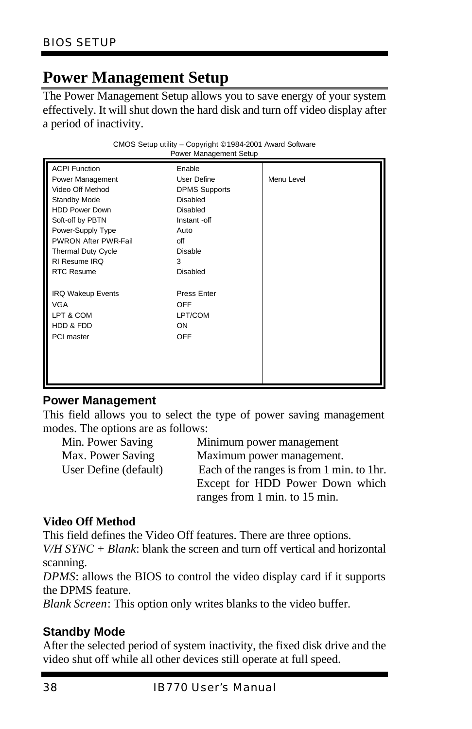## Power Management Setup

The Power Management Setup allows you to save energy of your system effectively. It will shut down the hard disk and turn off video display after a period of inactivity.

CMOS Setup utility – Copyright ©1984-2001 Award Software
Power Management Setup

| | | |
|---|---|---|
| ACPI Function | Enable | |
| Power Management | User Define | Menu Level |
| Video Off Method | DPMS Supports | |
| Standby Mode | Disabled | |
| HDD Power Down | Disabled | |
| Soft-off by PBTN | Instant -off | |
| Power-Supply Type | Auto | |
| PWRON After PWR-Fail | off | |
| Thermal Duty Cycle | Disable | |
| RI Resume IRQ | 3 | |
| RTC Resume | Disabled | |
| | | |
| IRQ Wakeup Events | Press Enter | |
| VGA | OFF | |
| LPT & COM | LPT/COM | |
| HDD & FDD | ON | |
| PCI master | OFF | |

### Power Management

This field allows you to select the type of power saving management modes. The options are as follows:

| | |
|---|---|
| Min. Power Saving | Minimum power management |
| Max. Power Saving | Maximum power management. |
| User Define (default) | Each of the ranges is from 1 min. to 1hr. Except for HDD Power Down which ranges from 1 min. to 15 min. |

### Video Off Method

This field defines the Video Off features. There are three options.

*V/H SYNC + Blank*: blank the screen and turn off vertical and horizontal scanning.

*DPMS*: allows the BIOS to control the video display card if it supports the DPMS feature.

*Blank Screen*: This option only writes blanks to the video buffer.

### Standby Mode

After the selected period of system inactivity, the fixed disk drive and the video shut off while all other devices still operate at full speed.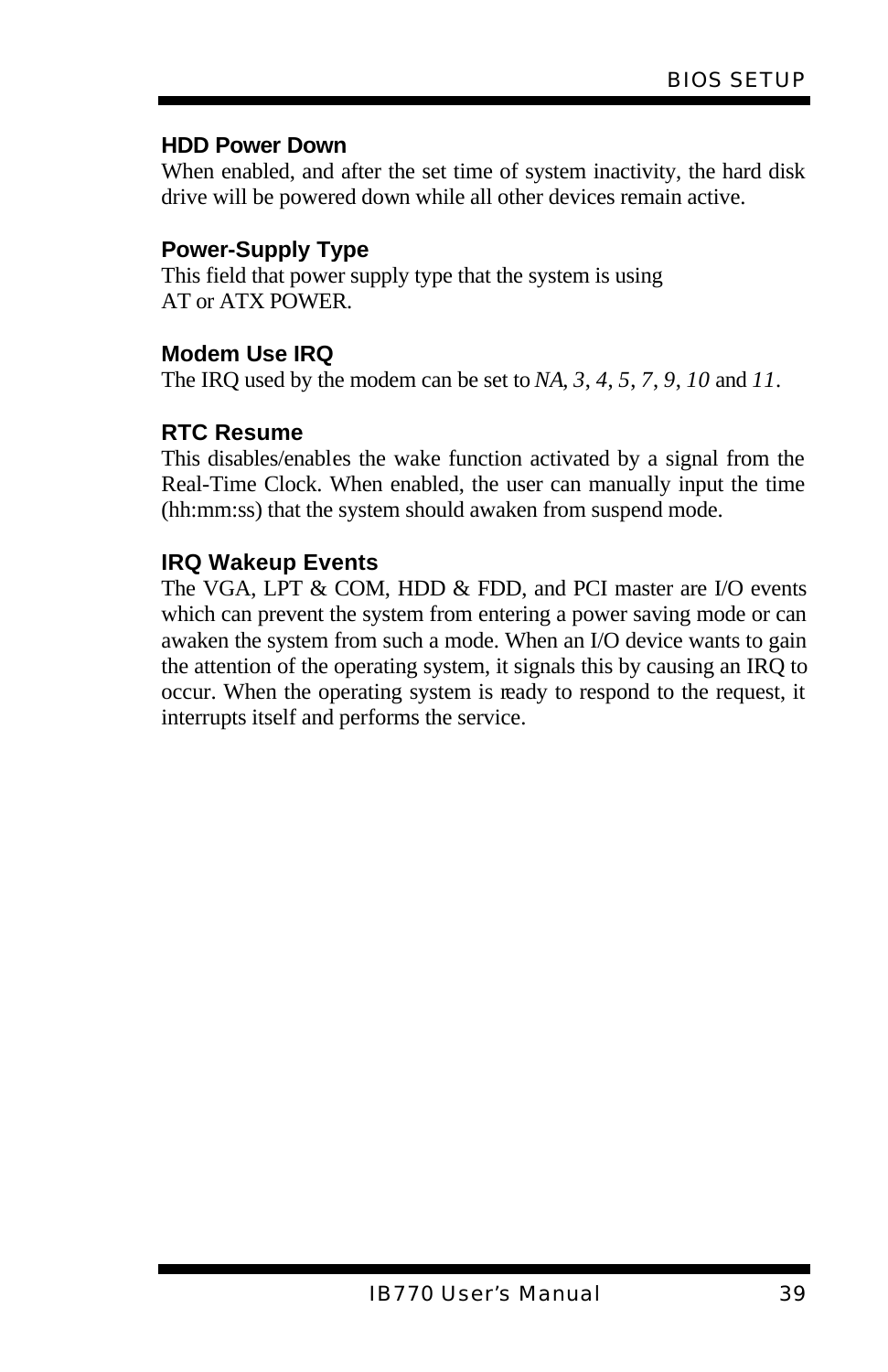### HDD Power Down

When enabled, and after the set time of system inactivity, the hard disk drive will be powered down while all other devices remain active.

### Power-Supply Type

This field that power supply type that the system is using
AT or ATX POWER.

### Modem Use IRQ

The IRQ used by the modem can be set to *NA*, *3*, *4*, *5*, *7*, *9*, *10* and *11*.

### RTC Resume

This disables/enables the wake function activated by a signal from the Real-Time Clock. When enabled, the user can manually input the time (hh:mm:ss) that the system should awaken from suspend mode.

### IRQ Wakeup Events

The VGA, LPT & COM, HDD & FDD, and PCI master are I/O events which can prevent the system from entering a power saving mode or can awaken the system from such a mode. When an I/O device wants to gain the attention of the operating system, it signals this by causing an IRQ to occur. When the operating system is ready to respond to the request, it interrupts itself and performs the service.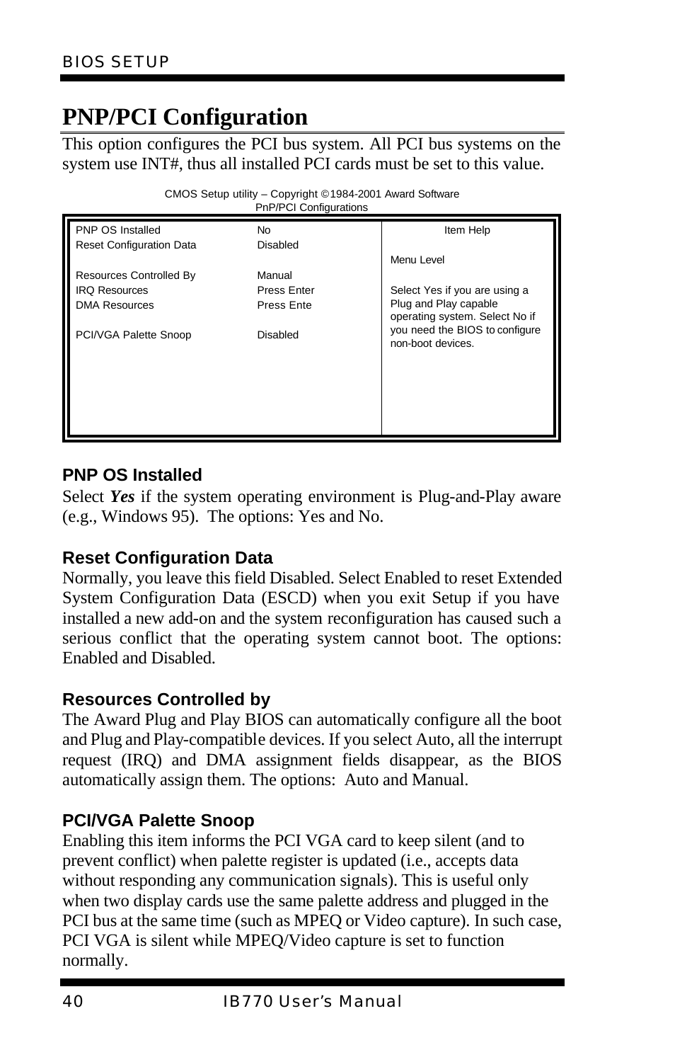# PNP/PCI Configuration

This option configures the PCI bus system. All PCI bus systems on the system use INT#, thus all installed PCI cards must be set to this value.

CMOS Setup utility – Copyright ©1984-2001 Award Software
PnP/PCI Configurations

| | | |
|---|---|---|
| PNP OS Installed | No | Item Help |
| Reset Configuration Data | Disabled | |
| | | Menu Level |
| Resources Controlled By | Manual | |
| IRQ Resources | Press Enter | Select Yes if you are using a Plug and Play capable operating system. Select No if you need the BIOS to configure non-boot devices. |
| DMA Resources | Press Ente | |
| | | |
| PCI/VGA Palette Snoop | Disabled | |

### PNP OS Installed

Select ***Yes*** if the system operating environment is Plug-and-Play aware (e.g., Windows 95). The options: Yes and No.

### Reset Configuration Data

Normally, you leave this field Disabled. Select Enabled to reset Extended System Configuration Data (ESCD) when you exit Setup if you have installed a new add-on and the system reconfiguration has caused such a serious conflict that the operating system cannot boot. The options: Enabled and Disabled.

### Resources Controlled by

The Award Plug and Play BIOS can automatically configure all the boot and Plug and Play-compatible devices. If you select Auto, all the interrupt request (IRQ) and DMA assignment fields disappear, as the BIOS automatically assign them. The options: Auto and Manual.

### PCI/VGA Palette Snoop

Enabling this item informs the PCI VGA card to keep silent (and to prevent conflict) when palette register is updated (i.e., accepts data without responding any communication signals). This is useful only when two display cards use the same palette address and plugged in the PCI bus at the same time (such as MPEQ or Video capture). In such case, PCI VGA is silent while MPEQ/Video capture is set to function normally.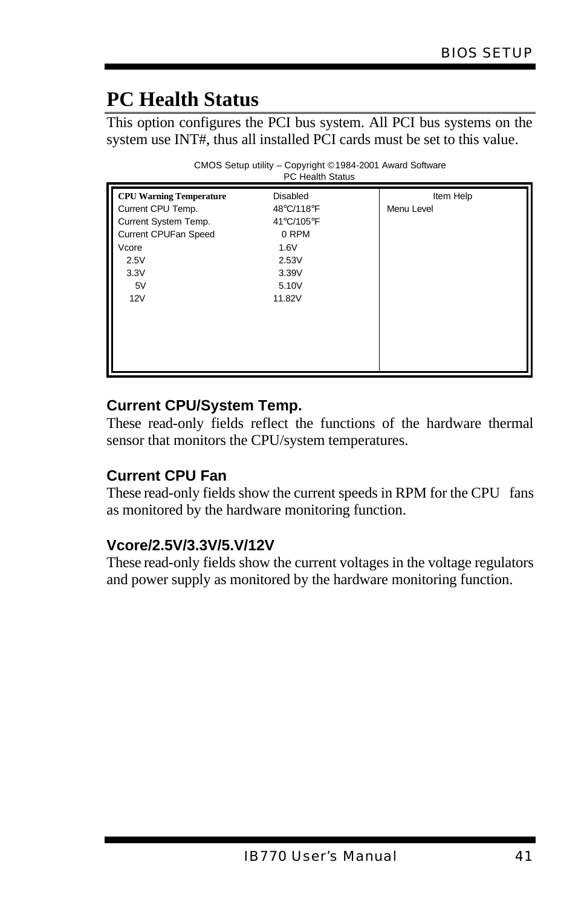# PC Health Status

This option configures the PCI bus system. All PCI bus systems on the system use INT#, thus all installed PCI cards must be set to this value.

CMOS Setup utility – Copyright ©1984-2001 Award Software
PC Health Status

| | | |
|---|---|---|
| **CPU Warning Temperature** | Disabled | Item Help |
| Current CPU Temp. | 48°C/118°F | Menu Level |
| Current System Temp. | 41°C/105°F | |
| Current CPUFan Speed | 0 RPM | |
| Vcore | 1.6V | |
| 2.5V | 2.53V | |
| 3.3V | 3.39V | |
| 5V | 5.10V | |
| 12V | 11.82V | |

### Current CPU/System Temp.

These read-only fields reflect the functions of the hardware thermal sensor that monitors the CPU/system temperatures.

### Current CPU Fan

These read-only fields show the current speeds in RPM for the CPU fans as monitored by the hardware monitoring function.

### Vcore/2.5V/3.3V/5.V/12V

These read-only fields show the current voltages in the voltage regulators and power supply as monitored by the hardware monitoring function.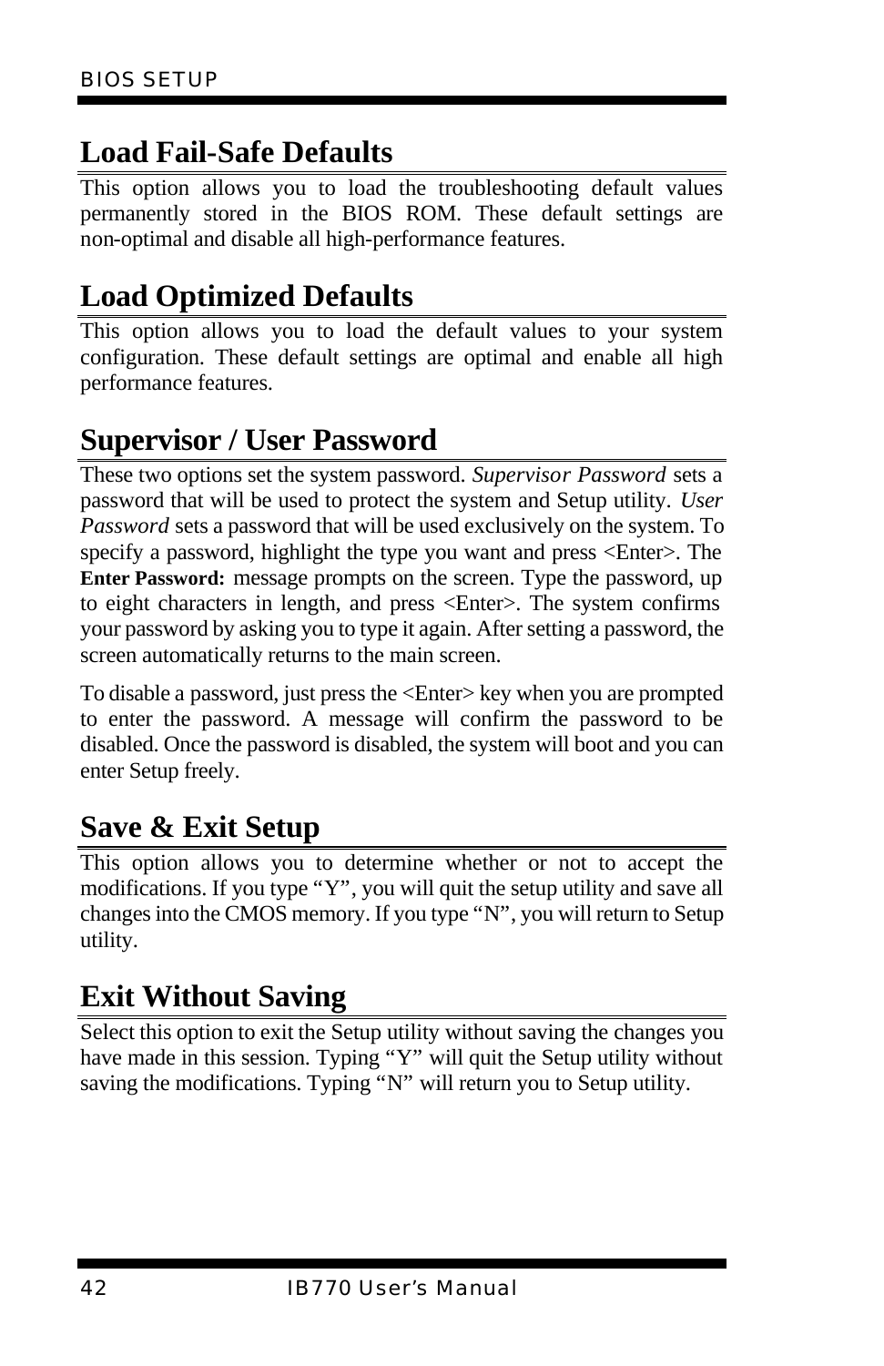## Load Fail-Safe Defaults

This option allows you to load the troubleshooting default values permanently stored in the BIOS ROM. These default settings are non-optimal and disable all high-performance features.

## Load Optimized Defaults

This option allows you to load the default values to your system configuration. These default settings are optimal and enable all high performance features.

## Supervisor / User Password

These two options set the system password. *Supervisor Password* sets a password that will be used to protect the system and Setup utility. *User Password* sets a password that will be used exclusively on the system. To specify a password, highlight the type you want and press <Enter>. The **Enter Password:** message prompts on the screen. Type the password, up to eight characters in length, and press <Enter>. The system confirms your password by asking you to type it again. After setting a password, the screen automatically returns to the main screen.

To disable a password, just press the <Enter> key when you are prompted to enter the password. A message will confirm the password to be disabled. Once the password is disabled, the system will boot and you can enter Setup freely.

## Save & Exit Setup

This option allows you to determine whether or not to accept the modifications. If you type "Y", you will quit the setup utility and save all changes into the CMOS memory. If you type "N", you will return to Setup utility.

## Exit Without Saving

Select this option to exit the Setup utility without saving the changes you have made in this session. Typing "Y" will quit the Setup utility without saving the modifications. Typing "N" will return you to Setup utility.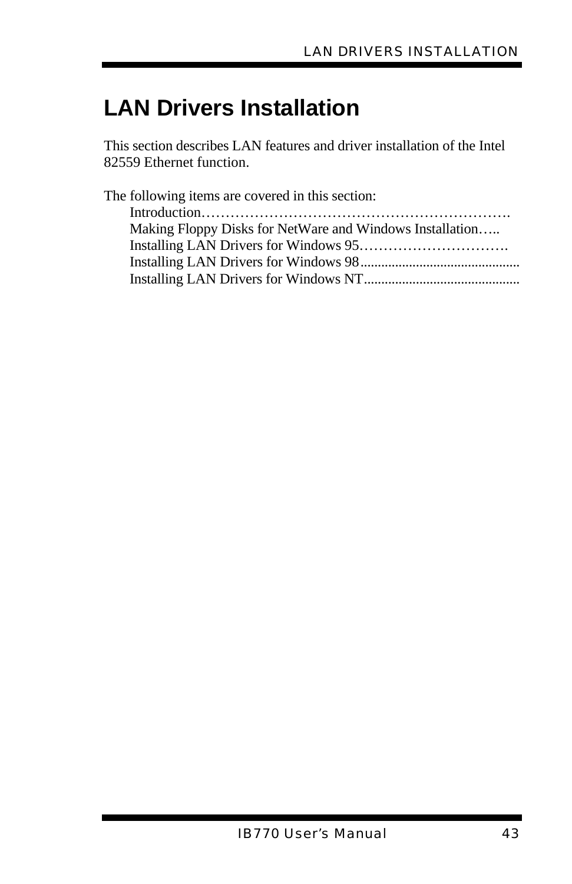# LAN Drivers Installation

This section describes LAN features and driver installation of the Intel 82559 Ethernet function.

The following items are covered in this section:

Introduction……………………………………………………….
Making Floppy Disks for NetWare and Windows Installation…..
Installing LAN Drivers for Windows 95………………………….
Installing LAN Drivers for Windows 98..............................................
Installing LAN Drivers for Windows NT............................................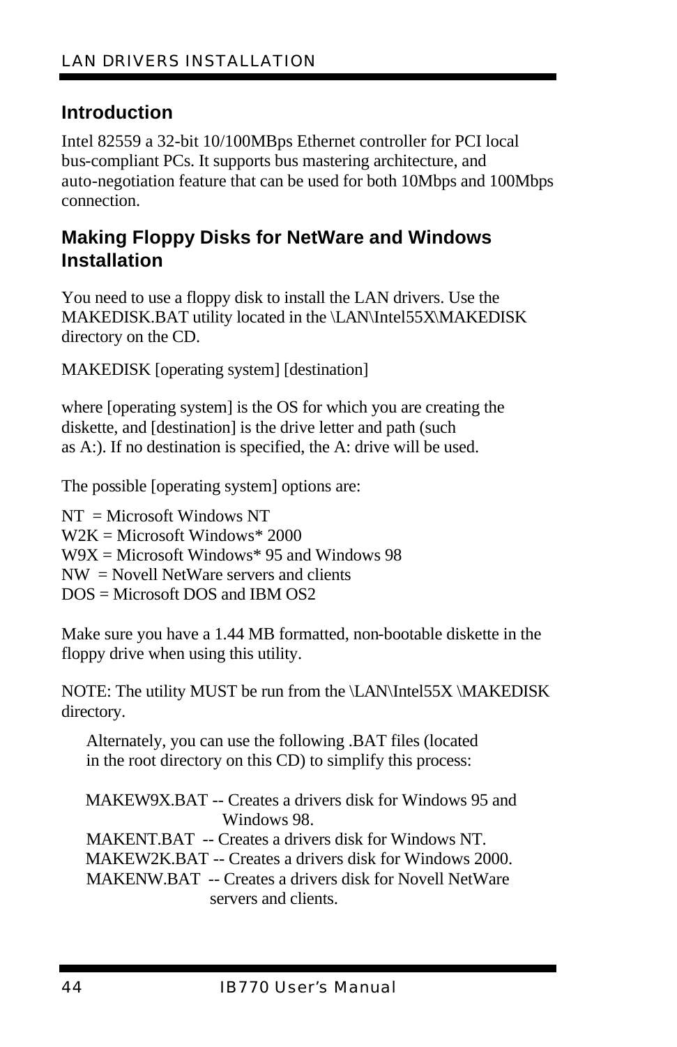## Introduction

Intel 82559 a 32-bit 10/100MBps Ethernet controller for PCI local bus-compliant PCs. It supports bus mastering architecture, and auto-negotiation feature that can be used for both 10Mbps and 100Mbps connection.

## Making Floppy Disks for NetWare and Windows Installation

You need to use a floppy disk to install the LAN drivers. Use the MAKEDISK.BAT utility located in the \LAN\Intel55X\MAKEDISK directory on the CD.

MAKEDISK [operating system] [destination]

where [operating system] is the OS for which you are creating the diskette, and [destination] is the drive letter and path (such as A:). If no destination is specified, the A: drive will be used.

The possible [operating system] options are:

NT = Microsoft Windows NT
W2K = Microsoft Windows* 2000
W9X = Microsoft Windows* 95 and Windows 98
NW = Novell NetWare servers and clients
DOS = Microsoft DOS and IBM OS2

Make sure you have a 1.44 MB formatted, non-bootable diskette in the floppy drive when using this utility.

NOTE: The utility MUST be run from the \LAN\Intel55X \MAKEDISK directory.

Alternately, you can use the following .BAT files (located in the root directory on this CD) to simplify this process:

MAKEW9X.BAT -- Creates a drivers disk for Windows 95 and Windows 98.
MAKENT.BAT -- Creates a drivers disk for Windows NT.
MAKEW2K.BAT -- Creates a drivers disk for Windows 2000.
MAKENW.BAT -- Creates a drivers disk for Novell NetWare servers and clients.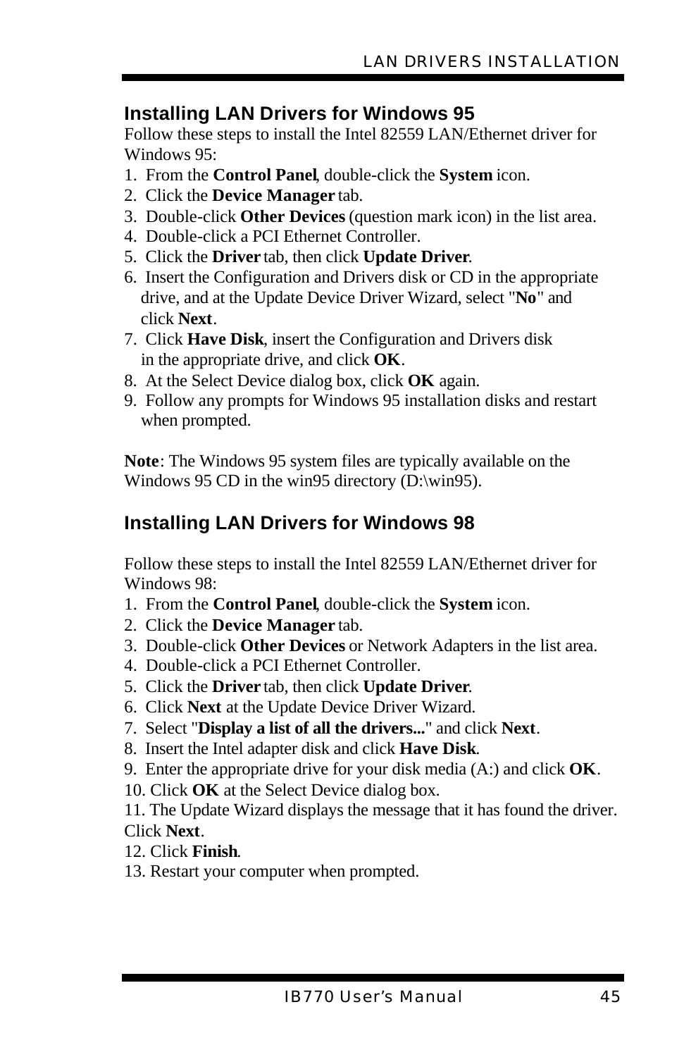## Installing LAN Drivers for Windows 95

Follow these steps to install the Intel 82559 LAN/Ethernet driver for Windows 95:

1. From the **Control Panel**, double-click the **System** icon.
2. Click the **Device Manager** tab.
3. Double-click **Other Devices** (question mark icon) in the list area.
4. Double-click a PCI Ethernet Controller.
5. Click the **Driver** tab, then click **Update Driver**.
6. Insert the Configuration and Drivers disk or CD in the appropriate drive, and at the Update Device Driver Wizard, select "**No**" and click **Next**.
7. Click **Have Disk**, insert the Configuration and Drivers disk in the appropriate drive, and click **OK**.
8. At the Select Device dialog box, click **OK** again.
9. Follow any prompts for Windows 95 installation disks and restart when prompted.

**Note**: The Windows 95 system files are typically available on the Windows 95 CD in the win95 directory (D:\win95).

## Installing LAN Drivers for Windows 98

Follow these steps to install the Intel 82559 LAN/Ethernet driver for Windows 98:

1. From the **Control Panel**, double-click the **System** icon.
2. Click the **Device Manager** tab.
3. Double-click **Other Devices** or Network Adapters in the list area.
4. Double-click a PCI Ethernet Controller.
5. Click the **Driver** tab, then click **Update Driver**.
6. Click **Next** at the Update Device Driver Wizard.
7. Select "**Display a list of all the drivers...**" and click **Next**.
8. Insert the Intel adapter disk and click **Have Disk**.
9. Enter the appropriate drive for your disk media (A:) and click **OK**.
10. Click **OK** at the Select Device dialog box.
11. The Update Wizard displays the message that it has found the driver. Click **Next**.
12. Click **Finish**.
13. Restart your computer when prompted.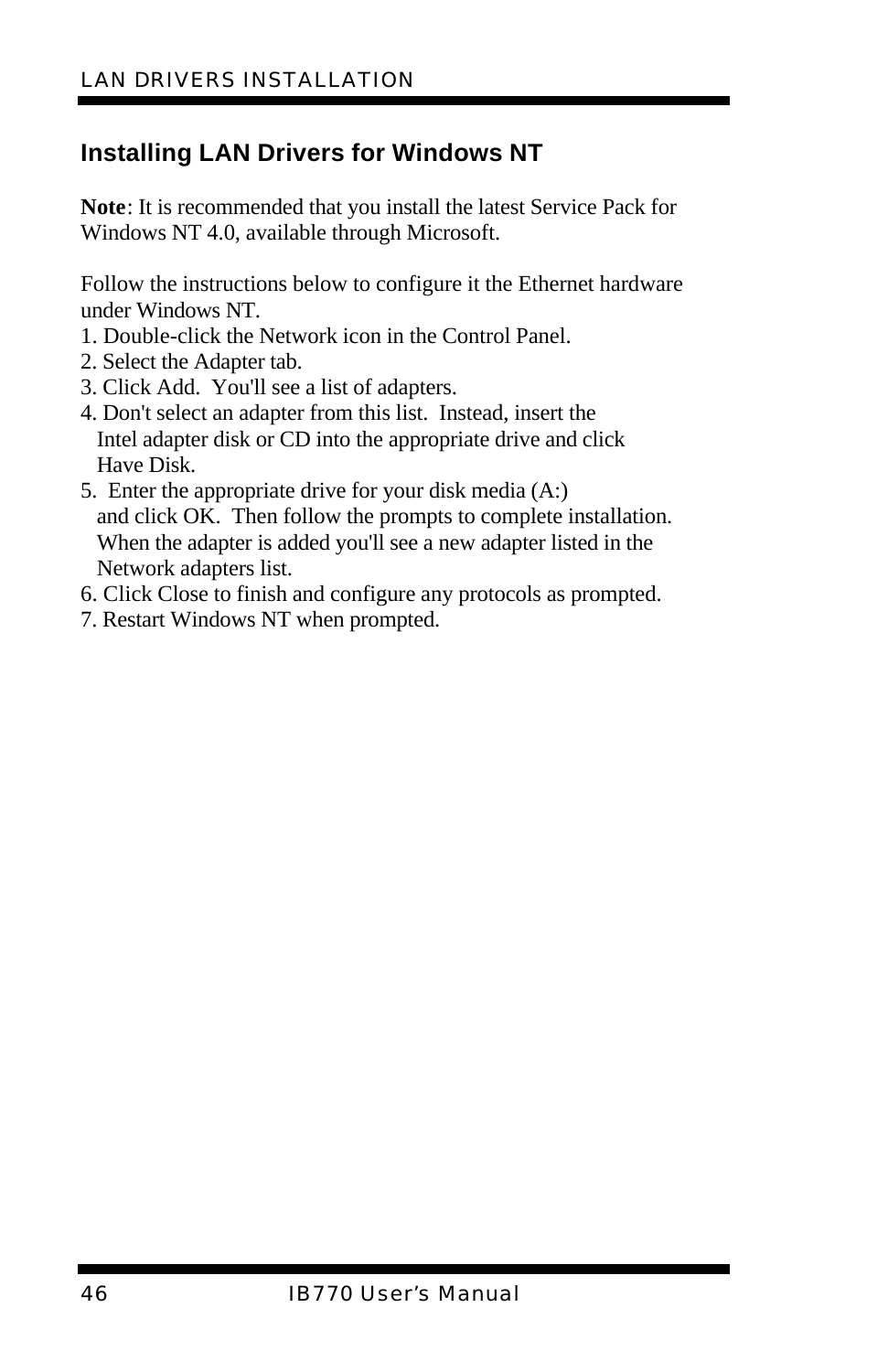## Installing LAN Drivers for Windows NT

**Note**: It is recommended that you install the latest Service Pack for Windows NT 4.0, available through Microsoft.

Follow the instructions below to configure it the Ethernet hardware under Windows NT.

1. Double-click the Network icon in the Control Panel.
2. Select the Adapter tab.
3. Click Add. You'll see a list of adapters.
4. Don't select an adapter from this list. Instead, insert the Intel adapter disk or CD into the appropriate drive and click Have Disk.
5. Enter the appropriate drive for your disk media (A:) and click OK. Then follow the prompts to complete installation. When the adapter is added you'll see a new adapter listed in the Network adapters list.
6. Click Close to finish and configure any protocols as prompted.
7. Restart Windows NT when prompted.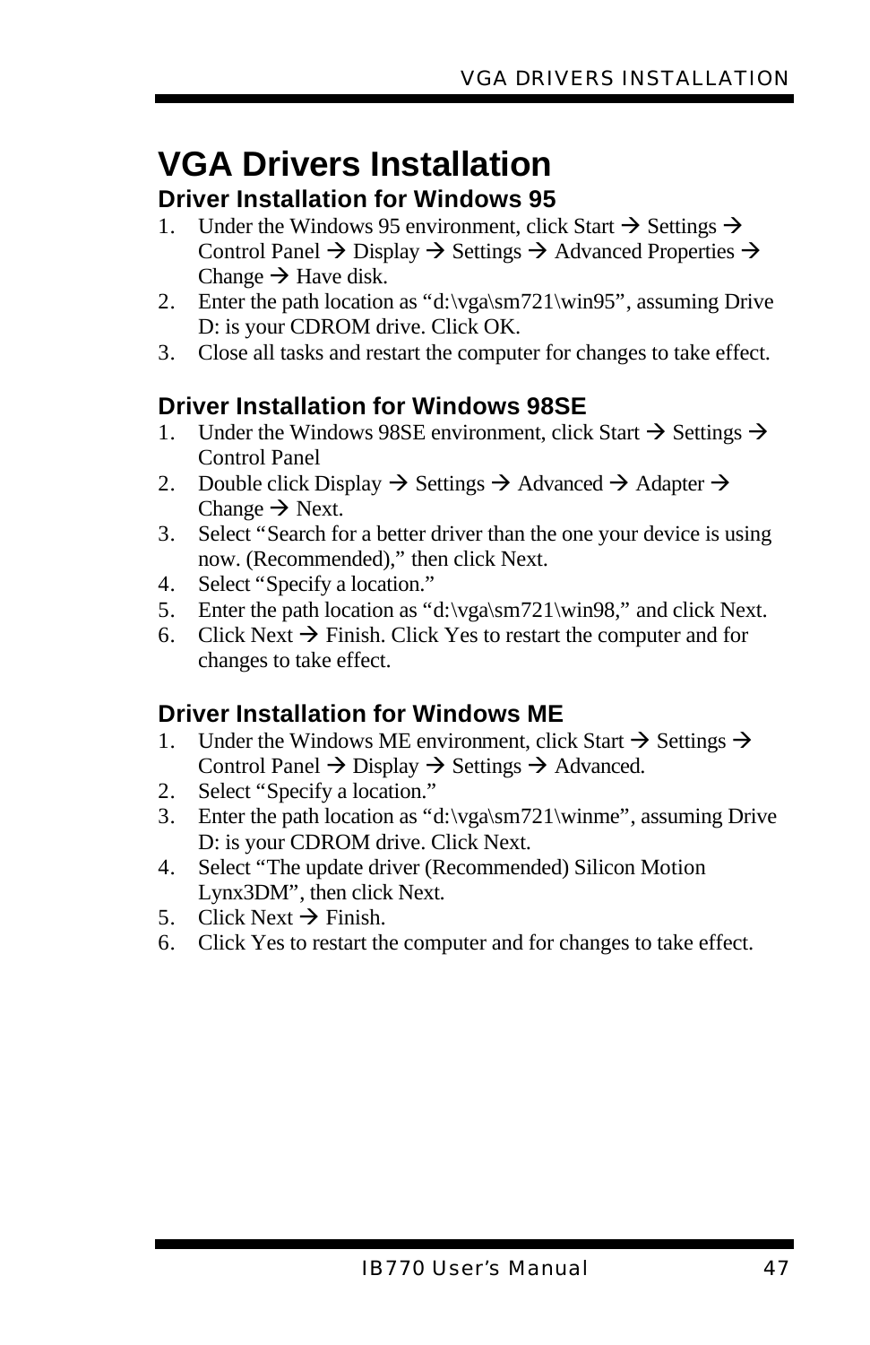# VGA Drivers Installation

## Driver Installation for Windows 95

1. Under the Windows 95 environment, click Start → Settings → Control Panel → Display → Settings → Advanced Properties → Change → Have disk.
2. Enter the path location as "d:\vga\sm721\win95", assuming Drive D: is your CDROM drive. Click OK.
3. Close all tasks and restart the computer for changes to take effect.

## Driver Installation for Windows 98SE

1. Under the Windows 98SE environment, click Start → Settings → Control Panel
2. Double click Display → Settings → Advanced → Adapter → Change → Next.
3. Select "Search for a better driver than the one your device is using now. (Recommended)," then click Next.
4. Select "Specify a location."
5. Enter the path location as "d:\vga\sm721\win98," and click Next.
6. Click Next → Finish. Click Yes to restart the computer and for changes to take effect.

## Driver Installation for Windows ME

1. Under the Windows ME environment, click Start → Settings → Control Panel → Display → Settings → Advanced.
2. Select "Specify a location."
3. Enter the path location as "d:\vga\sm721\winme", assuming Drive D: is your CDROM drive. Click Next.
4. Select "The update driver (Recommended) Silicon Motion Lynx3DM", then click Next.
5. Click Next → Finish.
6. Click Yes to restart the computer and for changes to take effect.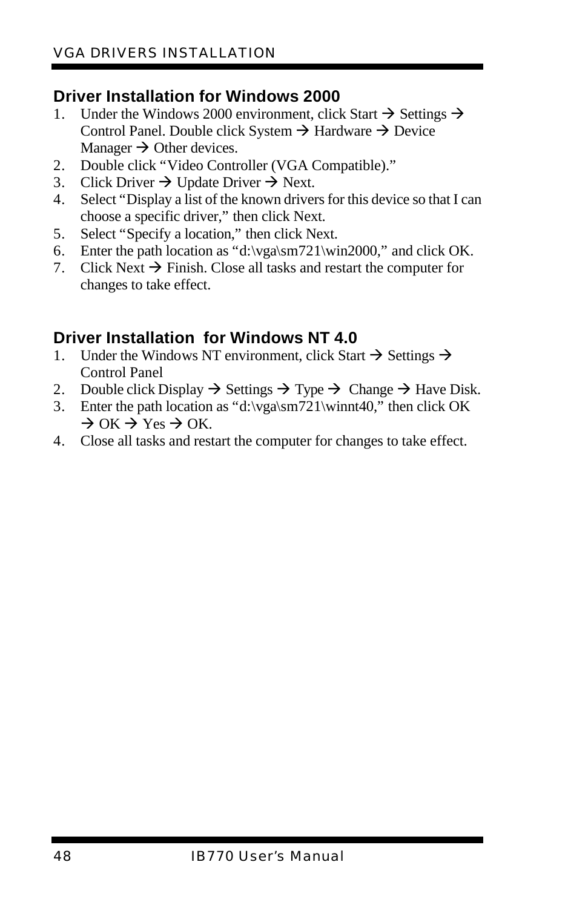## Driver Installation for Windows 2000

1. Under the Windows 2000 environment, click Start → Settings → Control Panel. Double click System → Hardware → Device Manager → Other devices.
2. Double click "Video Controller (VGA Compatible)."
3. Click Driver → Update Driver → Next.
4. Select "Display a list of the known drivers for this device so that I can choose a specific driver," then click Next.
5. Select "Specify a location," then click Next.
6. Enter the path location as "d:\vga\sm721\win2000," and click OK.
7. Click Next → Finish. Close all tasks and restart the computer for changes to take effect.

## Driver Installation for Windows NT 4.0

1. Under the Windows NT environment, click Start → Settings → Control Panel
2. Double click Display → Settings → Type → Change → Have Disk.
3. Enter the path location as "d:\vga\sm721\winnt40," then click OK → OK → Yes → OK.
4. Close all tasks and restart the computer for changes to take effect.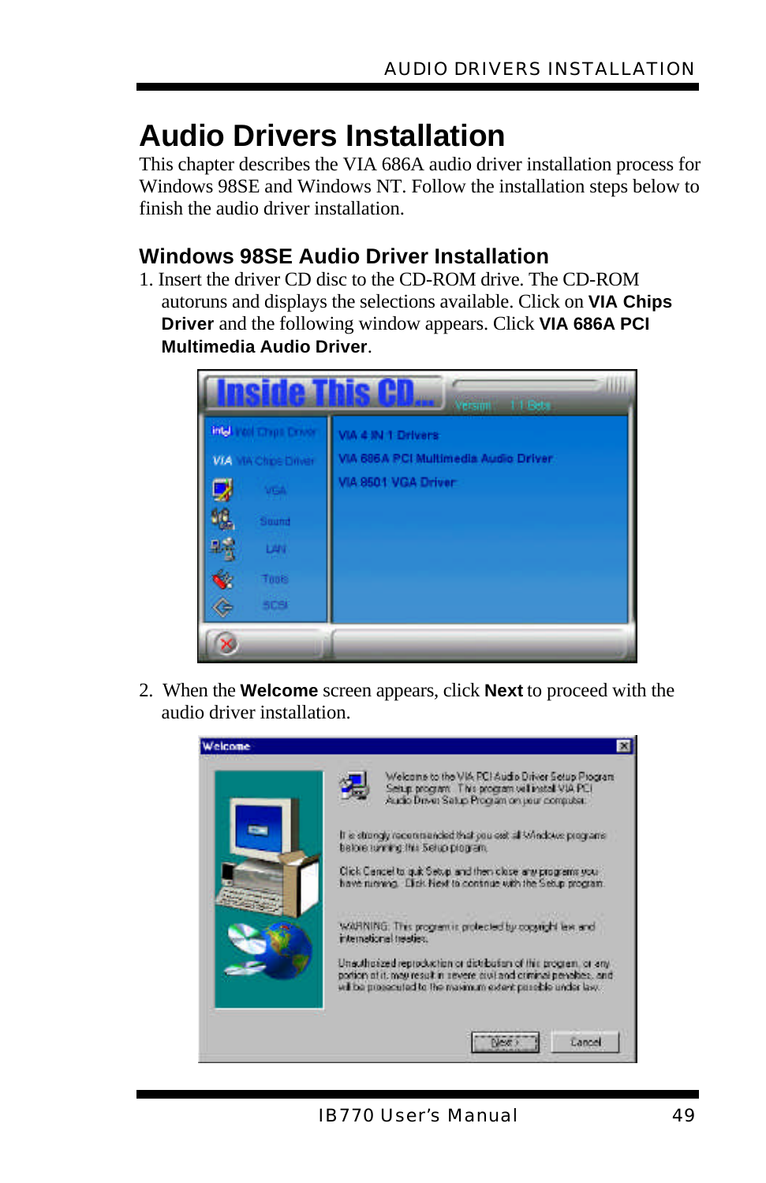# Audio Drivers Installation

This chapter describes the VIA 686A audio driver installation process for Windows 98SE and Windows NT. Follow the installation steps below to finish the audio driver installation.

## Windows 98SE Audio Driver Installation

1. Insert the driver CD disc to the CD-ROM drive. The CD-ROM autoruns and displays the selections available. Click on **VIA Chips Driver** and the following window appears. Click **VIA 686A PCI Multimedia Audio Driver**.

2. When the **Welcome** screen appears, click **Next** to proceed with the audio driver installation.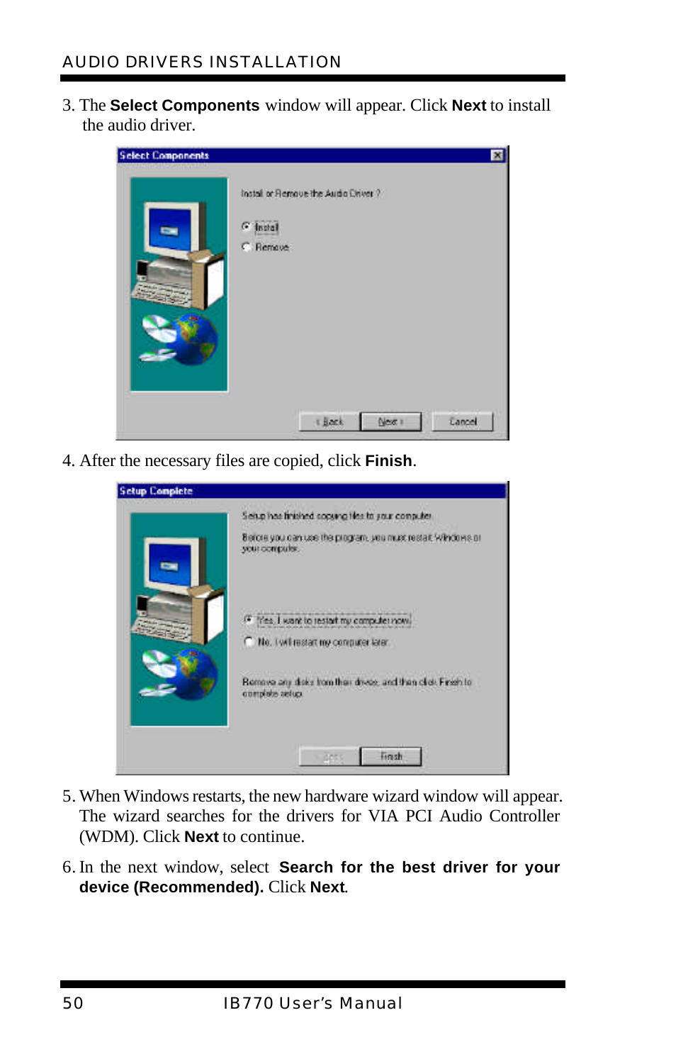3. The **Select Components** window will appear. Click **Next** to install the audio driver.

4. After the necessary files are copied, click **Finish**.

5. When Windows restarts, the new hardware wizard window will appear. The wizard searches for the drivers for VIA PCI Audio Controller (WDM). Click **Next** to continue.

6. In the next window, select **Search for the best driver for your device (Recommended).** Click **Next**.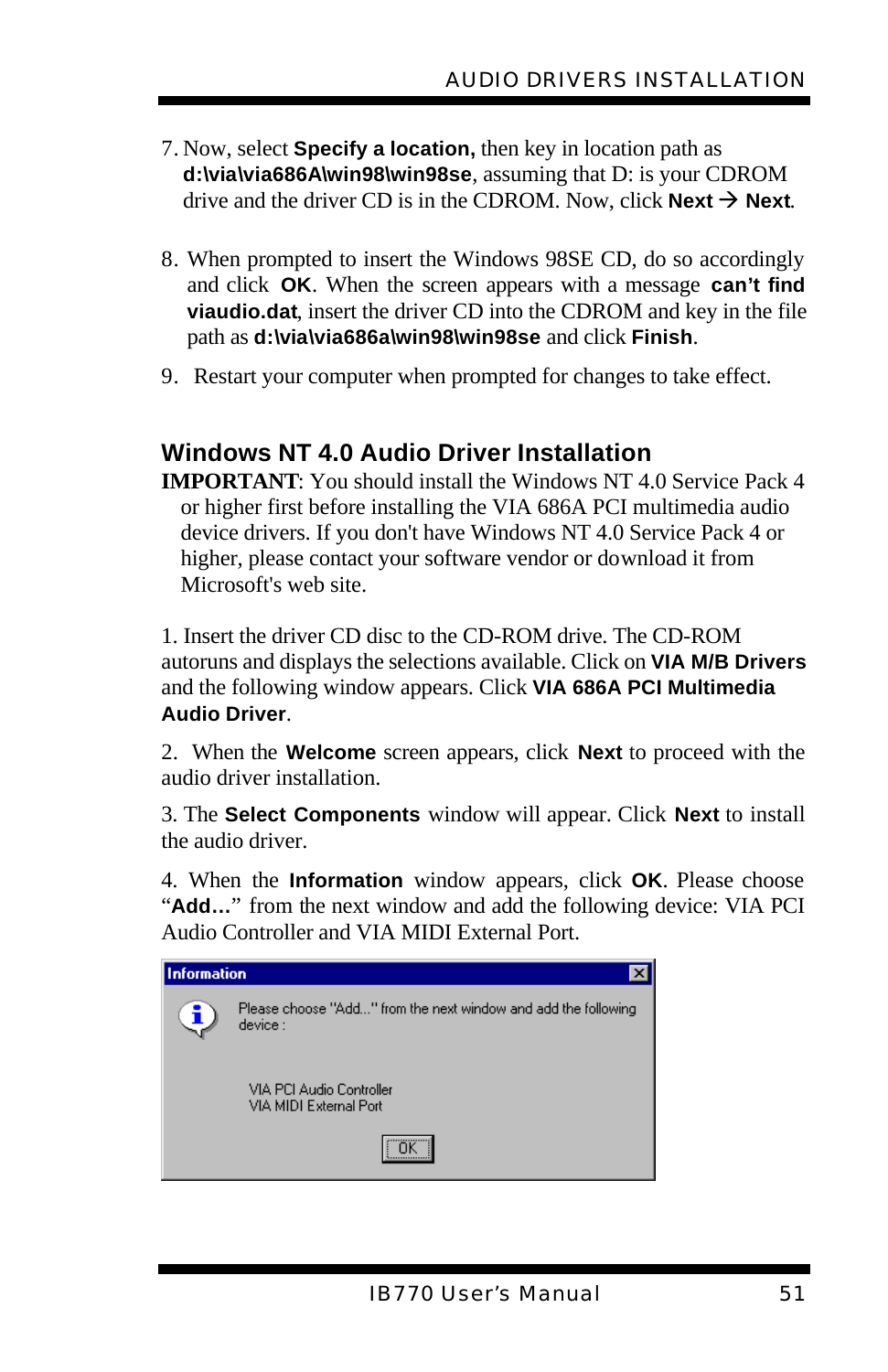7. Now, select **Specify a location,** then key in location path as **d:\via\via686A\win98\win98se**, assuming that D: is your CDROM drive and the driver CD is in the CDROM. Now, click **Next** → **Next**.

8. When prompted to insert the Windows 98SE CD, do so accordingly and click **OK**. When the screen appears with a message **can't find viaudio.dat**, insert the driver CD into the CDROM and key in the file path as **d:\via\via686a\win98\win98se** and click **Finish**.

9. Restart your computer when prompted for changes to take effect.

## Windows NT 4.0 Audio Driver Installation

**IMPORTANT**: You should install the Windows NT 4.0 Service Pack 4 or higher first before installing the VIA 686A PCI multimedia audio device drivers. If you don't have Windows NT 4.0 Service Pack 4 or higher, please contact your software vendor or download it from Microsoft's web site.

1. Insert the driver CD disc to the CD-ROM drive. The CD-ROM autoruns and displays the selections available. Click on **VIA M/B Drivers** and the following window appears. Click **VIA 686A PCI Multimedia Audio Driver**.

2. When the **Welcome** screen appears, click **Next** to proceed with the audio driver installation.

3. The **Select Components** window will appear. Click **Next** to install the audio driver.

4. When the **Information** window appears, click **OK**. Please choose "**Add…**" from the next window and add the following device: VIA PCI Audio Controller and VIA MIDI External Port.

**Information**

Please choose "Add..." from the next window and add the following device :

VIA PCI Audio Controller
VIA MIDI External Port

OK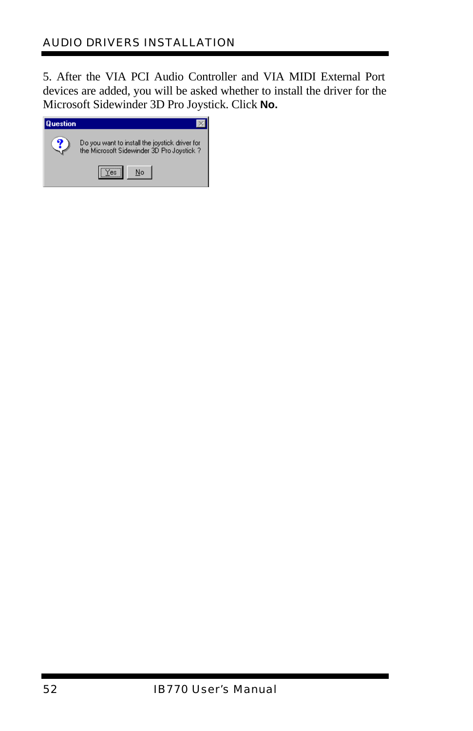5. After the VIA PCI Audio Controller and VIA MIDI External Port devices are added, you will be asked whether to install the driver for the Microsoft Sidewinder 3D Pro Joystick. Click **No.**

**Question**

Do you want to install the joystick driver for the Microsoft Sidewinder 3D Pro Joystick ?

Yes | No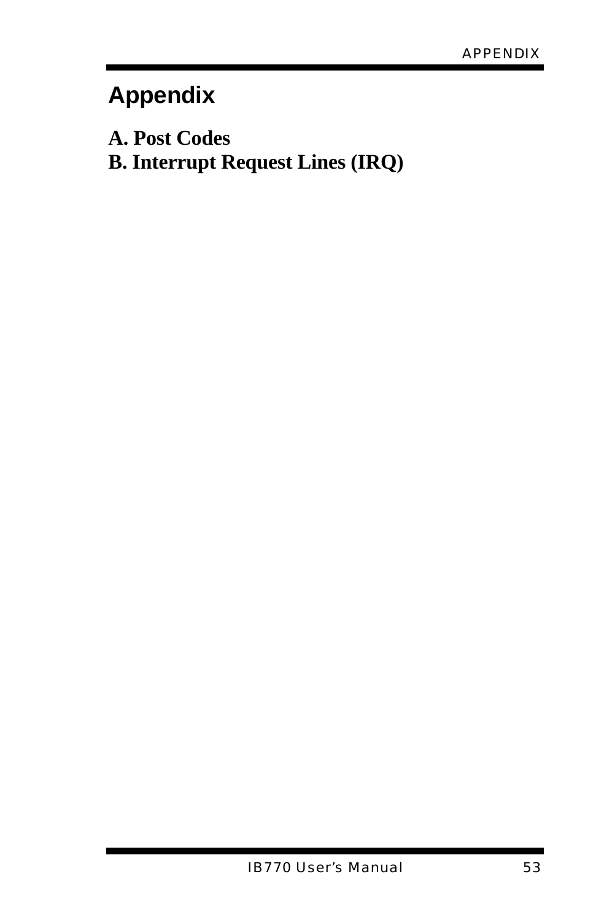# Appendix

**A. Post Codes**
**B. Interrupt Request Lines (IRQ)**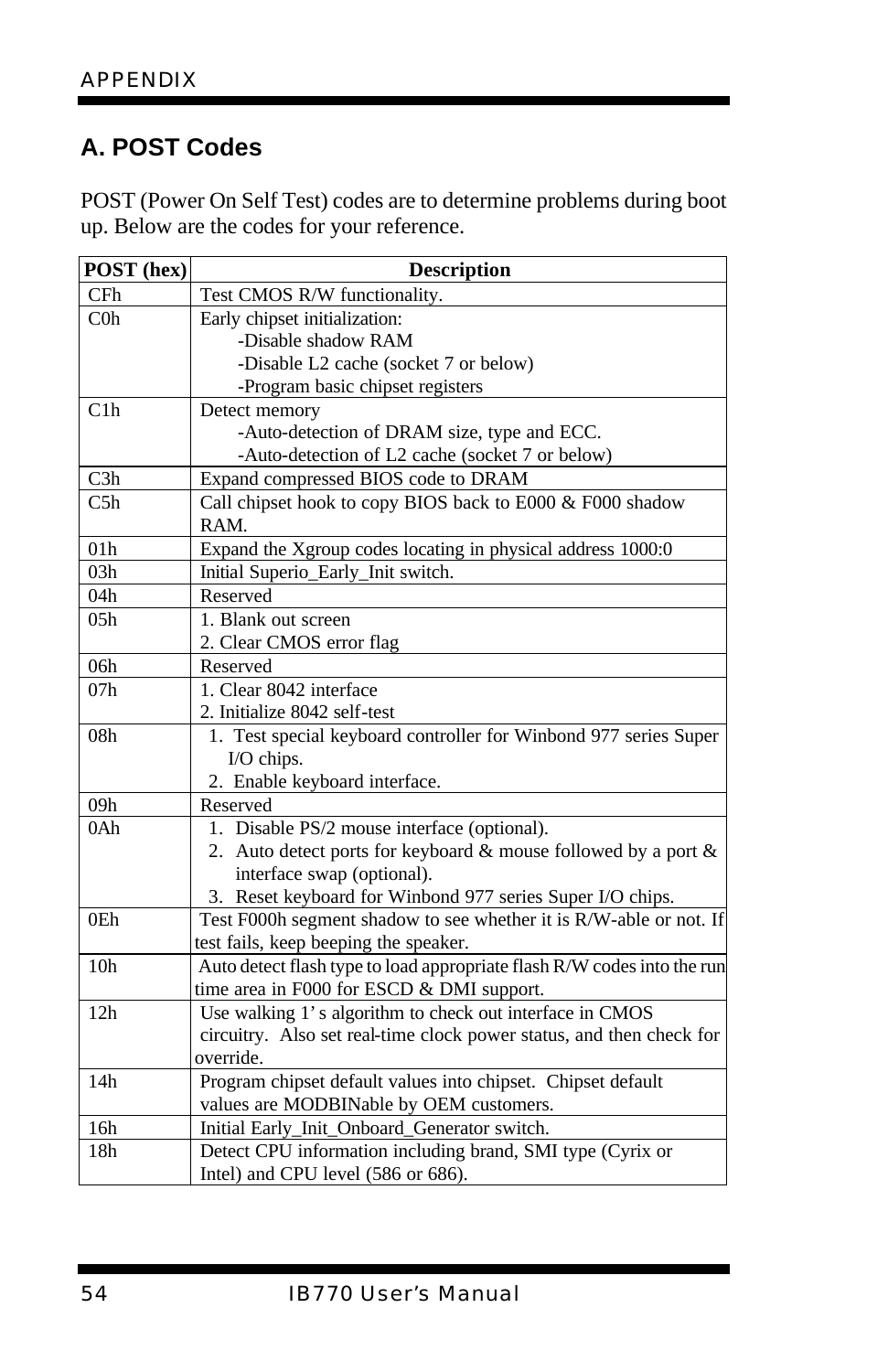## A. POST Codes

POST (Power On Self Test) codes are to determine problems during boot up. Below are the codes for your reference.

| POST (hex) | Description |
|---|---|
| CFh | Test CMOS R/W functionality. |
| C0h | Early chipset initialization:<br>-Disable shadow RAM<br>-Disable L2 cache (socket 7 or below)<br>-Program basic chipset registers |
| C1h | Detect memory<br>-Auto-detection of DRAM size, type and ECC.<br>-Auto-detection of L2 cache (socket 7 or below) |
| C3h | Expand compressed BIOS code to DRAM |
| C5h | Call chipset hook to copy BIOS back to E000 & F000 shadow RAM. |
| 01h | Expand the Xgroup codes locating in physical address 1000:0 |
| 03h | Initial Superio_Early_Init switch. |
| 04h | Reserved |
| 05h | 1. Blank out screen<br>2. Clear CMOS error flag |
| 06h | Reserved |
| 07h | 1. Clear 8042 interface<br>2. Initialize 8042 self-test |
| 08h | 1. Test special keyboard controller for Winbond 977 series Super I/O chips.<br>2. Enable keyboard interface. |
| 09h | Reserved |
| 0Ah | 1. Disable PS/2 mouse interface (optional).<br>2. Auto detect ports for keyboard & mouse followed by a port & interface swap (optional).<br>3. Reset keyboard for Winbond 977 series Super I/O chips. |
| 0Eh | Test F000h segment shadow to see whether it is R/W-able or not. If test fails, keep beeping the speaker. |
| 10h | Auto detect flash type to load appropriate flash R/W codes into the run time area in F000 for ESCD & DMI support. |
| 12h | Use walking 1's algorithm to check out interface in CMOS circuitry. Also set real-time clock power status, and then check for override. |
| 14h | Program chipset default values into chipset. Chipset default values are MODBINable by OEM customers. |
| 16h | Initial Early_Init_Onboard_Generator switch. |
| 18h | Detect CPU information including brand, SMI type (Cyrix or Intel) and CPU level (586 or 686). |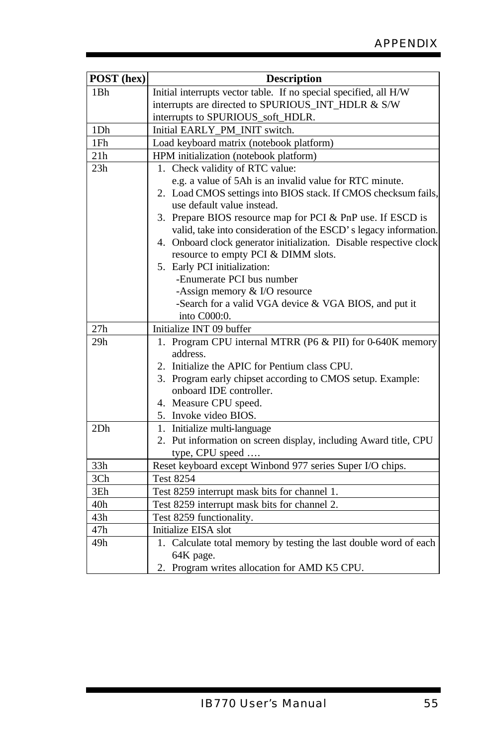| POST (hex) | Description |
|---|---|
| 1Bh | Initial interrupts vector table. If no special specified, all H/W interrupts are directed to SPURIOUS_INT_HDLR & S/W interrupts to SPURIOUS_soft_HDLR. |
| 1Dh | Initial EARLY_PM_INIT switch. |
| 1Fh | Load keyboard matrix (notebook platform) |
| 21h | HPM initialization (notebook platform) |
| 23h | 1. Check validity of RTC value: e.g. a value of 5Ah is an invalid value for RTC minute.<br>2. Load CMOS settings into BIOS stack. If CMOS checksum fails, use default value instead.<br>3. Prepare BIOS resource map for PCI & PnP use. If ESCD is valid, take into consideration of the ESCD's legacy information.<br>4. Onboard clock generator initialization. Disable respective clock resource to empty PCI & DIMM slots.<br>5. Early PCI initialization:<br>-Enumerate PCI bus number<br>-Assign memory & I/O resource<br>-Search for a valid VGA device & VGA BIOS, and put it into C000:0. |
| 27h | Initialize INT 09 buffer |
| 29h | 1. Program CPU internal MTRR (P6 & PII) for 0-640K memory address.<br>2. Initialize the APIC for Pentium class CPU.<br>3. Program early chipset according to CMOS setup. Example: onboard IDE controller.<br>4. Measure CPU speed.<br>5. Invoke video BIOS. |
| 2Dh | 1. Initialize multi-language<br>2. Put information on screen display, including Award title, CPU type, CPU speed …. |
| 33h | Reset keyboard except Winbond 977 series Super I/O chips. |
| 3Ch | Test 8254 |
| 3Eh | Test 8259 interrupt mask bits for channel 1. |
| 40h | Test 8259 interrupt mask bits for channel 2. |
| 43h | Test 8259 functionality. |
| 47h | Initialize EISA slot |
| 49h | 1. Calculate total memory by testing the last double word of each 64K page.<br>2. Program writes allocation for AMD K5 CPU. |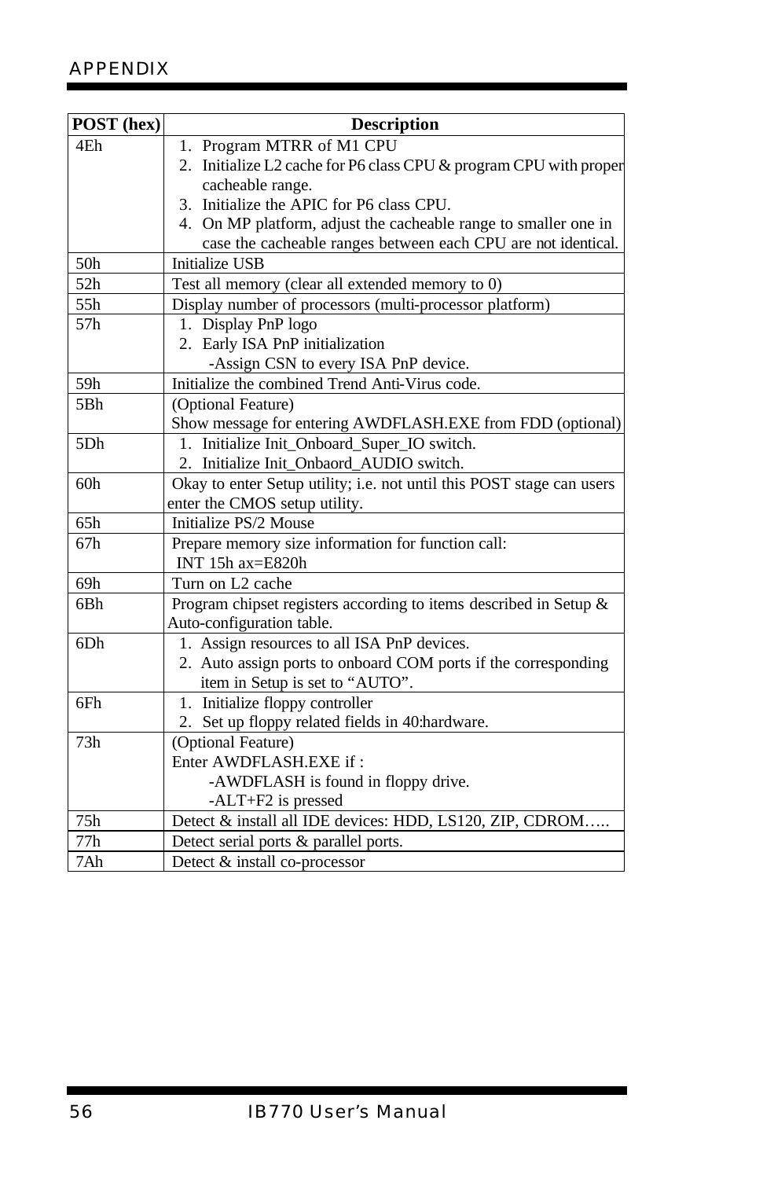| POST (hex) | Description |
|---|---|
| 4Eh | 1. Program MTRR of M1 CPU<br>2. Initialize L2 cache for P6 class CPU & program CPU with proper cacheable range.<br>3. Initialize the APIC for P6 class CPU.<br>4. On MP platform, adjust the cacheable range to smaller one in case the cacheable ranges between each CPU are not identical. |
| 50h | Initialize USB |
| 52h | Test all memory (clear all extended memory to 0) |
| 55h | Display number of processors (multi-processor platform) |
| 57h | 1. Display PnP logo<br>2. Early ISA PnP initialization<br>-Assign CSN to every ISA PnP device. |
| 59h | Initialize the combined Trend Anti-Virus code. |
| 5Bh | (Optional Feature)<br>Show message for entering AWDFLASH.EXE from FDD (optional) |
| 5Dh | 1. Initialize Init_Onboard_Super_IO switch.<br>2. Initialize Init_Onbaord_AUDIO switch. |
| 60h | Okay to enter Setup utility; i.e. not until this POST stage can users enter the CMOS setup utility. |
| 65h | Initialize PS/2 Mouse |
| 67h | Prepare memory size information for function call:<br>INT 15h ax=E820h |
| 69h | Turn on L2 cache |
| 6Bh | Program chipset registers according to items described in Setup & Auto-configuration table. |
| 6Dh | 1. Assign resources to all ISA PnP devices.<br>2. Auto assign ports to onboard COM ports if the corresponding item in Setup is set to "AUTO". |
| 6Fh | 1. Initialize floppy controller<br>2. Set up floppy related fields in 40:hardware. |
| 73h | (Optional Feature)<br>Enter AWDFLASH.EXE if :<br>-AWDFLASH is found in floppy drive.<br>-ALT+F2 is pressed |
| 75h | Detect & install all IDE devices: HDD, LS120, ZIP, CDROM….. |
| 77h | Detect serial ports & parallel ports. |
| 7Ah | Detect & install co-processor |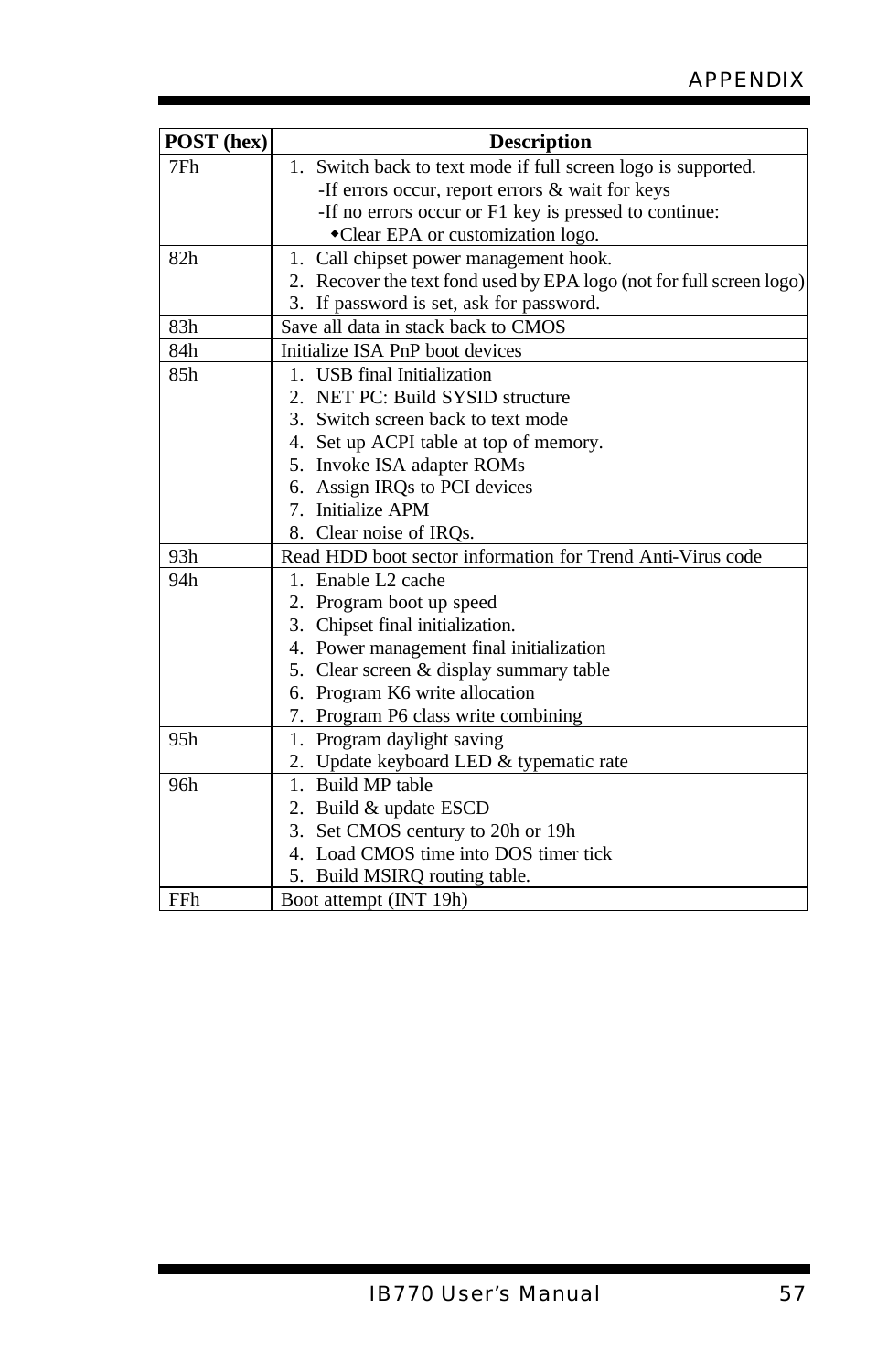| POST (hex) | Description |
| --- | --- |
| 7Fh | 1. Switch back to text mode if full screen logo is supported.<br>-If errors occur, report errors & wait for keys<br>-If no errors occur or F1 key is pressed to continue:<br>◆Clear EPA or customization logo. |
| 82h | 1. Call chipset power management hook.<br>2. Recover the text fond used by EPA logo (not for full screen logo)<br>3. If password is set, ask for password. |
| 83h | Save all data in stack back to CMOS |
| 84h | Initialize ISA PnP boot devices |
| 85h | 1. USB final Initialization<br>2. NET PC: Build SYSID structure<br>3. Switch screen back to text mode<br>4. Set up ACPI table at top of memory.<br>5. Invoke ISA adapter ROMs<br>6. Assign IRQs to PCI devices<br>7. Initialize APM<br>8. Clear noise of IRQs. |
| 93h | Read HDD boot sector information for Trend Anti-Virus code |
| 94h | 1. Enable L2 cache<br>2. Program boot up speed<br>3. Chipset final initialization.<br>4. Power management final initialization<br>5. Clear screen & display summary table<br>6. Program K6 write allocation<br>7. Program P6 class write combining |
| 95h | 1. Program daylight saving<br>2. Update keyboard LED & typematic rate |
| 96h | 1. Build MP table<br>2. Build & update ESCD<br>3. Set CMOS century to 20h or 19h<br>4. Load CMOS time into DOS timer tick<br>5. Build MSIRQ routing table. |
| FFh | Boot attempt (INT 19h) |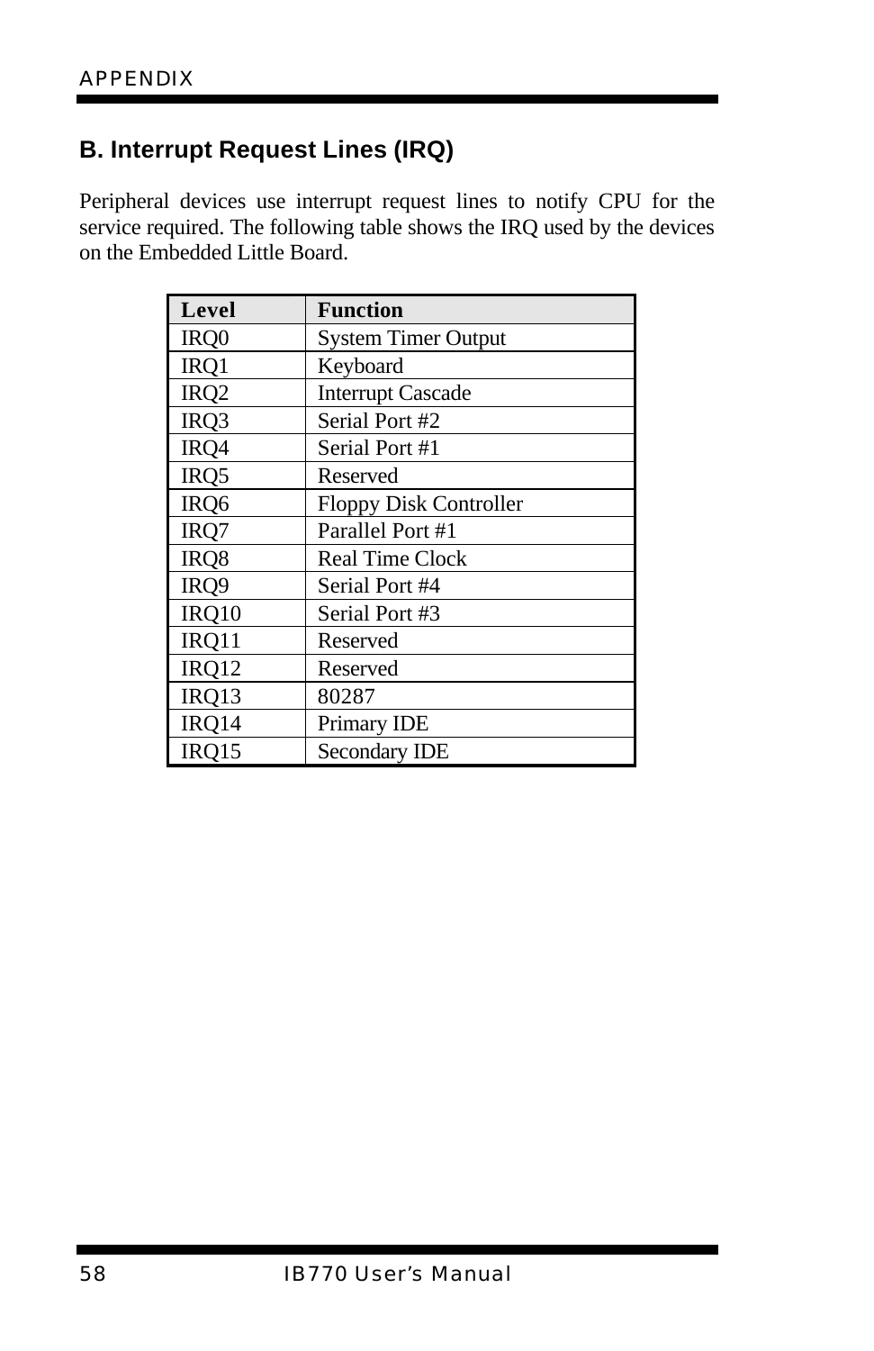## B. Interrupt Request Lines (IRQ)

Peripheral devices use interrupt request lines to notify CPU for the service required. The following table shows the IRQ used by the devices on the Embedded Little Board.

| Level | Function |
|---|---|
| IRQ0 | System Timer Output |
| IRQ1 | Keyboard |
| IRQ2 | Interrupt Cascade |
| IRQ3 | Serial Port #2 |
| IRQ4 | Serial Port #1 |
| IRQ5 | Reserved |
| IRQ6 | Floppy Disk Controller |
| IRQ7 | Parallel Port #1 |
| IRQ8 | Real Time Clock |
| IRQ9 | Serial Port #4 |
| IRQ10 | Serial Port #3 |
| IRQ11 | Reserved |
| IRQ12 | Reserved |
| IRQ13 | 80287 |
| IRQ14 | Primary IDE |
| IRQ15 | Secondary IDE |